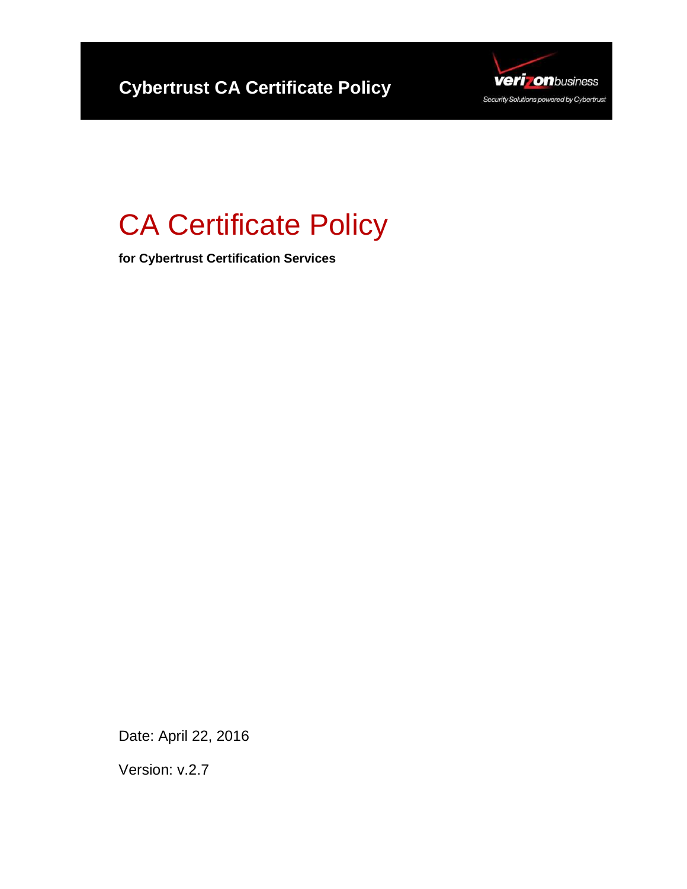**Cybertrust CA Certificate Policy**

verizonbusiness

Security Solutions powered by Cybertrust

# CA Certificate Policy

**for Cybertrust Certification Services**

Date: April 22, 2016

Version: v.2.7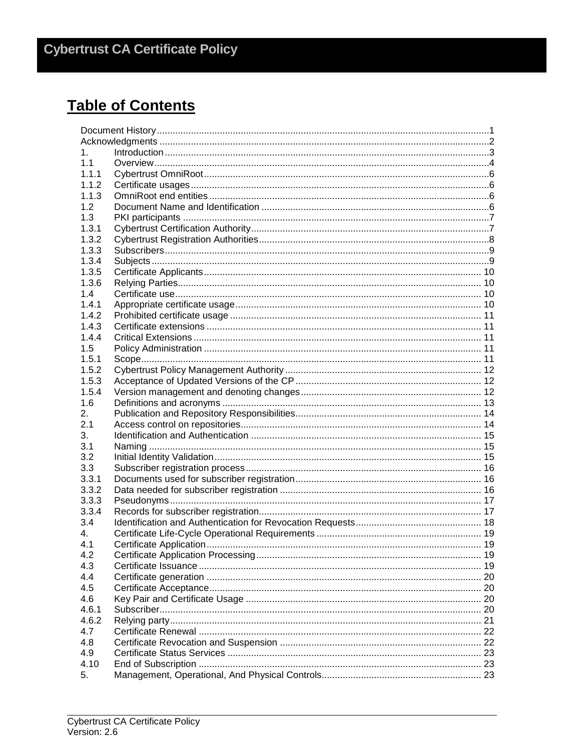# Table of Contents

| | | |
|---|---|---|
| Document History | | 1 |
| Acknowledgments | | 2 |
| 1. | Introduction | 3 |
| 1.1 | Overview | 4 |
| 1.1.1 | Cybertrust OmniRoot | 6 |
| 1.1.2 | Certificate usages | 6 |
| 1.1.3 | OmniRoot end entities | 6 |
| 1.2 | Document Name and Identification | 6 |
| 1.3 | PKI participants | 7 |
| 1.3.1 | Cybertrust Certification Authority | 7 |
| 1.3.2 | Cybertrust Registration Authorities | 8 |
| 1.3.3 | Subscribers | 9 |
| 1.3.4 | Subjects | 9 |
| 1.3.5 | Certificate Applicants | 10 |
| 1.3.6 | Relying Parties | 10 |
| 1.4 | Certificate use | 10 |
| 1.4.1 | Appropriate certificate usage | 10 |
| 1.4.2 | Prohibited certificate usage | 11 |
| 1.4.3 | Certificate extensions | 11 |
| 1.4.4 | Critical Extensions | 11 |
| 1.5 | Policy Administration | 11 |
| 1.5.1 | Scope | 11 |
| 1.5.2 | Cybertrust Policy Management Authority | 12 |
| 1.5.3 | Acceptance of Updated Versions of the CP | 12 |
| 1.5.4 | Version management and denoting changes | 12 |
| 1.6 | Definitions and acronyms | 13 |
| 2. | Publication and Repository Responsibilities | 14 |
| 2.1 | Access control on repositories | 14 |
| 3. | Identification and Authentication | 15 |
| 3.1 | Naming | 15 |
| 3.2 | Initial Identity Validation | 15 |
| 3.3 | Subscriber registration process | 16 |
| 3.3.1 | Documents used for subscriber registration | 16 |
| 3.3.2 | Data needed for subscriber registration | 16 |
| 3.3.3 | Pseudonyms | 17 |
| 3.3.4 | Records for subscriber registration | 17 |
| 3.4 | Identification and Authentication for Revocation Requests | 18 |
| 4. | Certificate Life-Cycle Operational Requirements | 19 |
| 4.1 | Certificate Application | 19 |
| 4.2 | Certificate Application Processing | 19 |
| 4.3 | Certificate Issuance | 19 |
| 4.4 | Certificate generation | 20 |
| 4.5 | Certificate Acceptance | 20 |
| 4.6 | Key Pair and Certificate Usage | 20 |
| 4.6.1 | Subscriber | 20 |
| 4.6.2 | Relying party | 21 |
| 4.7 | Certificate Renewal | 22 |
| 4.8 | Certificate Revocation and Suspension | 22 |
| 4.9 | Certificate Status Services | 23 |
| 4.10 | End of Subscription | 23 |
| 5. | Management, Operational, And Physical Controls | 23 |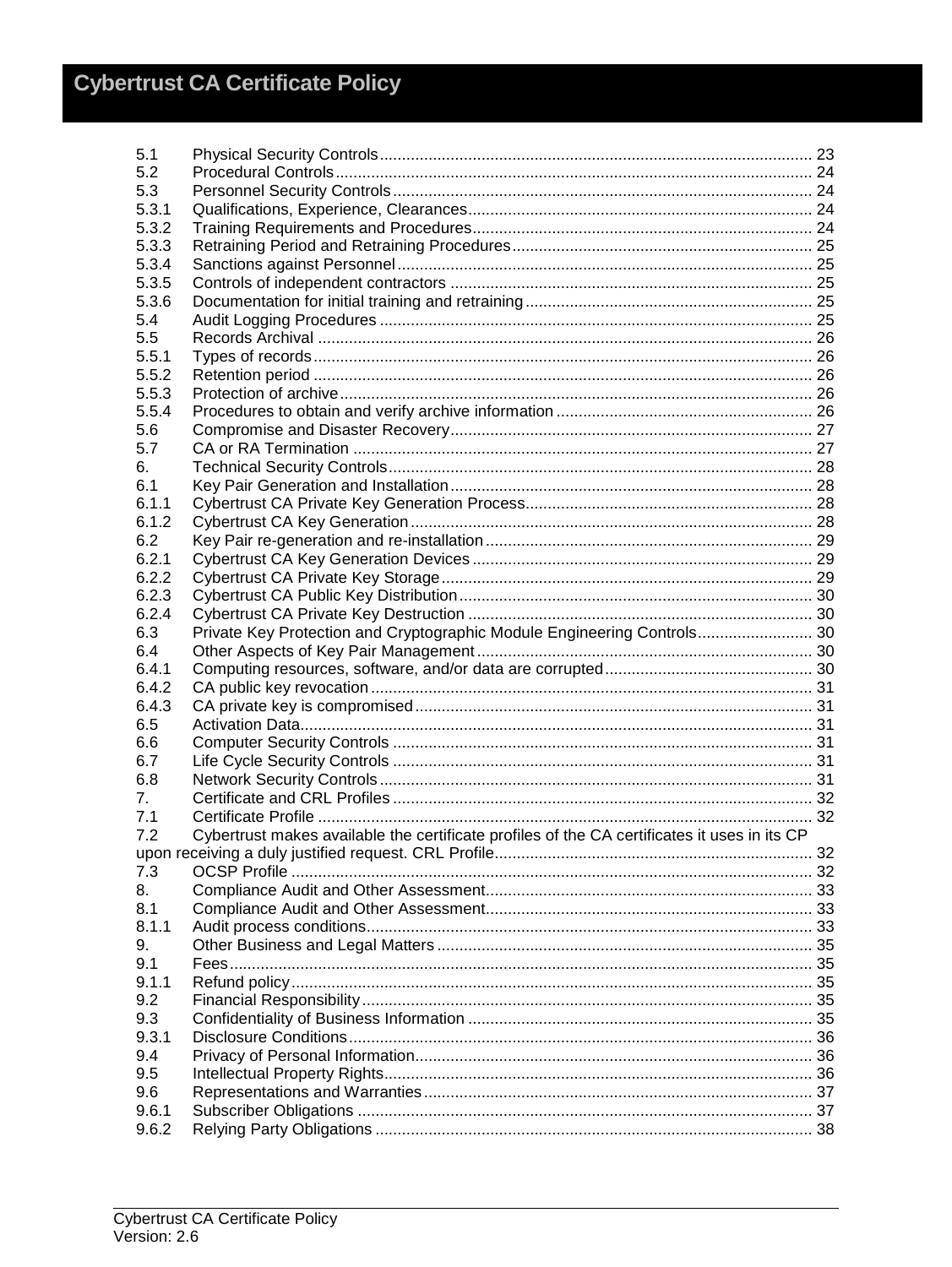| | | |
|---|---|---|
| 5.1 | Physical Security Controls | 23 |
| 5.2 | Procedural Controls | 24 |
| 5.3 | Personnel Security Controls | 24 |
| 5.3.1 | Qualifications, Experience, Clearances | 24 |
| 5.3.2 | Training Requirements and Procedures | 24 |
| 5.3.3 | Retraining Period and Retraining Procedures | 25 |
| 5.3.4 | Sanctions against Personnel | 25 |
| 5.3.5 | Controls of independent contractors | 25 |
| 5.3.6 | Documentation for initial training and retraining | 25 |
| 5.4 | Audit Logging Procedures | 25 |
| 5.5 | Records Archival | 26 |
| 5.5.1 | Types of records | 26 |
| 5.5.2 | Retention period | 26 |
| 5.5.3 | Protection of archive | 26 |
| 5.5.4 | Procedures to obtain and verify archive information | 26 |
| 5.6 | Compromise and Disaster Recovery | 27 |
| 5.7 | CA or RA Termination | 27 |
| 6. | Technical Security Controls | 28 |
| 6.1 | Key Pair Generation and Installation | 28 |
| 6.1.1 | Cybertrust CA Private Key Generation Process | 28 |
| 6.1.2 | Cybertrust CA Key Generation | 28 |
| 6.2 | Key Pair re-generation and re-installation | 29 |
| 6.2.1 | Cybertrust CA Key Generation Devices | 29 |
| 6.2.2 | Cybertrust CA Private Key Storage | 29 |
| 6.2.3 | Cybertrust CA Public Key Distribution | 30 |
| 6.2.4 | Cybertrust CA Private Key Destruction | 30 |
| 6.3 | Private Key Protection and Cryptographic Module Engineering Controls | 30 |
| 6.4 | Other Aspects of Key Pair Management | 30 |
| 6.4.1 | Computing resources, software, and/or data are corrupted | 30 |
| 6.4.2 | CA public key revocation | 31 |
| 6.4.3 | CA private key is compromised | 31 |
| 6.5 | Activation Data | 31 |
| 6.6 | Computer Security Controls | 31 |
| 6.7 | Life Cycle Security Controls | 31 |
| 6.8 | Network Security Controls | 31 |
| 7. | Certificate and CRL Profiles | 32 |
| 7.1 | Certificate Profile | 32 |
| 7.2 | Cybertrust makes available the certificate profiles of the CA certificates it uses in its CP upon receiving a duly justified request. CRL Profile | 32 |
| 7.3 | OCSP Profile | 32 |
| 8. | Compliance Audit and Other Assessment | 33 |
| 8.1 | Compliance Audit and Other Assessment | 33 |
| 8.1.1 | Audit process conditions | 33 |
| 9. | Other Business and Legal Matters | 35 |
| 9.1 | Fees | 35 |
| 9.1.1 | Refund policy | 35 |
| 9.2 | Financial Responsibility | 35 |
| 9.3 | Confidentiality of Business Information | 35 |
| 9.3.1 | Disclosure Conditions | 36 |
| 9.4 | Privacy of Personal Information | 36 |
| 9.5 | Intellectual Property Rights | 36 |
| 9.6 | Representations and Warranties | 37 |
| 9.6.1 | Subscriber Obligations | 37 |
| 9.6.2 | Relying Party Obligations | 38 |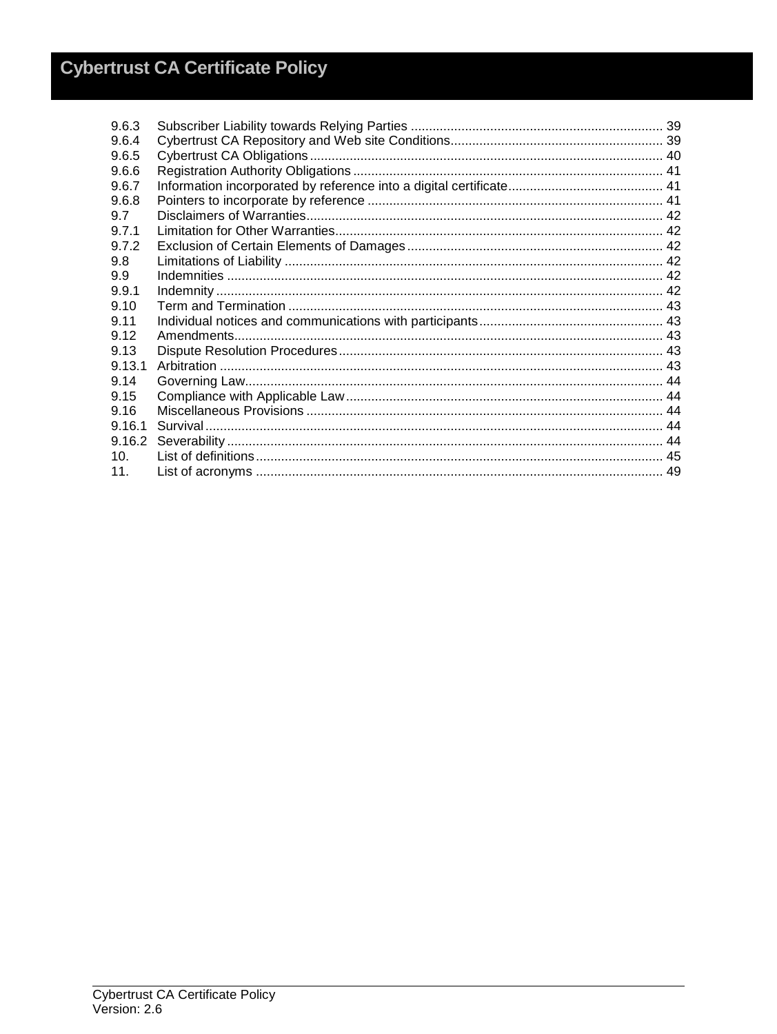| | | |
|---|---|---|
| 9.6.3 | Subscriber Liability towards Relying Parties | 39 |
| 9.6.4 | Cybertrust CA Repository and Web site Conditions | 39 |
| 9.6.5 | Cybertrust CA Obligations | 40 |
| 9.6.6 | Registration Authority Obligations | 41 |
| 9.6.7 | Information incorporated by reference into a digital certificate | 41 |
| 9.6.8 | Pointers to incorporate by reference | 41 |
| 9.7 | Disclaimers of Warranties | 42 |
| 9.7.1 | Limitation for Other Warranties | 42 |
| 9.7.2 | Exclusion of Certain Elements of Damages | 42 |
| 9.8 | Limitations of Liability | 42 |
| 9.9 | Indemnities | 42 |
| 9.9.1 | Indemnity | 42 |
| 9.10 | Term and Termination | 43 |
| 9.11 | Individual notices and communications with participants | 43 |
| 9.12 | Amendments | 43 |
| 9.13 | Dispute Resolution Procedures | 43 |
| 9.13.1 | Arbitration | 43 |
| 9.14 | Governing Law | 44 |
| 9.15 | Compliance with Applicable Law | 44 |
| 9.16 | Miscellaneous Provisions | 44 |
| 9.16.1 | Survival | 44 |
| 9.16.2 | Severability | 44 |
| 10. | List of definitions | 45 |
| 11. | List of acronyms | 49 |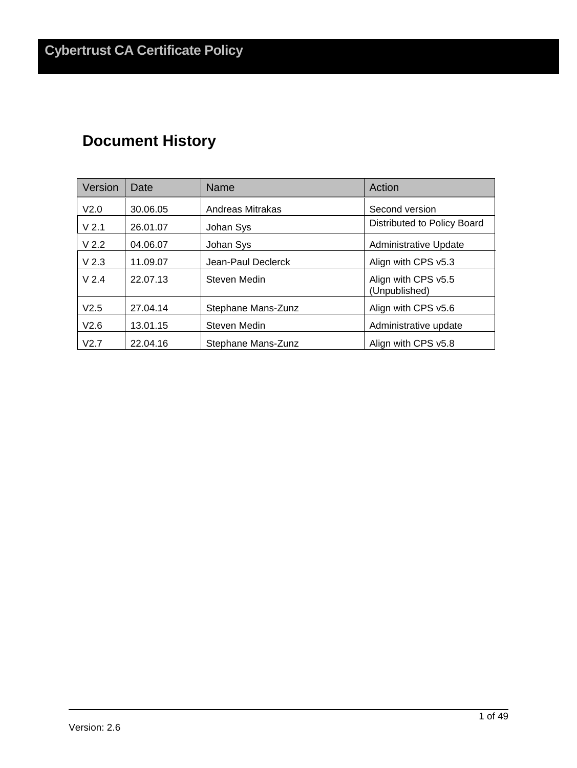## Document History

| Version | Date | Name | Action |
| --- | --- | --- | --- |
| V2.0 | 30.06.05 | Andreas Mitrakas | Second version |
| V 2.1 | 26.01.07 | Johan Sys | Distributed to Policy Board |
| V 2.2 | 04.06.07 | Johan Sys | Administrative Update |
| V 2.3 | 11.09.07 | Jean-Paul Declerck | Align with CPS v5.3 |
| V 2.4 | 22.07.13 | Steven Medin | Align with CPS v5.5 (Unpublished) |
| V2.5 | 27.04.14 | Stephane Mans-Zunz | Align with CPS v5.6 |
| V2.6 | 13.01.15 | Steven Medin | Administrative update |
| V2.7 | 22.04.16 | Stephane Mans-Zunz | Align with CPS v5.8 |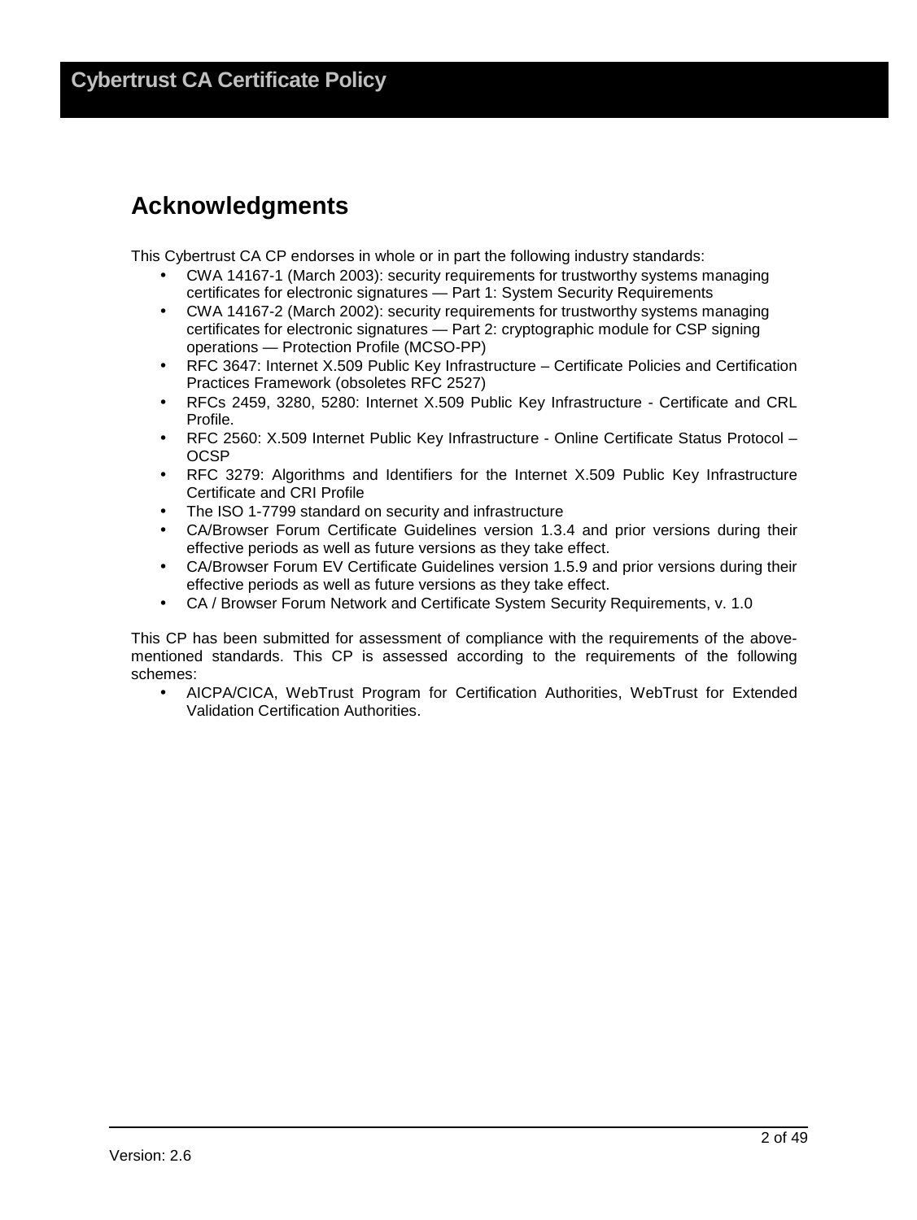## Acknowledgments

This Cybertrust CA CP endorses in whole or in part the following industry standards:

- CWA 14167-1 (March 2003): security requirements for trustworthy systems managing certificates for electronic signatures — Part 1: System Security Requirements
- CWA 14167-2 (March 2002): security requirements for trustworthy systems managing certificates for electronic signatures — Part 2: cryptographic module for CSP signing operations — Protection Profile (MCSO-PP)
- RFC 3647: Internet X.509 Public Key Infrastructure – Certificate Policies and Certification Practices Framework (obsoletes RFC 2527)
- RFCs 2459, 3280, 5280: Internet X.509 Public Key Infrastructure - Certificate and CRL Profile.
- RFC 2560: X.509 Internet Public Key Infrastructure - Online Certificate Status Protocol – OCSP
- RFC 3279: Algorithms and Identifiers for the Internet X.509 Public Key Infrastructure Certificate and CRI Profile
- The ISO 1-7799 standard on security and infrastructure
- CA/Browser Forum Certificate Guidelines version 1.3.4 and prior versions during their effective periods as well as future versions as they take effect.
- CA/Browser Forum EV Certificate Guidelines version 1.5.9 and prior versions during their effective periods as well as future versions as they take effect.
- CA / Browser Forum Network and Certificate System Security Requirements, v. 1.0

This CP has been submitted for assessment of compliance with the requirements of the above-mentioned standards. This CP is assessed according to the requirements of the following schemes:

- AICPA/CICA, WebTrust Program for Certification Authorities, WebTrust for Extended Validation Certification Authorities.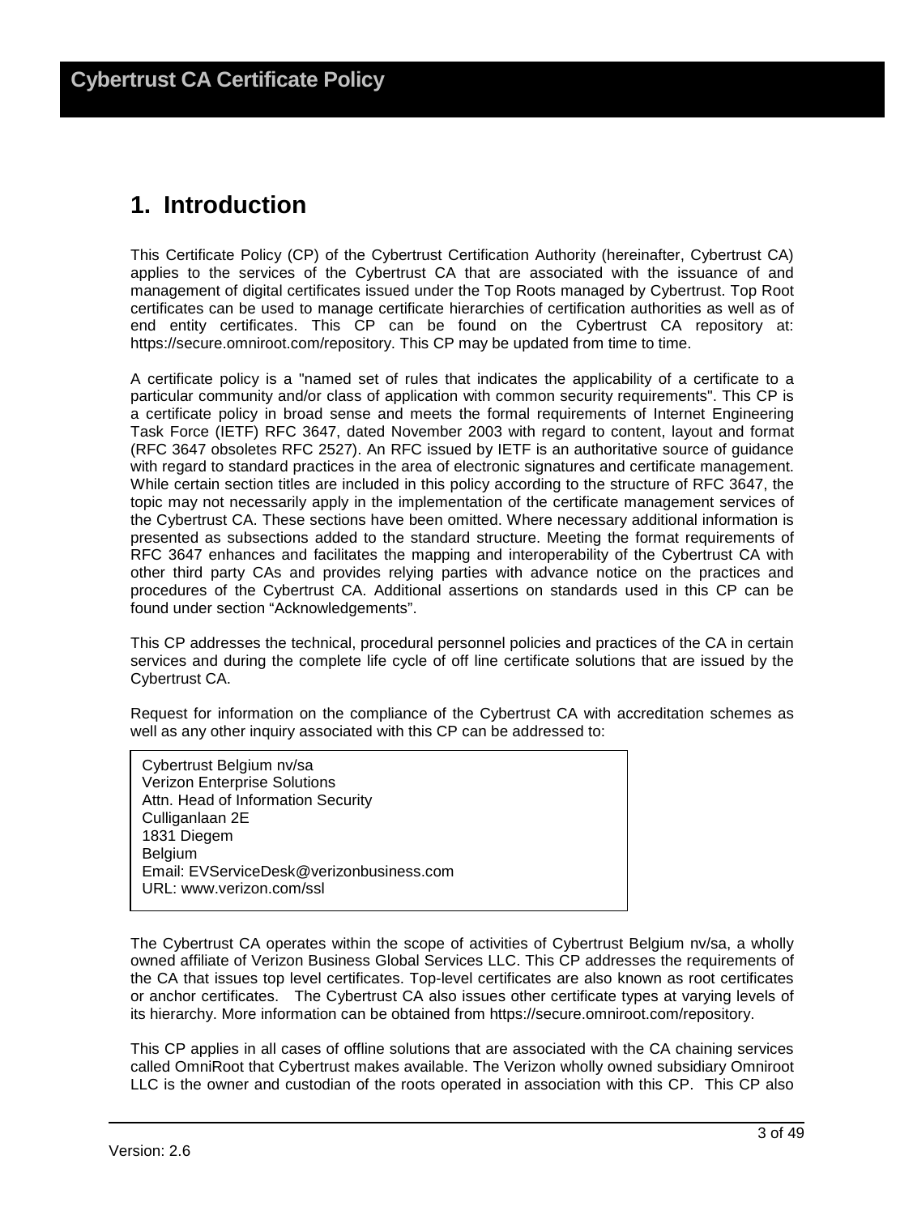# 1. Introduction

This Certificate Policy (CP) of the Cybertrust Certification Authority (hereinafter, Cybertrust CA) applies to the services of the Cybertrust CA that are associated with the issuance of and management of digital certificates issued under the Top Roots managed by Cybertrust. Top Root certificates can be used to manage certificate hierarchies of certification authorities as well as of end entity certificates. This CP can be found on the Cybertrust CA repository at: https://secure.omniroot.com/repository. This CP may be updated from time to time.

A certificate policy is a "named set of rules that indicates the applicability of a certificate to a particular community and/or class of application with common security requirements". This CP is a certificate policy in broad sense and meets the formal requirements of Internet Engineering Task Force (IETF) RFC 3647, dated November 2003 with regard to content, layout and format (RFC 3647 obsoletes RFC 2527). An RFC issued by IETF is an authoritative source of guidance with regard to standard practices in the area of electronic signatures and certificate management. While certain section titles are included in this policy according to the structure of RFC 3647, the topic may not necessarily apply in the implementation of the certificate management services of the Cybertrust CA. These sections have been omitted. Where necessary additional information is presented as subsections added to the standard structure. Meeting the format requirements of RFC 3647 enhances and facilitates the mapping and interoperability of the Cybertrust CA with other third party CAs and provides relying parties with advance notice on the practices and procedures of the Cybertrust CA. Additional assertions on standards used in this CP can be found under section “Acknowledgements”.

This CP addresses the technical, procedural personnel policies and practices of the CA in certain services and during the complete life cycle of off line certificate solutions that are issued by the Cybertrust CA.

Request for information on the compliance of the Cybertrust CA with accreditation schemes as well as any other inquiry associated with this CP can be addressed to:

> Cybertrust Belgium nv/sa
> Verizon Enterprise Solutions
> Attn. Head of Information Security
> Culliganlaan 2E
> 1831 Diegem
> Belgium
> Email: EVServiceDesk@verizonbusiness.com
> URL: www.verizon.com/ssl

The Cybertrust CA operates within the scope of activities of Cybertrust Belgium nv/sa, a wholly owned affiliate of Verizon Business Global Services LLC. This CP addresses the requirements of the CA that issues top level certificates. Top-level certificates are also known as root certificates or anchor certificates. The Cybertrust CA also issues other certificate types at varying levels of its hierarchy. More information can be obtained from https://secure.omniroot.com/repository.

This CP applies in all cases of offline solutions that are associated with the CA chaining services called OmniRoot that Cybertrust makes available. The Verizon wholly owned subsidiary Omniroot LLC is the owner and custodian of the roots operated in association with this CP. This CP also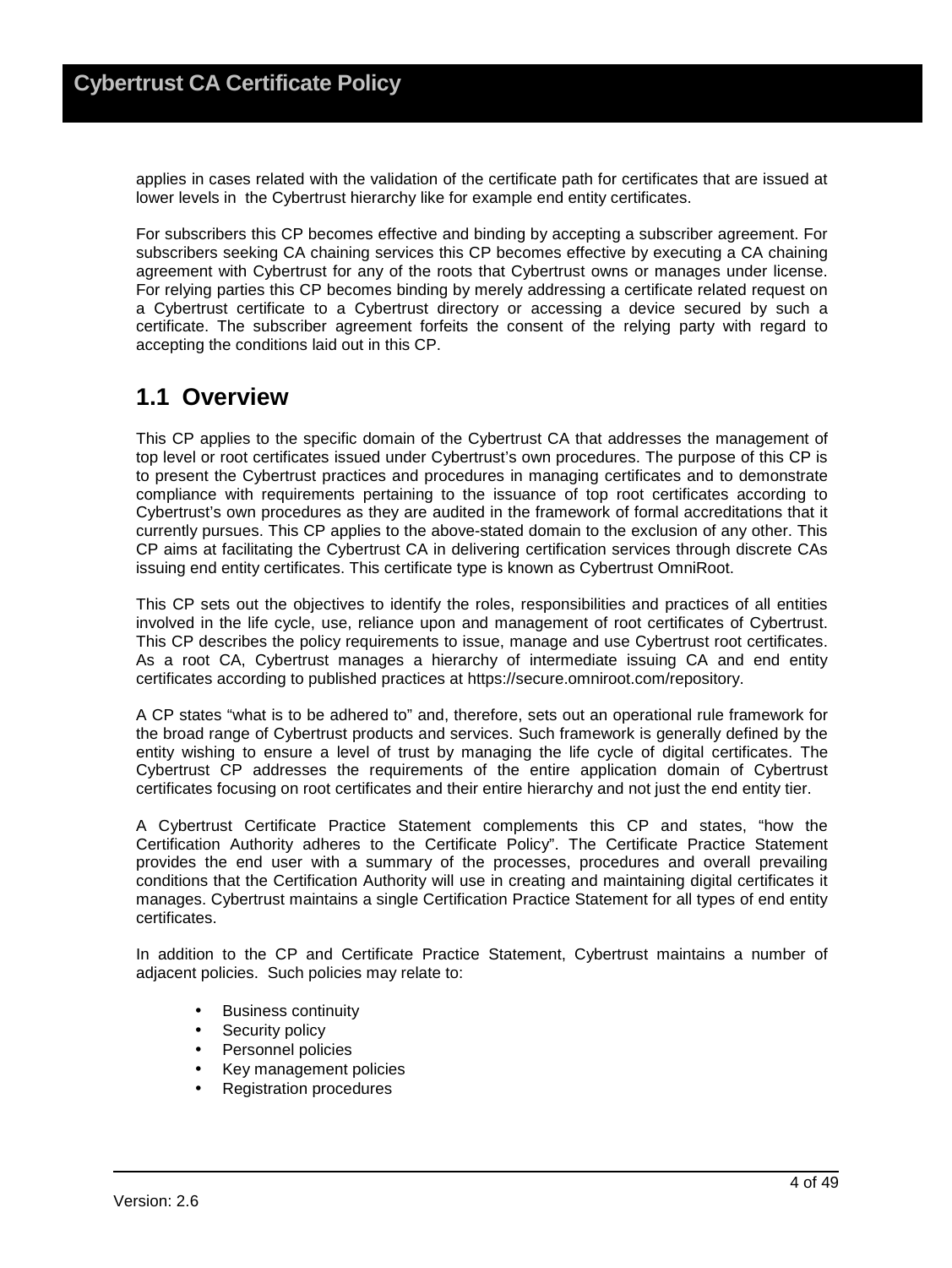applies in cases related with the validation of the certificate path for certificates that are issued at lower levels in the Cybertrust hierarchy like for example end entity certificates.

For subscribers this CP becomes effective and binding by accepting a subscriber agreement. For subscribers seeking CA chaining services this CP becomes effective by executing a CA chaining agreement with Cybertrust for any of the roots that Cybertrust owns or manages under license. For relying parties this CP becomes binding by merely addressing a certificate related request on a Cybertrust certificate to a Cybertrust directory or accessing a device secured by such a certificate. The subscriber agreement forfeits the consent of the relying party with regard to accepting the conditions laid out in this CP.

## 1.1 Overview

This CP applies to the specific domain of the Cybertrust CA that addresses the management of top level or root certificates issued under Cybertrust's own procedures. The purpose of this CP is to present the Cybertrust practices and procedures in managing certificates and to demonstrate compliance with requirements pertaining to the issuance of top root certificates according to Cybertrust's own procedures as they are audited in the framework of formal accreditations that it currently pursues. This CP applies to the above-stated domain to the exclusion of any other. This CP aims at facilitating the Cybertrust CA in delivering certification services through discrete CAs issuing end entity certificates. This certificate type is known as Cybertrust OmniRoot.

This CP sets out the objectives to identify the roles, responsibilities and practices of all entities involved in the life cycle, use, reliance upon and management of root certificates of Cybertrust. This CP describes the policy requirements to issue, manage and use Cybertrust root certificates. As a root CA, Cybertrust manages a hierarchy of intermediate issuing CA and end entity certificates according to published practices at https://secure.omniroot.com/repository.

A CP states "what is to be adhered to" and, therefore, sets out an operational rule framework for the broad range of Cybertrust products and services. Such framework is generally defined by the entity wishing to ensure a level of trust by managing the life cycle of digital certificates. The Cybertrust CP addresses the requirements of the entire application domain of Cybertrust certificates focusing on root certificates and their entire hierarchy and not just the end entity tier.

A Cybertrust Certificate Practice Statement complements this CP and states, "how the Certification Authority adheres to the Certificate Policy". The Certificate Practice Statement provides the end user with a summary of the processes, procedures and overall prevailing conditions that the Certification Authority will use in creating and maintaining digital certificates it manages. Cybertrust maintains a single Certification Practice Statement for all types of end entity certificates.

In addition to the CP and Certificate Practice Statement, Cybertrust maintains a number of adjacent policies. Such policies may relate to:

- Business continuity
- Security policy
- Personnel policies
- Key management policies
- Registration procedures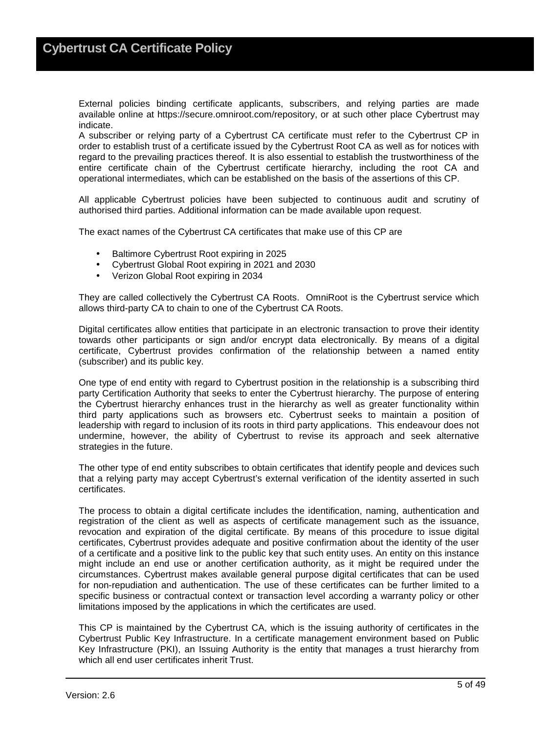External policies binding certificate applicants, subscribers, and relying parties are made available online at https://secure.omniroot.com/repository, or at such other place Cybertrust may indicate.
A subscriber or relying party of a Cybertrust CA certificate must refer to the Cybertrust CP in order to establish trust of a certificate issued by the Cybertrust Root CA as well as for notices with regard to the prevailing practices thereof. It is also essential to establish the trustworthiness of the entire certificate chain of the Cybertrust certificate hierarchy, including the root CA and operational intermediates, which can be established on the basis of the assertions of this CP.

All applicable Cybertrust policies have been subjected to continuous audit and scrutiny of authorised third parties. Additional information can be made available upon request.

The exact names of the Cybertrust CA certificates that make use of this CP are

- Baltimore Cybertrust Root expiring in 2025
- Cybertrust Global Root expiring in 2021 and 2030
- Verizon Global Root expiring in 2034

They are called collectively the Cybertrust CA Roots. OmniRoot is the Cybertrust service which allows third-party CA to chain to one of the Cybertrust CA Roots.

Digital certificates allow entities that participate in an electronic transaction to prove their identity towards other participants or sign and/or encrypt data electronically. By means of a digital certificate, Cybertrust provides confirmation of the relationship between a named entity (subscriber) and its public key.

One type of end entity with regard to Cybertrust position in the relationship is a subscribing third party Certification Authority that seeks to enter the Cybertrust hierarchy. The purpose of entering the Cybertrust hierarchy enhances trust in the hierarchy as well as greater functionality within third party applications such as browsers etc. Cybertrust seeks to maintain a position of leadership with regard to inclusion of its roots in third party applications. This endeavour does not undermine, however, the ability of Cybertrust to revise its approach and seek alternative strategies in the future.

The other type of end entity subscribes to obtain certificates that identify people and devices such that a relying party may accept Cybertrust's external verification of the identity asserted in such certificates.

The process to obtain a digital certificate includes the identification, naming, authentication and registration of the client as well as aspects of certificate management such as the issuance, revocation and expiration of the digital certificate. By means of this procedure to issue digital certificates, Cybertrust provides adequate and positive confirmation about the identity of the user of a certificate and a positive link to the public key that such entity uses. An entity on this instance might include an end use or another certification authority, as it might be required under the circumstances. Cybertrust makes available general purpose digital certificates that can be used for non-repudiation and authentication. The use of these certificates can be further limited to a specific business or contractual context or transaction level according a warranty policy or other limitations imposed by the applications in which the certificates are used.

This CP is maintained by the Cybertrust CA, which is the issuing authority of certificates in the Cybertrust Public Key Infrastructure. In a certificate management environment based on Public Key Infrastructure (PKI), an Issuing Authority is the entity that manages a trust hierarchy from which all end user certificates inherit Trust.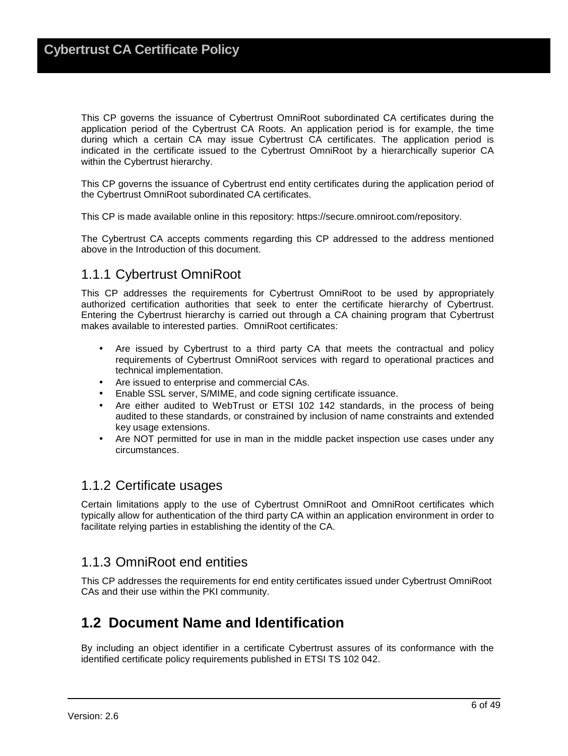This CP governs the issuance of Cybertrust OmniRoot subordinated CA certificates during the application period of the Cybertrust CA Roots. An application period is for example, the time during which a certain CA may issue Cybertrust CA certificates. The application period is indicated in the certificate issued to the Cybertrust OmniRoot by a hierarchically superior CA within the Cybertrust hierarchy.

This CP governs the issuance of Cybertrust end entity certificates during the application period of the Cybertrust OmniRoot subordinated CA certificates.

This CP is made available online in this repository: https://secure.omniroot.com/repository.

The Cybertrust CA accepts comments regarding this CP addressed to the address mentioned above in the Introduction of this document.

### 1.1.1 Cybertrust OmniRoot

This CP addresses the requirements for Cybertrust OmniRoot to be used by appropriately authorized certification authorities that seek to enter the certificate hierarchy of Cybertrust. Entering the Cybertrust hierarchy is carried out through a CA chaining program that Cybertrust makes available to interested parties. OmniRoot certificates:

- Are issued by Cybertrust to a third party CA that meets the contractual and policy requirements of Cybertrust OmniRoot services with regard to operational practices and technical implementation.
- Are issued to enterprise and commercial CAs.
- Enable SSL server, S/MIME, and code signing certificate issuance.
- Are either audited to WebTrust or ETSI 102 142 standards, in the process of being audited to these standards, or constrained by inclusion of name constraints and extended key usage extensions.
- Are NOT permitted for use in man in the middle packet inspection use cases under any circumstances.

### 1.1.2 Certificate usages

Certain limitations apply to the use of Cybertrust OmniRoot and OmniRoot certificates which typically allow for authentication of the third party CA within an application environment in order to facilitate relying parties in establishing the identity of the CA.

### 1.1.3 OmniRoot end entities

This CP addresses the requirements for end entity certificates issued under Cybertrust OmniRoot CAs and their use within the PKI community.

## 1.2 Document Name and Identification

By including an object identifier in a certificate Cybertrust assures of its conformance with the identified certificate policy requirements published in ETSI TS 102 042.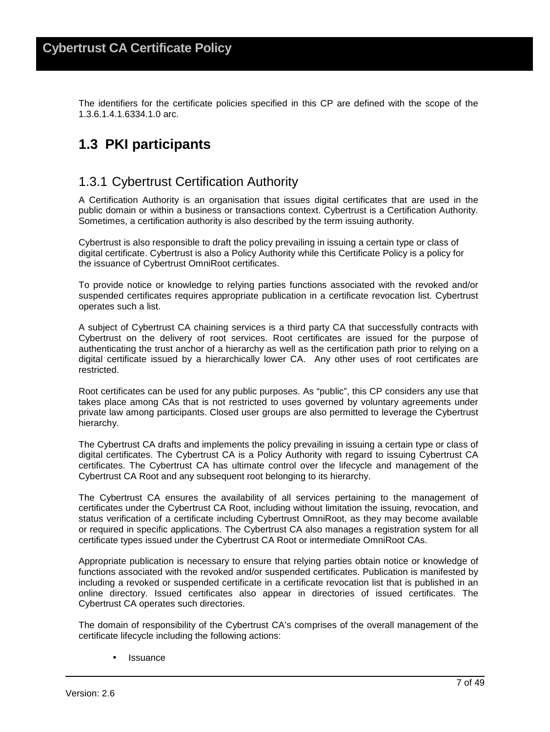The identifiers for the certificate policies specified in this CP are defined with the scope of the 1.3.6.1.4.1.6334.1.0 arc.

## 1.3 PKI participants

### 1.3.1 Cybertrust Certification Authority

A Certification Authority is an organisation that issues digital certificates that are used in the public domain or within a business or transactions context. Cybertrust is a Certification Authority. Sometimes, a certification authority is also described by the term issuing authority.

Cybertrust is also responsible to draft the policy prevailing in issuing a certain type or class of digital certificate. Cybertrust is also a Policy Authority while this Certificate Policy is a policy for the issuance of Cybertrust OmniRoot certificates.

To provide notice or knowledge to relying parties functions associated with the revoked and/or suspended certificates requires appropriate publication in a certificate revocation list. Cybertrust operates such a list.

A subject of Cybertrust CA chaining services is a third party CA that successfully contracts with Cybertrust on the delivery of root services. Root certificates are issued for the purpose of authenticating the trust anchor of a hierarchy as well as the certification path prior to relying on a digital certificate issued by a hierarchically lower CA. Any other uses of root certificates are restricted.

Root certificates can be used for any public purposes. As "public", this CP considers any use that takes place among CAs that is not restricted to uses governed by voluntary agreements under private law among participants. Closed user groups are also permitted to leverage the Cybertrust hierarchy.

The Cybertrust CA drafts and implements the policy prevailing in issuing a certain type or class of digital certificates. The Cybertrust CA is a Policy Authority with regard to issuing Cybertrust CA certificates. The Cybertrust CA has ultimate control over the lifecycle and management of the Cybertrust CA Root and any subsequent root belonging to its hierarchy.

The Cybertrust CA ensures the availability of all services pertaining to the management of certificates under the Cybertrust CA Root, including without limitation the issuing, revocation, and status verification of a certificate including Cybertrust OmniRoot, as they may become available or required in specific applications. The Cybertrust CA also manages a registration system for all certificate types issued under the Cybertrust CA Root or intermediate OmniRoot CAs.

Appropriate publication is necessary to ensure that relying parties obtain notice or knowledge of functions associated with the revoked and/or suspended certificates. Publication is manifested by including a revoked or suspended certificate in a certificate revocation list that is published in an online directory. Issued certificates also appear in directories of issued certificates. The Cybertrust CA operates such directories.

The domain of responsibility of the Cybertrust CA's comprises of the overall management of the certificate lifecycle including the following actions:

- Issuance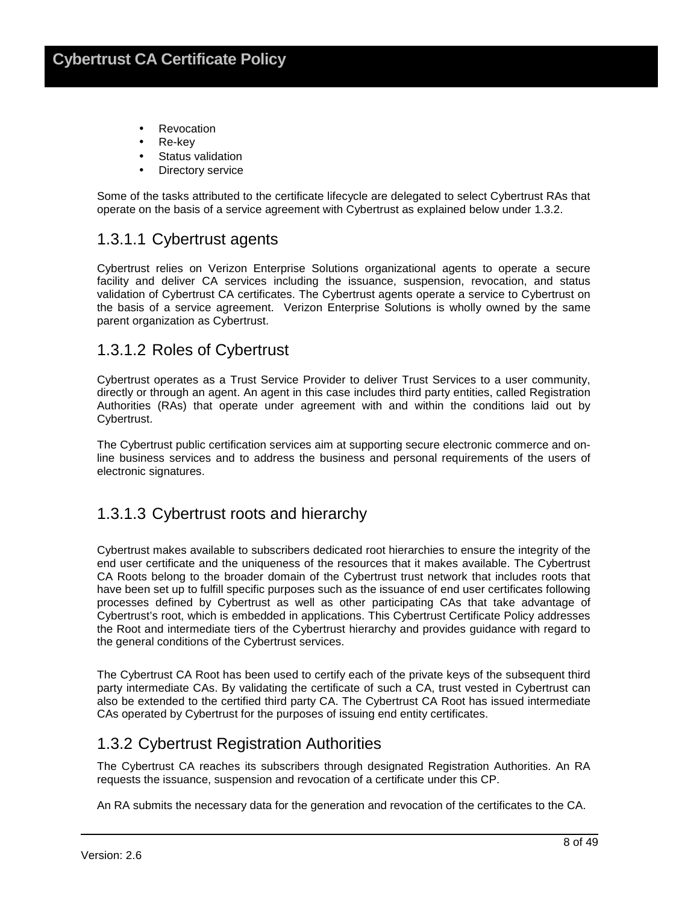- Revocation
- Re-key
- Status validation
- Directory service

Some of the tasks attributed to the certificate lifecycle are delegated to select Cybertrust RAs that operate on the basis of a service agreement with Cybertrust as explained below under 1.3.2.

#### 1.3.1.1 Cybertrust agents

Cybertrust relies on Verizon Enterprise Solutions organizational agents to operate a secure facility and deliver CA services including the issuance, suspension, revocation, and status validation of Cybertrust CA certificates. The Cybertrust agents operate a service to Cybertrust on the basis of a service agreement. Verizon Enterprise Solutions is wholly owned by the same parent organization as Cybertrust.

#### 1.3.1.2 Roles of Cybertrust

Cybertrust operates as a Trust Service Provider to deliver Trust Services to a user community, directly or through an agent. An agent in this case includes third party entities, called Registration Authorities (RAs) that operate under agreement with and within the conditions laid out by Cybertrust.

The Cybertrust public certification services aim at supporting secure electronic commerce and on-line business services and to address the business and personal requirements of the users of electronic signatures.

#### 1.3.1.3 Cybertrust roots and hierarchy

Cybertrust makes available to subscribers dedicated root hierarchies to ensure the integrity of the end user certificate and the uniqueness of the resources that it makes available. The Cybertrust CA Roots belong to the broader domain of the Cybertrust trust network that includes roots that have been set up to fulfill specific purposes such as the issuance of end user certificates following processes defined by Cybertrust as well as other participating CAs that take advantage of Cybertrust's root, which is embedded in applications. This Cybertrust Certificate Policy addresses the Root and intermediate tiers of the Cybertrust hierarchy and provides guidance with regard to the general conditions of the Cybertrust services.

The Cybertrust CA Root has been used to certify each of the private keys of the subsequent third party intermediate CAs. By validating the certificate of such a CA, trust vested in Cybertrust can also be extended to the certified third party CA. The Cybertrust CA Root has issued intermediate CAs operated by Cybertrust for the purposes of issuing end entity certificates.

### 1.3.2 Cybertrust Registration Authorities

The Cybertrust CA reaches its subscribers through designated Registration Authorities. An RA requests the issuance, suspension and revocation of a certificate under this CP.

An RA submits the necessary data for the generation and revocation of the certificates to the CA.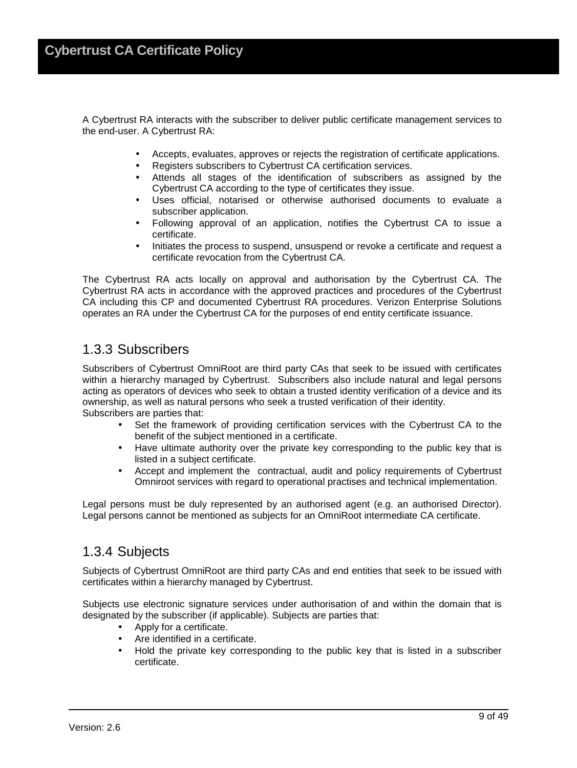A Cybertrust RA interacts with the subscriber to deliver public certificate management services to the end-user. A Cybertrust RA:

- Accepts, evaluates, approves or rejects the registration of certificate applications.
- Registers subscribers to Cybertrust CA certification services.
- Attends all stages of the identification of subscribers as assigned by the Cybertrust CA according to the type of certificates they issue.
- Uses official, notarised or otherwise authorised documents to evaluate a subscriber application.
- Following approval of an application, notifies the Cybertrust CA to issue a certificate.
- Initiates the process to suspend, unsuspend or revoke a certificate and request a certificate revocation from the Cybertrust CA.

The Cybertrust RA acts locally on approval and authorisation by the Cybertrust CA. The Cybertrust RA acts in accordance with the approved practices and procedures of the Cybertrust CA including this CP and documented Cybertrust RA procedures. Verizon Enterprise Solutions operates an RA under the Cybertrust CA for the purposes of end entity certificate issuance.

## 1.3.3 Subscribers

Subscribers of Cybertrust OmniRoot are third party CAs that seek to be issued with certificates within a hierarchy managed by Cybertrust. Subscribers also include natural and legal persons acting as operators of devices who seek to obtain a trusted identity verification of a device and its ownership, as well as natural persons who seek a trusted verification of their identity.
Subscribers are parties that:

- Set the framework of providing certification services with the Cybertrust CA to the benefit of the subject mentioned in a certificate.
- Have ultimate authority over the private key corresponding to the public key that is listed in a subject certificate.
- Accept and implement the contractual, audit and policy requirements of Cybertrust Omniroot services with regard to operational practises and technical implementation.

Legal persons must be duly represented by an authorised agent (e.g. an authorised Director). Legal persons cannot be mentioned as subjects for an OmniRoot intermediate CA certificate.

## 1.3.4 Subjects

Subjects of Cybertrust OmniRoot are third party CAs and end entities that seek to be issued with certificates within a hierarchy managed by Cybertrust.

Subjects use electronic signature services under authorisation of and within the domain that is designated by the subscriber (if applicable). Subjects are parties that:

- Apply for a certificate.
- Are identified in a certificate.
- Hold the private key corresponding to the public key that is listed in a subscriber certificate.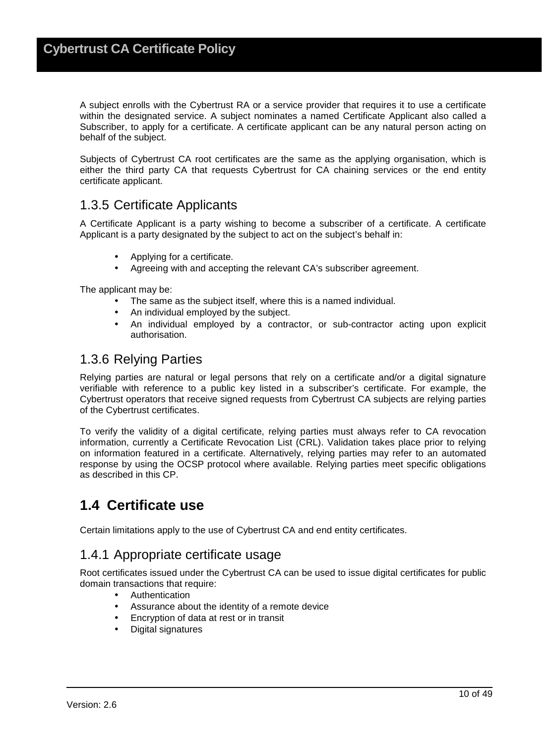A subject enrolls with the Cybertrust RA or a service provider that requires it to use a certificate within the designated service. A subject nominates a named Certificate Applicant also called a Subscriber, to apply for a certificate. A certificate applicant can be any natural person acting on behalf of the subject.

Subjects of Cybertrust CA root certificates are the same as the applying organisation, which is either the third party CA that requests Cybertrust for CA chaining services or the end entity certificate applicant.

### 1.3.5 Certificate Applicants

A Certificate Applicant is a party wishing to become a subscriber of a certificate. A certificate Applicant is a party designated by the subject to act on the subject's behalf in:

- Applying for a certificate.
- Agreeing with and accepting the relevant CA's subscriber agreement.

The applicant may be:

- The same as the subject itself, where this is a named individual.
- An individual employed by the subject.
- An individual employed by a contractor, or sub-contractor acting upon explicit authorisation.

### 1.3.6 Relying Parties

Relying parties are natural or legal persons that rely on a certificate and/or a digital signature verifiable with reference to a public key listed in a subscriber's certificate. For example, the Cybertrust operators that receive signed requests from Cybertrust CA subjects are relying parties of the Cybertrust certificates.

To verify the validity of a digital certificate, relying parties must always refer to CA revocation information, currently a Certificate Revocation List (CRL). Validation takes place prior to relying on information featured in a certificate. Alternatively, relying parties may refer to an automated response by using the OCSP protocol where available. Relying parties meet specific obligations as described in this CP.

## 1.4 Certificate use

Certain limitations apply to the use of Cybertrust CA and end entity certificates.

### 1.4.1 Appropriate certificate usage

Root certificates issued under the Cybertrust CA can be used to issue digital certificates for public domain transactions that require:

- Authentication
- Assurance about the identity of a remote device
- Encryption of data at rest or in transit
- Digital signatures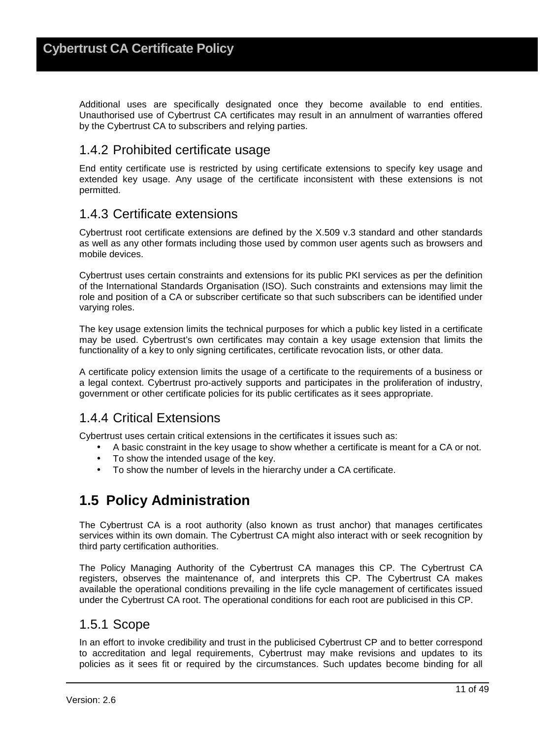Additional uses are specifically designated once they become available to end entities. Unauthorised use of Cybertrust CA certificates may result in an annulment of warranties offered by the Cybertrust CA to subscribers and relying parties.

### 1.4.2 Prohibited certificate usage

End entity certificate use is restricted by using certificate extensions to specify key usage and extended key usage. Any usage of the certificate inconsistent with these extensions is not permitted.

### 1.4.3 Certificate extensions

Cybertrust root certificate extensions are defined by the X.509 v.3 standard and other standards as well as any other formats including those used by common user agents such as browsers and mobile devices.

Cybertrust uses certain constraints and extensions for its public PKI services as per the definition of the International Standards Organisation (ISO). Such constraints and extensions may limit the role and position of a CA or subscriber certificate so that such subscribers can be identified under varying roles.

The key usage extension limits the technical purposes for which a public key listed in a certificate may be used. Cybertrust's own certificates may contain a key usage extension that limits the functionality of a key to only signing certificates, certificate revocation lists, or other data.

A certificate policy extension limits the usage of a certificate to the requirements of a business or a legal context. Cybertrust pro-actively supports and participates in the proliferation of industry, government or other certificate policies for its public certificates as it sees appropriate.

### 1.4.4 Critical Extensions

Cybertrust uses certain critical extensions in the certificates it issues such as:

- A basic constraint in the key usage to show whether a certificate is meant for a CA or not.
- To show the intended usage of the key.
- To show the number of levels in the hierarchy under a CA certificate.

## 1.5 Policy Administration

The Cybertrust CA is a root authority (also known as trust anchor) that manages certificates services within its own domain. The Cybertrust CA might also interact with or seek recognition by third party certification authorities.

The Policy Managing Authority of the Cybertrust CA manages this CP. The Cybertrust CA registers, observes the maintenance of, and interprets this CP. The Cybertrust CA makes available the operational conditions prevailing in the life cycle management of certificates issued under the Cybertrust CA root. The operational conditions for each root are publicised in this CP.

### 1.5.1 Scope

In an effort to invoke credibility and trust in the publicised Cybertrust CP and to better correspond to accreditation and legal requirements, Cybertrust may make revisions and updates to its policies as it sees fit or required by the circumstances. Such updates become binding for all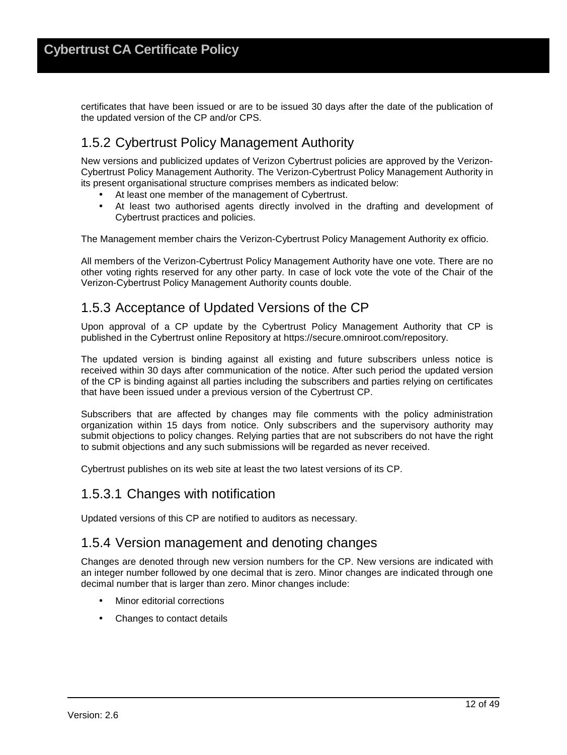certificates that have been issued or are to be issued 30 days after the date of the publication of the updated version of the CP and/or CPS.

### 1.5.2 Cybertrust Policy Management Authority

New versions and publicized updates of Verizon Cybertrust policies are approved by the Verizon-Cybertrust Policy Management Authority. The Verizon-Cybertrust Policy Management Authority in its present organisational structure comprises members as indicated below:

- At least one member of the management of Cybertrust.
- At least two authorised agents directly involved in the drafting and development of Cybertrust practices and policies.

The Management member chairs the Verizon-Cybertrust Policy Management Authority ex officio.

All members of the Verizon-Cybertrust Policy Management Authority have one vote. There are no other voting rights reserved for any other party. In case of lock vote the vote of the Chair of the Verizon-Cybertrust Policy Management Authority counts double.

### 1.5.3 Acceptance of Updated Versions of the CP

Upon approval of a CP update by the Cybertrust Policy Management Authority that CP is published in the Cybertrust online Repository at https://secure.omniroot.com/repository.

The updated version is binding against all existing and future subscribers unless notice is received within 30 days after communication of the notice. After such period the updated version of the CP is binding against all parties including the subscribers and parties relying on certificates that have been issued under a previous version of the Cybertrust CP.

Subscribers that are affected by changes may file comments with the policy administration organization within 15 days from notice. Only subscribers and the supervisory authority may submit objections to policy changes. Relying parties that are not subscribers do not have the right to submit objections and any such submissions will be regarded as never received.

Cybertrust publishes on its web site at least the two latest versions of its CP.

#### 1.5.3.1 Changes with notification

Updated versions of this CP are notified to auditors as necessary.

### 1.5.4 Version management and denoting changes

Changes are denoted through new version numbers for the CP. New versions are indicated with an integer number followed by one decimal that is zero. Minor changes are indicated through one decimal number that is larger than zero. Minor changes include:

- Minor editorial corrections
- Changes to contact details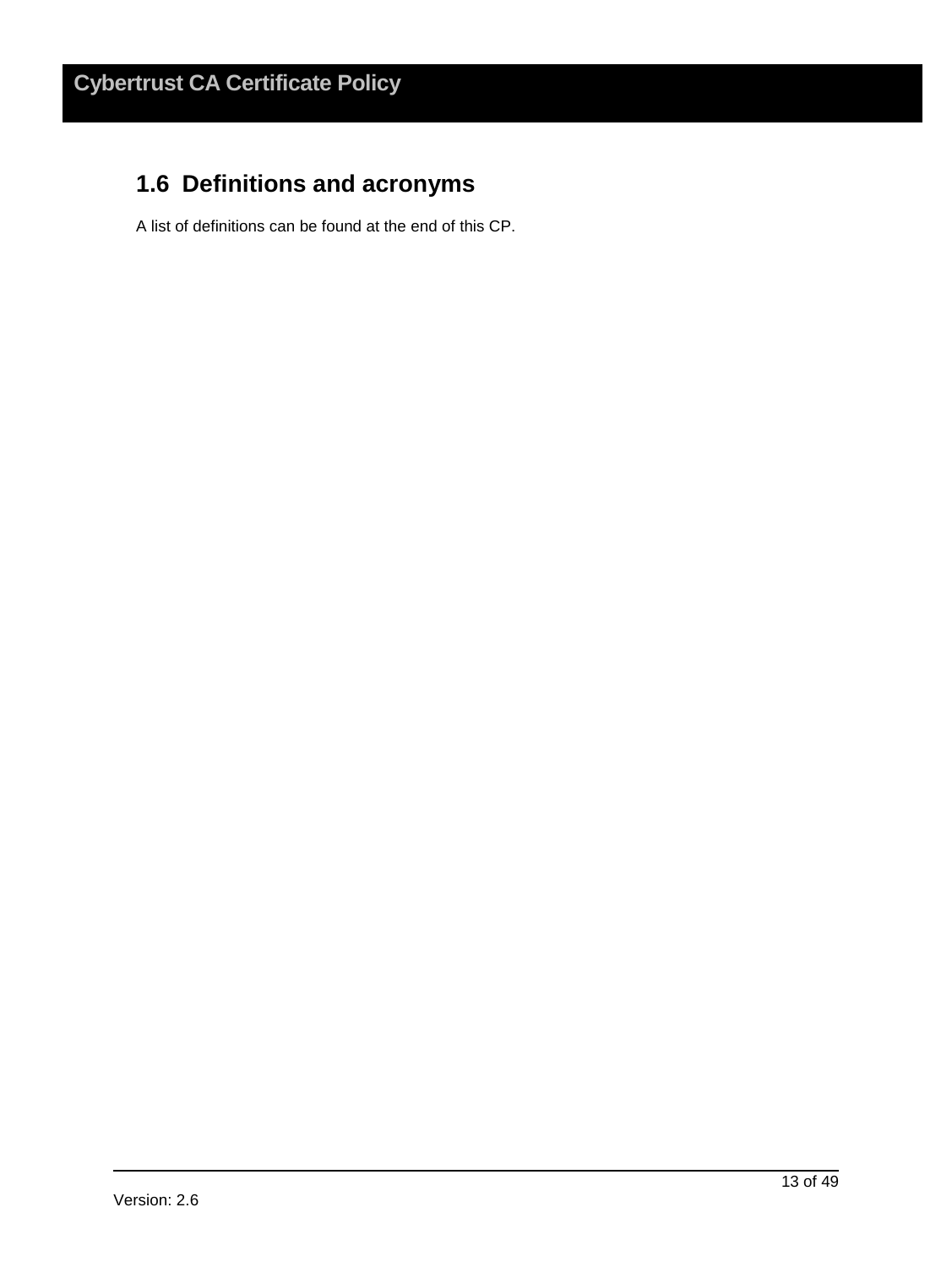## 1.6 Definitions and acronyms

A list of definitions can be found at the end of this CP.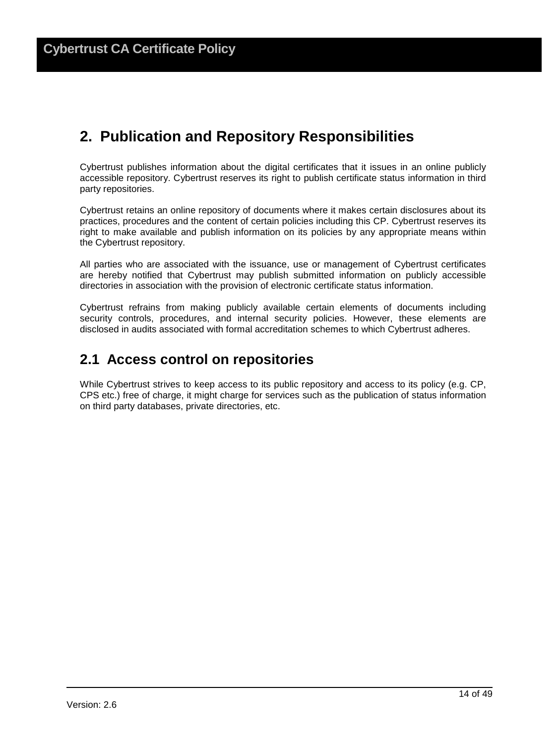# 2. Publication and Repository Responsibilities

Cybertrust publishes information about the digital certificates that it issues in an online publicly accessible repository. Cybertrust reserves its right to publish certificate status information in third party repositories.

Cybertrust retains an online repository of documents where it makes certain disclosures about its practices, procedures and the content of certain policies including this CP. Cybertrust reserves its right to make available and publish information on its policies by any appropriate means within the Cybertrust repository.

All parties who are associated with the issuance, use or management of Cybertrust certificates are hereby notified that Cybertrust may publish submitted information on publicly accessible directories in association with the provision of electronic certificate status information.

Cybertrust refrains from making publicly available certain elements of documents including security controls, procedures, and internal security policies. However, these elements are disclosed in audits associated with formal accreditation schemes to which Cybertrust adheres.

## 2.1 Access control on repositories

While Cybertrust strives to keep access to its public repository and access to its policy (e.g. CP, CPS etc.) free of charge, it might charge for services such as the publication of status information on third party databases, private directories, etc.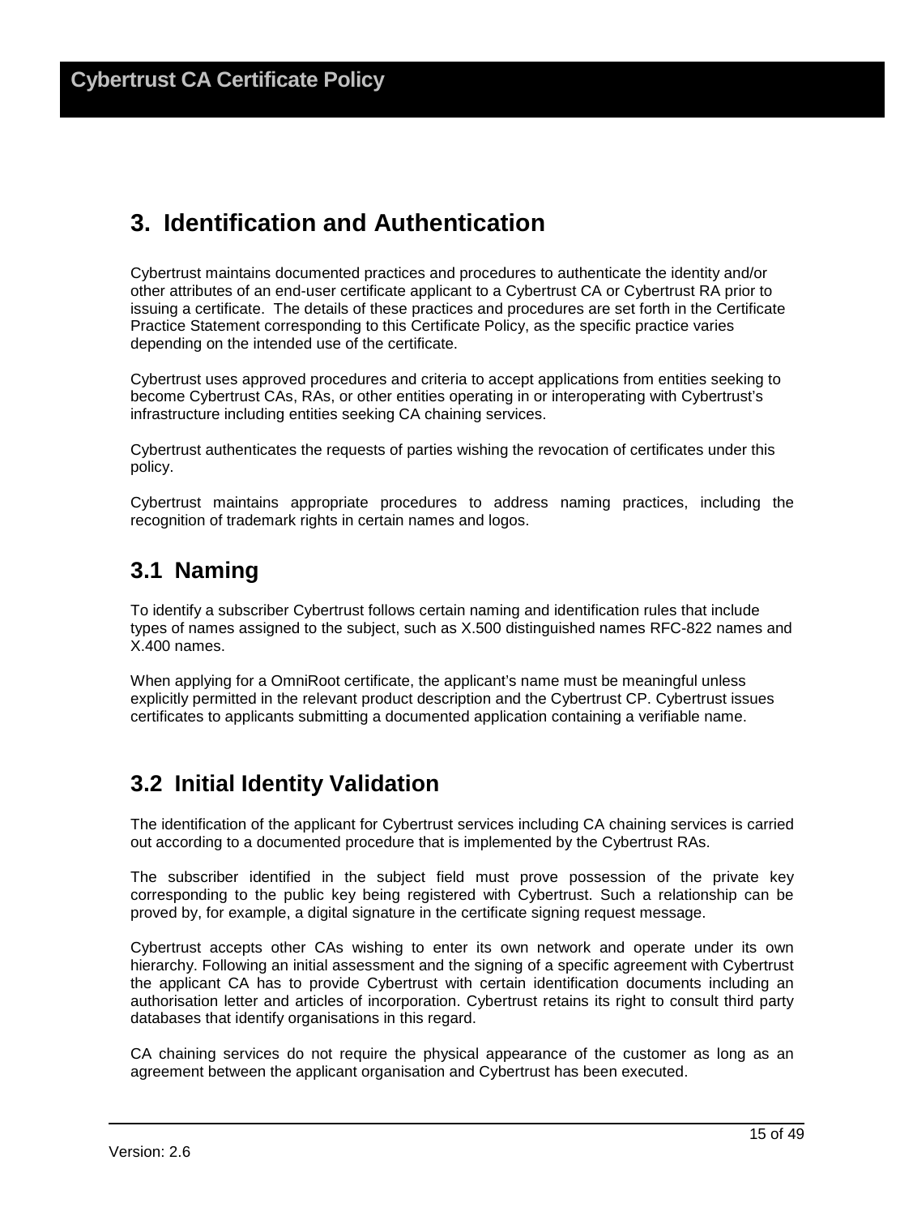# 3. Identification and Authentication

Cybertrust maintains documented practices and procedures to authenticate the identity and/or other attributes of an end-user certificate applicant to a Cybertrust CA or Cybertrust RA prior to issuing a certificate. The details of these practices and procedures are set forth in the Certificate Practice Statement corresponding to this Certificate Policy, as the specific practice varies depending on the intended use of the certificate.

Cybertrust uses approved procedures and criteria to accept applications from entities seeking to become Cybertrust CAs, RAs, or other entities operating in or interoperating with Cybertrust's infrastructure including entities seeking CA chaining services.

Cybertrust authenticates the requests of parties wishing the revocation of certificates under this policy.

Cybertrust maintains appropriate procedures to address naming practices, including the recognition of trademark rights in certain names and logos.

## 3.1 Naming

To identify a subscriber Cybertrust follows certain naming and identification rules that include types of names assigned to the subject, such as X.500 distinguished names RFC-822 names and X.400 names.

When applying for a OmniRoot certificate, the applicant's name must be meaningful unless explicitly permitted in the relevant product description and the Cybertrust CP. Cybertrust issues certificates to applicants submitting a documented application containing a verifiable name.

## 3.2 Initial Identity Validation

The identification of the applicant for Cybertrust services including CA chaining services is carried out according to a documented procedure that is implemented by the Cybertrust RAs.

The subscriber identified in the subject field must prove possession of the private key corresponding to the public key being registered with Cybertrust. Such a relationship can be proved by, for example, a digital signature in the certificate signing request message.

Cybertrust accepts other CAs wishing to enter its own network and operate under its own hierarchy. Following an initial assessment and the signing of a specific agreement with Cybertrust the applicant CA has to provide Cybertrust with certain identification documents including an authorisation letter and articles of incorporation. Cybertrust retains its right to consult third party databases that identify organisations in this regard.

CA chaining services do not require the physical appearance of the customer as long as an agreement between the applicant organisation and Cybertrust has been executed.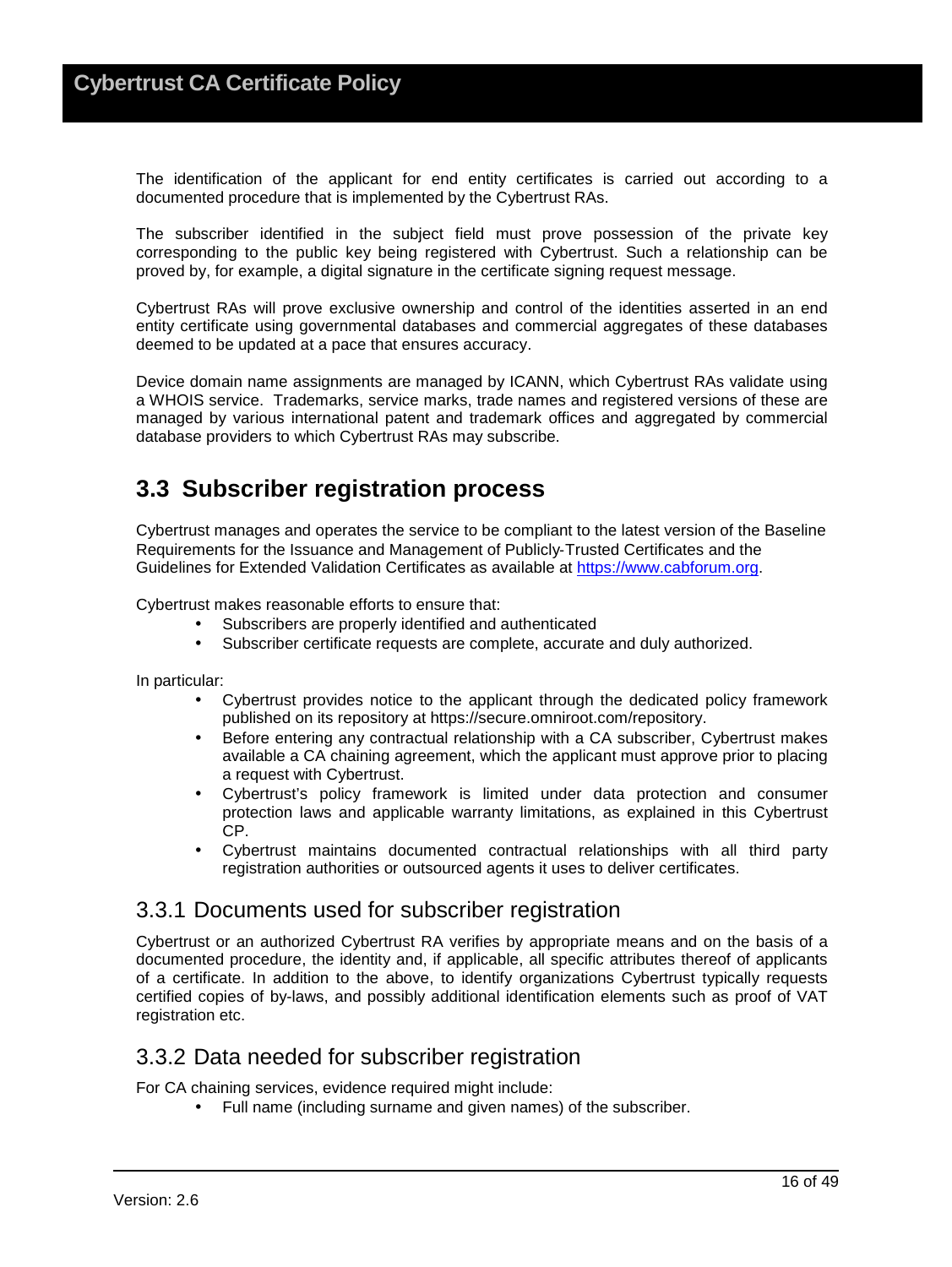The identification of the applicant for end entity certificates is carried out according to a documented procedure that is implemented by the Cybertrust RAs.

The subscriber identified in the subject field must prove possession of the private key corresponding to the public key being registered with Cybertrust. Such a relationship can be proved by, for example, a digital signature in the certificate signing request message.

Cybertrust RAs will prove exclusive ownership and control of the identities asserted in an end entity certificate using governmental databases and commercial aggregates of these databases deemed to be updated at a pace that ensures accuracy.

Device domain name assignments are managed by ICANN, which Cybertrust RAs validate using a WHOIS service. Trademarks, service marks, trade names and registered versions of these are managed by various international patent and trademark offices and aggregated by commercial database providers to which Cybertrust RAs may subscribe.

## 3.3 Subscriber registration process

Cybertrust manages and operates the service to be compliant to the latest version of the Baseline Requirements for the Issuance and Management of Publicly-Trusted Certificates and the Guidelines for Extended Validation Certificates as available at [https://www.cabforum.org](https://www.cabforum.org).

Cybertrust makes reasonable efforts to ensure that:

- Subscribers are properly identified and authenticated
- Subscriber certificate requests are complete, accurate and duly authorized.

In particular:

- Cybertrust provides notice to the applicant through the dedicated policy framework published on its repository at https://secure.omniroot.com/repository.
- Before entering any contractual relationship with a CA subscriber, Cybertrust makes available a CA chaining agreement, which the applicant must approve prior to placing a request with Cybertrust.
- Cybertrust's policy framework is limited under data protection and consumer protection laws and applicable warranty limitations, as explained in this Cybertrust CP.
- Cybertrust maintains documented contractual relationships with all third party registration authorities or outsourced agents it uses to deliver certificates.

### 3.3.1 Documents used for subscriber registration

Cybertrust or an authorized Cybertrust RA verifies by appropriate means and on the basis of a documented procedure, the identity and, if applicable, all specific attributes thereof of applicants of a certificate. In addition to the above, to identify organizations Cybertrust typically requests certified copies of by-laws, and possibly additional identification elements such as proof of VAT registration etc.

### 3.3.2 Data needed for subscriber registration

For CA chaining services, evidence required might include:

- Full name (including surname and given names) of the subscriber.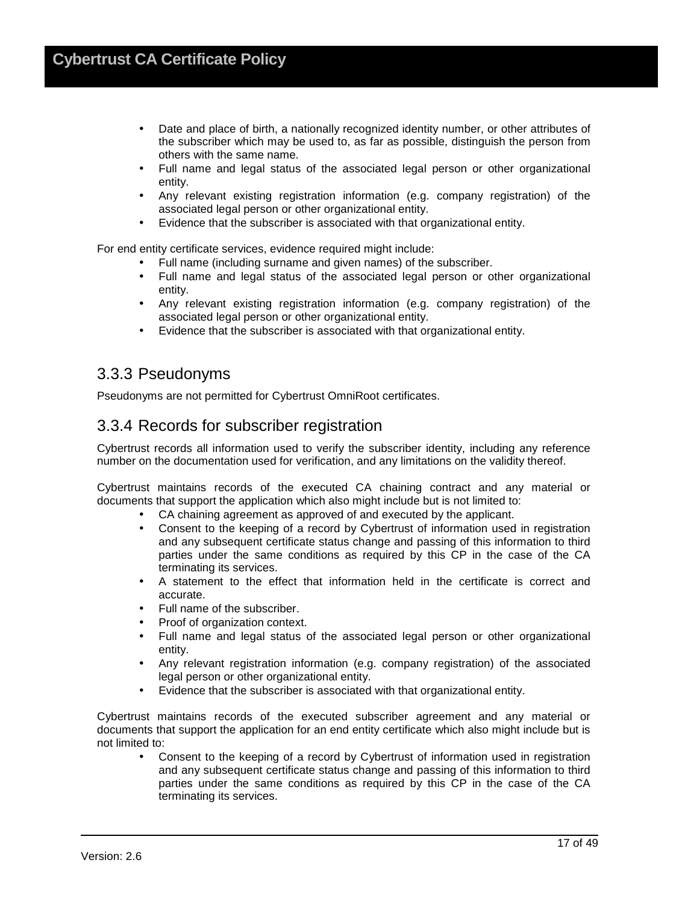- Date and place of birth, a nationally recognized identity number, or other attributes of the subscriber which may be used to, as far as possible, distinguish the person from others with the same name.
- Full name and legal status of the associated legal person or other organizational entity.
- Any relevant existing registration information (e.g. company registration) of the associated legal person or other organizational entity.
- Evidence that the subscriber is associated with that organizational entity.

For end entity certificate services, evidence required might include:

- Full name (including surname and given names) of the subscriber.
- Full name and legal status of the associated legal person or other organizational entity.
- Any relevant existing registration information (e.g. company registration) of the associated legal person or other organizational entity.
- Evidence that the subscriber is associated with that organizational entity.

### 3.3.3 Pseudonyms

Pseudonyms are not permitted for Cybertrust OmniRoot certificates.

### 3.3.4 Records for subscriber registration

Cybertrust records all information used to verify the subscriber identity, including any reference number on the documentation used for verification, and any limitations on the validity thereof.

Cybertrust maintains records of the executed CA chaining contract and any material or documents that support the application which also might include but is not limited to:

- CA chaining agreement as approved of and executed by the applicant.
- Consent to the keeping of a record by Cybertrust of information used in registration and any subsequent certificate status change and passing of this information to third parties under the same conditions as required by this CP in the case of the CA terminating its services.
- A statement to the effect that information held in the certificate is correct and accurate.
- Full name of the subscriber.
- Proof of organization context.
- Full name and legal status of the associated legal person or other organizational entity.
- Any relevant registration information (e.g. company registration) of the associated legal person or other organizational entity.
- Evidence that the subscriber is associated with that organizational entity.

Cybertrust maintains records of the executed subscriber agreement and any material or documents that support the application for an end entity certificate which also might include but is not limited to:

- Consent to the keeping of a record by Cybertrust of information used in registration and any subsequent certificate status change and passing of this information to third parties under the same conditions as required by this CP in the case of the CA terminating its services.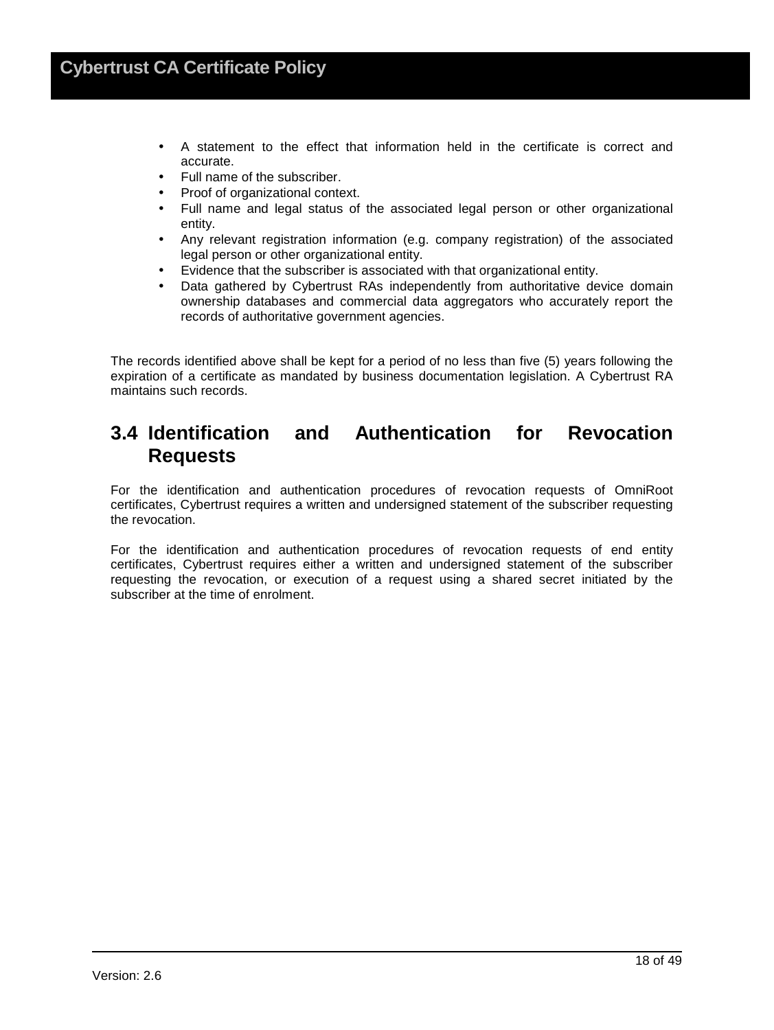- A statement to the effect that information held in the certificate is correct and accurate.
- Full name of the subscriber.
- Proof of organizational context.
- Full name and legal status of the associated legal person or other organizational entity.
- Any relevant registration information (e.g. company registration) of the associated legal person or other organizational entity.
- Evidence that the subscriber is associated with that organizational entity.
- Data gathered by Cybertrust RAs independently from authoritative device domain ownership databases and commercial data aggregators who accurately report the records of authoritative government agencies.

The records identified above shall be kept for a period of no less than five (5) years following the expiration of a certificate as mandated by business documentation legislation. A Cybertrust RA maintains such records.

## 3.4 Identification and Authentication for Revocation Requests

For the identification and authentication procedures of revocation requests of OmniRoot certificates, Cybertrust requires a written and undersigned statement of the subscriber requesting the revocation.

For the identification and authentication procedures of revocation requests of end entity certificates, Cybertrust requires either a written and undersigned statement of the subscriber requesting the revocation, or execution of a request using a shared secret initiated by the subscriber at the time of enrolment.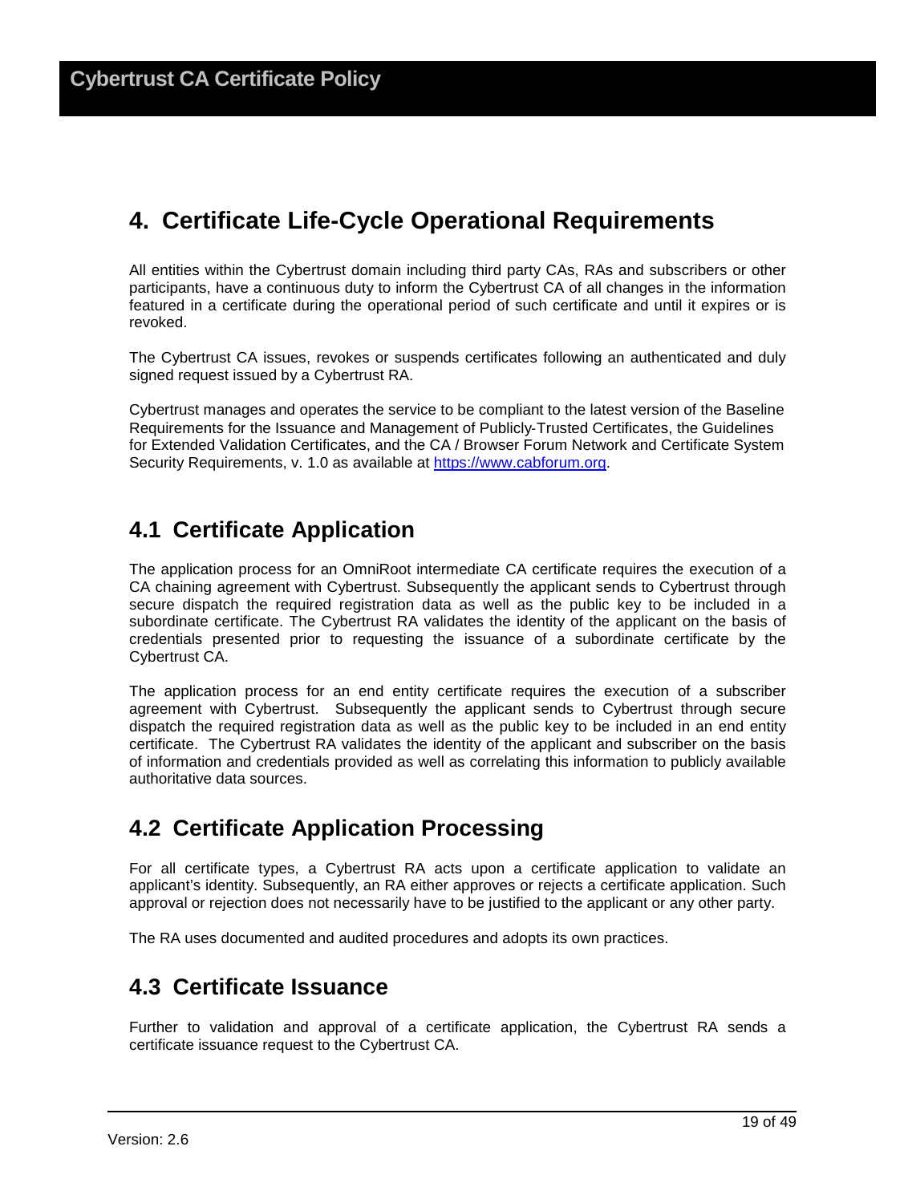# 4. Certificate Life-Cycle Operational Requirements

All entities within the Cybertrust domain including third party CAs, RAs and subscribers or other participants, have a continuous duty to inform the Cybertrust CA of all changes in the information featured in a certificate during the operational period of such certificate and until it expires or is revoked.

The Cybertrust CA issues, revokes or suspends certificates following an authenticated and duly signed request issued by a Cybertrust RA.

Cybertrust manages and operates the service to be compliant to the latest version of the Baseline Requirements for the Issuance and Management of Publicly-Trusted Certificates, the Guidelines for Extended Validation Certificates, and the CA / Browser Forum Network and Certificate System Security Requirements, v. 1.0 as available at https://www.cabforum.org.

## 4.1 Certificate Application

The application process for an OmniRoot intermediate CA certificate requires the execution of a CA chaining agreement with Cybertrust. Subsequently the applicant sends to Cybertrust through secure dispatch the required registration data as well as the public key to be included in a subordinate certificate. The Cybertrust RA validates the identity of the applicant on the basis of credentials presented prior to requesting the issuance of a subordinate certificate by the Cybertrust CA.

The application process for an end entity certificate requires the execution of a subscriber agreement with Cybertrust. Subsequently the applicant sends to Cybertrust through secure dispatch the required registration data as well as the public key to be included in an end entity certificate. The Cybertrust RA validates the identity of the applicant and subscriber on the basis of information and credentials provided as well as correlating this information to publicly available authoritative data sources.

## 4.2 Certificate Application Processing

For all certificate types, a Cybertrust RA acts upon a certificate application to validate an applicant's identity. Subsequently, an RA either approves or rejects a certificate application. Such approval or rejection does not necessarily have to be justified to the applicant or any other party.

The RA uses documented and audited procedures and adopts its own practices.

## 4.3 Certificate Issuance

Further to validation and approval of a certificate application, the Cybertrust RA sends a certificate issuance request to the Cybertrust CA.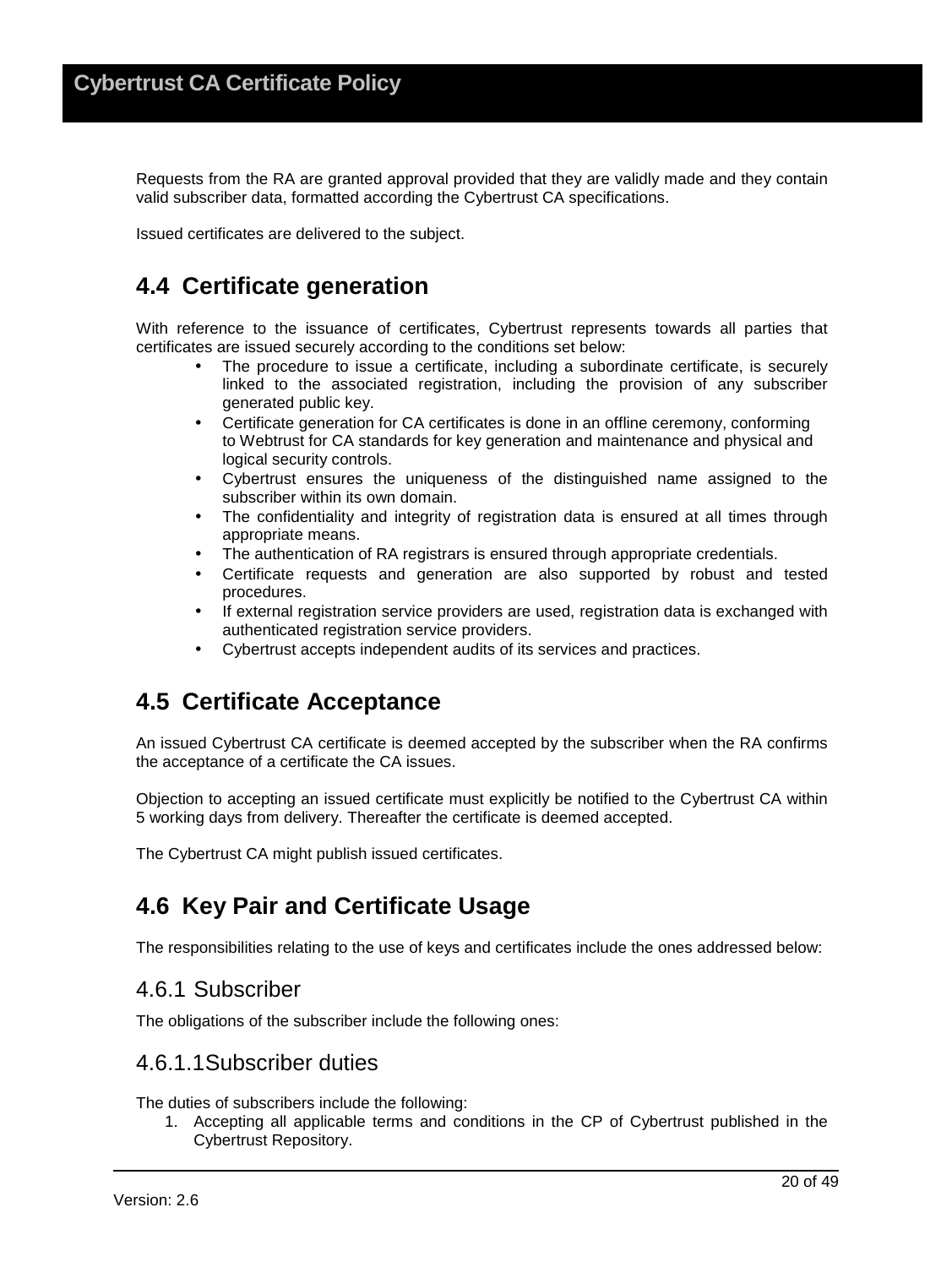Requests from the RA are granted approval provided that they are validly made and they contain valid subscriber data, formatted according the Cybertrust CA specifications.

Issued certificates are delivered to the subject.

## 4.4 Certificate generation

With reference to the issuance of certificates, Cybertrust represents towards all parties that certificates are issued securely according to the conditions set below:

- The procedure to issue a certificate, including a subordinate certificate, is securely linked to the associated registration, including the provision of any subscriber generated public key.
- Certificate generation for CA certificates is done in an offline ceremony, conforming to Webtrust for CA standards for key generation and maintenance and physical and logical security controls.
- Cybertrust ensures the uniqueness of the distinguished name assigned to the subscriber within its own domain.
- The confidentiality and integrity of registration data is ensured at all times through appropriate means.
- The authentication of RA registrars is ensured through appropriate credentials.
- Certificate requests and generation are also supported by robust and tested procedures.
- If external registration service providers are used, registration data is exchanged with authenticated registration service providers.
- Cybertrust accepts independent audits of its services and practices.

## 4.5 Certificate Acceptance

An issued Cybertrust CA certificate is deemed accepted by the subscriber when the RA confirms the acceptance of a certificate the CA issues.

Objection to accepting an issued certificate must explicitly be notified to the Cybertrust CA within 5 working days from delivery. Thereafter the certificate is deemed accepted.

The Cybertrust CA might publish issued certificates.

## 4.6 Key Pair and Certificate Usage

The responsibilities relating to the use of keys and certificates include the ones addressed below:

### 4.6.1 Subscriber

The obligations of the subscriber include the following ones:

#### 4.6.1.1 Subscriber duties

The duties of subscribers include the following:

1. Accepting all applicable terms and conditions in the CP of Cybertrust published in the Cybertrust Repository.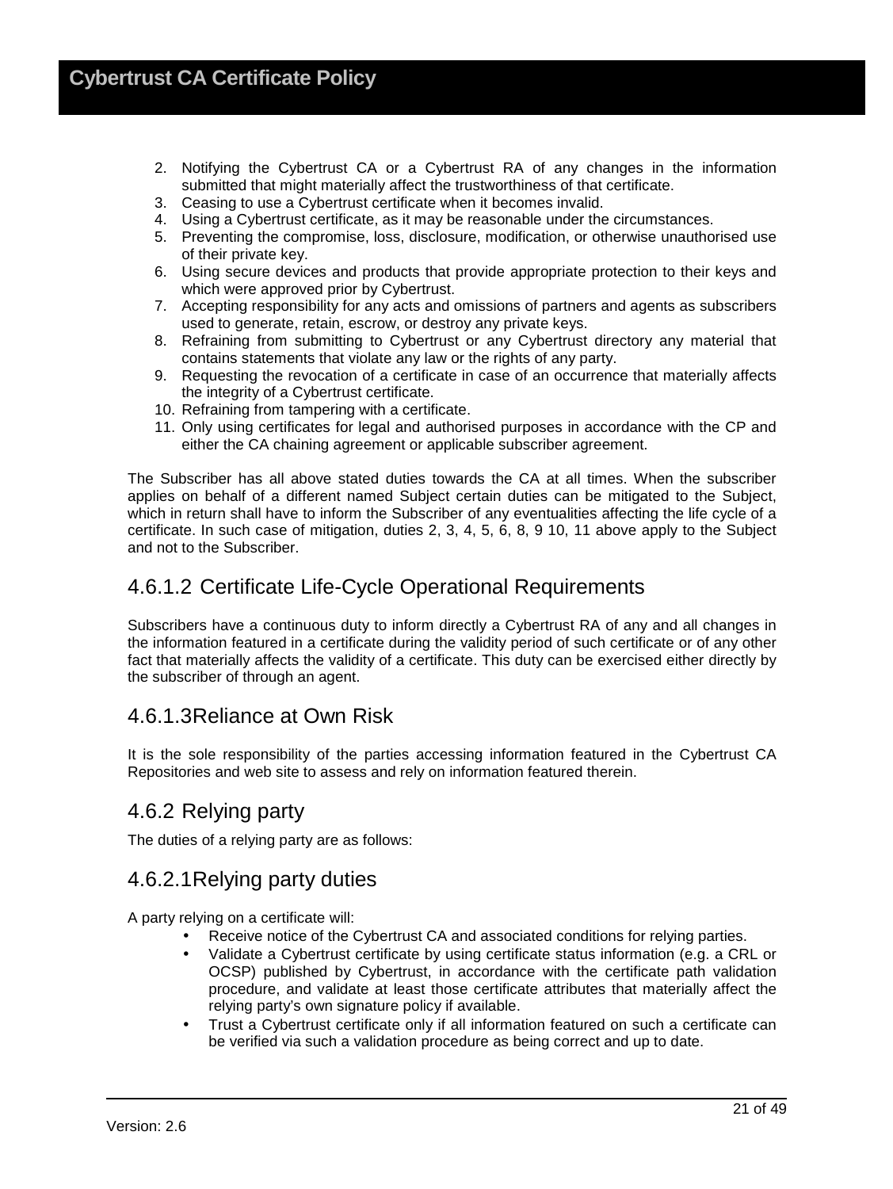2. Notifying the Cybertrust CA or a Cybertrust RA of any changes in the information submitted that might materially affect the trustworthiness of that certificate.
3. Ceasing to use a Cybertrust certificate when it becomes invalid.
4. Using a Cybertrust certificate, as it may be reasonable under the circumstances.
5. Preventing the compromise, loss, disclosure, modification, or otherwise unauthorised use of their private key.
6. Using secure devices and products that provide appropriate protection to their keys and which were approved prior by Cybertrust.
7. Accepting responsibility for any acts and omissions of partners and agents as subscribers used to generate, retain, escrow, or destroy any private keys.
8. Refraining from submitting to Cybertrust or any Cybertrust directory any material that contains statements that violate any law or the rights of any party.
9. Requesting the revocation of a certificate in case of an occurrence that materially affects the integrity of a Cybertrust certificate.
10. Refraining from tampering with a certificate.
11. Only using certificates for legal and authorised purposes in accordance with the CP and either the CA chaining agreement or applicable subscriber agreement.

The Subscriber has all above stated duties towards the CA at all times. When the subscriber applies on behalf of a different named Subject certain duties can be mitigated to the Subject, which in return shall have to inform the Subscriber of any eventualities affecting the life cycle of a certificate. In such case of mitigation, duties 2, 3, 4, 5, 6, 8, 9 10, 11 above apply to the Subject and not to the Subscriber.

#### 4.6.1.2 Certificate Life-Cycle Operational Requirements

Subscribers have a continuous duty to inform directly a Cybertrust RA of any and all changes in the information featured in a certificate during the validity period of such certificate or of any other fact that materially affects the validity of a certificate. This duty can be exercised either directly by the subscriber of through an agent.

#### 4.6.1.3Reliance at Own Risk

It is the sole responsibility of the parties accessing information featured in the Cybertrust CA Repositories and web site to assess and rely on information featured therein.

### 4.6.2 Relying party

The duties of a relying party are as follows:

#### 4.6.2.1Relying party duties

A party relying on a certificate will:

- Receive notice of the Cybertrust CA and associated conditions for relying parties.
- Validate a Cybertrust certificate by using certificate status information (e.g. a CRL or OCSP) published by Cybertrust, in accordance with the certificate path validation procedure, and validate at least those certificate attributes that materially affect the relying party's own signature policy if available.
- Trust a Cybertrust certificate only if all information featured on such a certificate can be verified via such a validation procedure as being correct and up to date.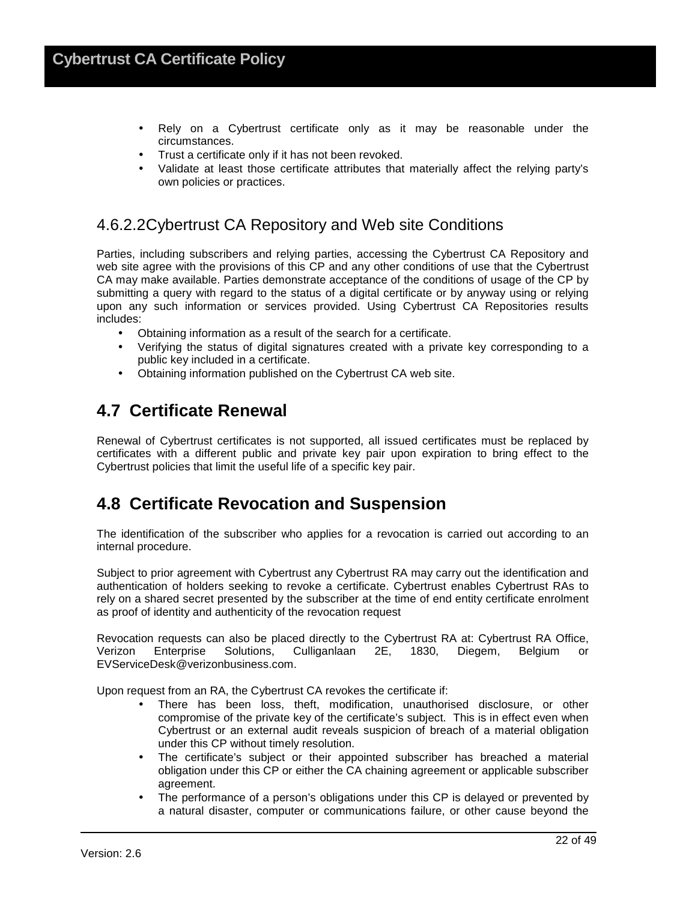- Rely on a Cybertrust certificate only as it may be reasonable under the circumstances.
- Trust a certificate only if it has not been revoked.
- Validate at least those certificate attributes that materially affect the relying party's own policies or practices.

### 4.6.2.2 Cybertrust CA Repository and Web site Conditions

Parties, including subscribers and relying parties, accessing the Cybertrust CA Repository and web site agree with the provisions of this CP and any other conditions of use that the Cybertrust CA may make available. Parties demonstrate acceptance of the conditions of usage of the CP by submitting a query with regard to the status of a digital certificate or by anyway using or relying upon any such information or services provided. Using Cybertrust CA Repositories results includes:

- Obtaining information as a result of the search for a certificate.
- Verifying the status of digital signatures created with a private key corresponding to a public key included in a certificate.
- Obtaining information published on the Cybertrust CA web site.

## 4.7 Certificate Renewal

Renewal of Cybertrust certificates is not supported, all issued certificates must be replaced by certificates with a different public and private key pair upon expiration to bring effect to the Cybertrust policies that limit the useful life of a specific key pair.

## 4.8 Certificate Revocation and Suspension

The identification of the subscriber who applies for a revocation is carried out according to an internal procedure.

Subject to prior agreement with Cybertrust any Cybertrust RA may carry out the identification and authentication of holders seeking to revoke a certificate. Cybertrust enables Cybertrust RAs to rely on a shared secret presented by the subscriber at the time of end entity certificate enrolment as proof of identity and authenticity of the revocation request

Revocation requests can also be placed directly to the Cybertrust RA at: Cybertrust RA Office, Verizon Enterprise Solutions, Culliganlaan 2E, 1830, Diegem, Belgium or EVServiceDesk@verizonbusiness.com.

Upon request from an RA, the Cybertrust CA revokes the certificate if:

- There has been loss, theft, modification, unauthorised disclosure, or other compromise of the private key of the certificate's subject. This is in effect even when Cybertrust or an external audit reveals suspicion of breach of a material obligation under this CP without timely resolution.
- The certificate's subject or their appointed subscriber has breached a material obligation under this CP or either the CA chaining agreement or applicable subscriber agreement.
- The performance of a person's obligations under this CP is delayed or prevented by a natural disaster, computer or communications failure, or other cause beyond the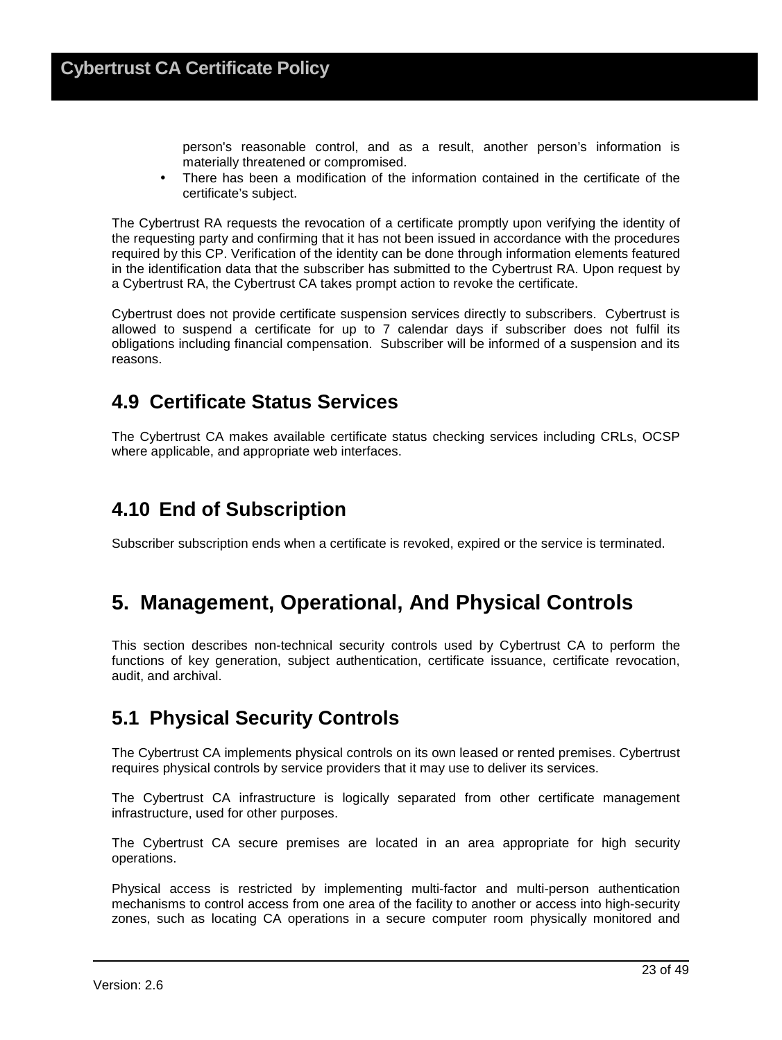person's reasonable control, and as a result, another person's information is materially threatened or compromised.

- There has been a modification of the information contained in the certificate of the certificate's subject.

The Cybertrust RA requests the revocation of a certificate promptly upon verifying the identity of the requesting party and confirming that it has not been issued in accordance with the procedures required by this CP. Verification of the identity can be done through information elements featured in the identification data that the subscriber has submitted to the Cybertrust RA. Upon request by a Cybertrust RA, the Cybertrust CA takes prompt action to revoke the certificate.

Cybertrust does not provide certificate suspension services directly to subscribers. Cybertrust is allowed to suspend a certificate for up to 7 calendar days if subscriber does not fulfil its obligations including financial compensation. Subscriber will be informed of a suspension and its reasons.

## 4.9 Certificate Status Services

The Cybertrust CA makes available certificate status checking services including CRLs, OCSP where applicable, and appropriate web interfaces.

## 4.10 End of Subscription

Subscriber subscription ends when a certificate is revoked, expired or the service is terminated.

# 5. Management, Operational, And Physical Controls

This section describes non-technical security controls used by Cybertrust CA to perform the functions of key generation, subject authentication, certificate issuance, certificate revocation, audit, and archival.

## 5.1 Physical Security Controls

The Cybertrust CA implements physical controls on its own leased or rented premises. Cybertrust requires physical controls by service providers that it may use to deliver its services.

The Cybertrust CA infrastructure is logically separated from other certificate management infrastructure, used for other purposes.

The Cybertrust CA secure premises are located in an area appropriate for high security operations.

Physical access is restricted by implementing multi-factor and multi-person authentication mechanisms to control access from one area of the facility to another or access into high-security zones, such as locating CA operations in a secure computer room physically monitored and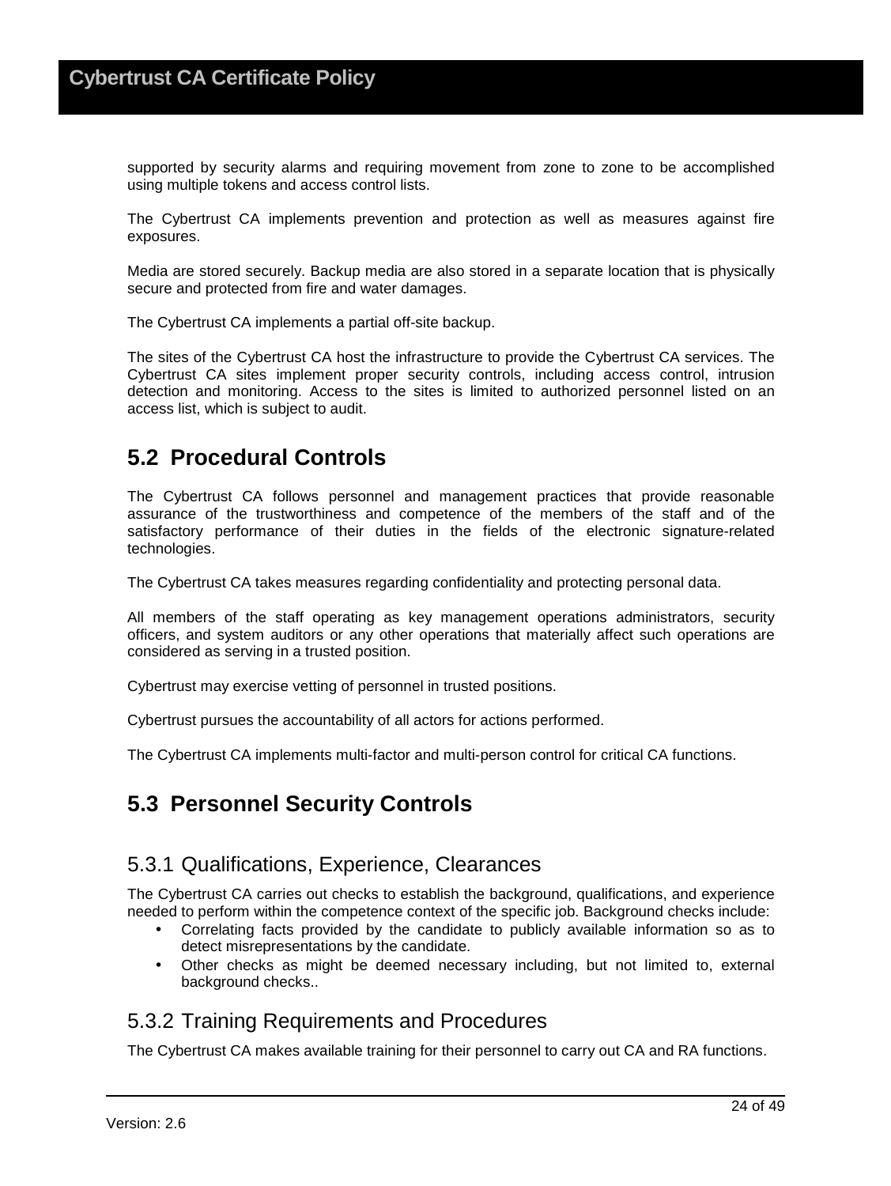supported by security alarms and requiring movement from zone to zone to be accomplished using multiple tokens and access control lists.

The Cybertrust CA implements prevention and protection as well as measures against fire exposures.

Media are stored securely. Backup media are also stored in a separate location that is physically secure and protected from fire and water damages.

The Cybertrust CA implements a partial off-site backup.

The sites of the Cybertrust CA host the infrastructure to provide the Cybertrust CA services. The Cybertrust CA sites implement proper security controls, including access control, intrusion detection and monitoring. Access to the sites is limited to authorized personnel listed on an access list, which is subject to audit.

## 5.2 Procedural Controls

The Cybertrust CA follows personnel and management practices that provide reasonable assurance of the trustworthiness and competence of the members of the staff and of the satisfactory performance of their duties in the fields of the electronic signature-related technologies.

The Cybertrust CA takes measures regarding confidentiality and protecting personal data.

All members of the staff operating as key management operations administrators, security officers, and system auditors or any other operations that materially affect such operations are considered as serving in a trusted position.

Cybertrust may exercise vetting of personnel in trusted positions.

Cybertrust pursues the accountability of all actors for actions performed.

The Cybertrust CA implements multi-factor and multi-person control for critical CA functions.

## 5.3 Personnel Security Controls

### 5.3.1 Qualifications, Experience, Clearances

The Cybertrust CA carries out checks to establish the background, qualifications, and experience needed to perform within the competence context of the specific job. Background checks include:

- Correlating facts provided by the candidate to publicly available information so as to detect misrepresentations by the candidate.
- Other checks as might be deemed necessary including, but not limited to, external background checks..

### 5.3.2 Training Requirements and Procedures

The Cybertrust CA makes available training for their personnel to carry out CA and RA functions.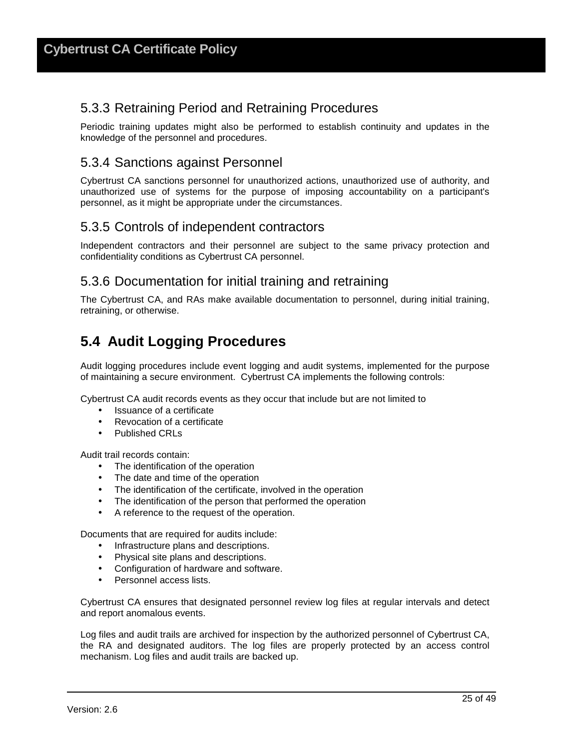### 5.3.3 Retraining Period and Retraining Procedures

Periodic training updates might also be performed to establish continuity and updates in the knowledge of the personnel and procedures.

### 5.3.4 Sanctions against Personnel

Cybertrust CA sanctions personnel for unauthorized actions, unauthorized use of authority, and unauthorized use of systems for the purpose of imposing accountability on a participant's personnel, as it might be appropriate under the circumstances.

### 5.3.5 Controls of independent contractors

Independent contractors and their personnel are subject to the same privacy protection and confidentiality conditions as Cybertrust CA personnel.

### 5.3.6 Documentation for initial training and retraining

The Cybertrust CA, and RAs make available documentation to personnel, during initial training, retraining, or otherwise.

## 5.4 Audit Logging Procedures

Audit logging procedures include event logging and audit systems, implemented for the purpose of maintaining a secure environment. Cybertrust CA implements the following controls:

Cybertrust CA audit records events as they occur that include but are not limited to

- Issuance of a certificate
- Revocation of a certificate
- Published CRLs

Audit trail records contain:

- The identification of the operation
- The date and time of the operation
- The identification of the certificate, involved in the operation
- The identification of the person that performed the operation
- A reference to the request of the operation.

Documents that are required for audits include:

- Infrastructure plans and descriptions.
- Physical site plans and descriptions.
- Configuration of hardware and software.
- Personnel access lists.

Cybertrust CA ensures that designated personnel review log files at regular intervals and detect and report anomalous events.

Log files and audit trails are archived for inspection by the authorized personnel of Cybertrust CA, the RA and designated auditors. The log files are properly protected by an access control mechanism. Log files and audit trails are backed up.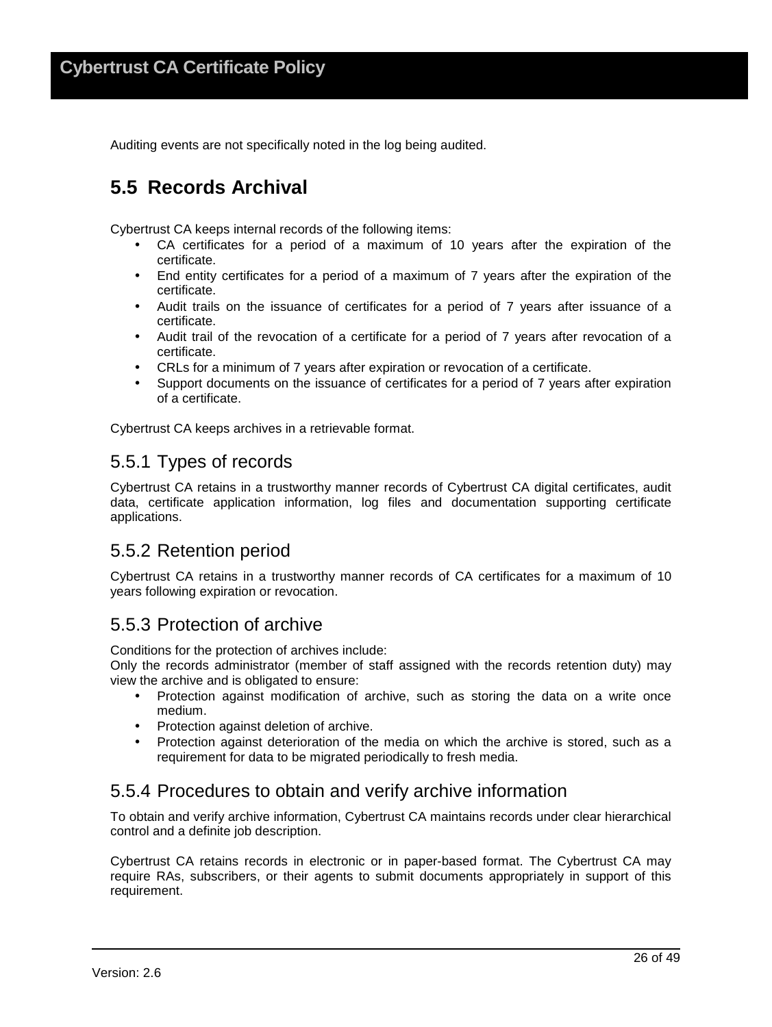Auditing events are not specifically noted in the log being audited.

## 5.5 Records Archival

Cybertrust CA keeps internal records of the following items:

- CA certificates for a period of a maximum of 10 years after the expiration of the certificate.
- End entity certificates for a period of a maximum of 7 years after the expiration of the certificate.
- Audit trails on the issuance of certificates for a period of 7 years after issuance of a certificate.
- Audit trail of the revocation of a certificate for a period of 7 years after revocation of a certificate.
- CRLs for a minimum of 7 years after expiration or revocation of a certificate.
- Support documents on the issuance of certificates for a period of 7 years after expiration of a certificate.

Cybertrust CA keeps archives in a retrievable format.

### 5.5.1 Types of records

Cybertrust CA retains in a trustworthy manner records of Cybertrust CA digital certificates, audit data, certificate application information, log files and documentation supporting certificate applications.

### 5.5.2 Retention period

Cybertrust CA retains in a trustworthy manner records of CA certificates for a maximum of 10 years following expiration or revocation.

### 5.5.3 Protection of archive

Conditions for the protection of archives include:
Only the records administrator (member of staff assigned with the records retention duty) may view the archive and is obligated to ensure:

- Protection against modification of archive, such as storing the data on a write once medium.
- Protection against deletion of archive.
- Protection against deterioration of the media on which the archive is stored, such as a requirement for data to be migrated periodically to fresh media.

### 5.5.4 Procedures to obtain and verify archive information

To obtain and verify archive information, Cybertrust CA maintains records under clear hierarchical control and a definite job description.

Cybertrust CA retains records in electronic or in paper-based format. The Cybertrust CA may require RAs, subscribers, or their agents to submit documents appropriately in support of this requirement.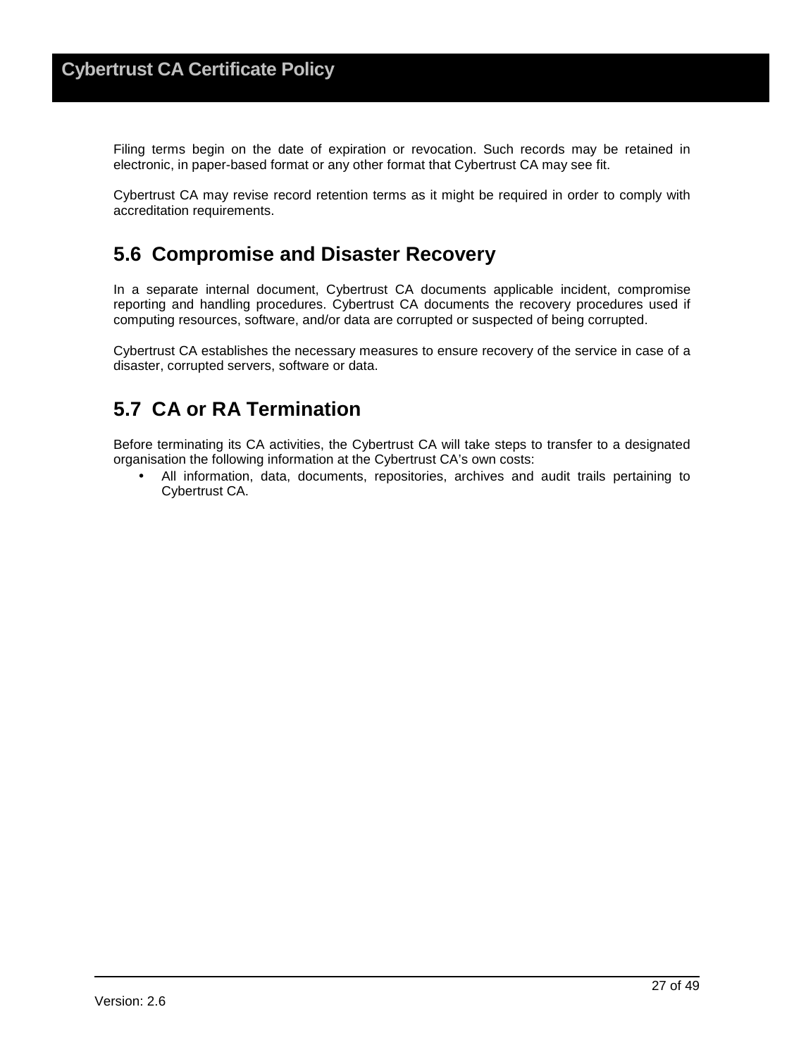Filing terms begin on the date of expiration or revocation. Such records may be retained in electronic, in paper-based format or any other format that Cybertrust CA may see fit.

Cybertrust CA may revise record retention terms as it might be required in order to comply with accreditation requirements.

## 5.6 Compromise and Disaster Recovery

In a separate internal document, Cybertrust CA documents applicable incident, compromise reporting and handling procedures. Cybertrust CA documents the recovery procedures used if computing resources, software, and/or data are corrupted or suspected of being corrupted.

Cybertrust CA establishes the necessary measures to ensure recovery of the service in case of a disaster, corrupted servers, software or data.

## 5.7 CA or RA Termination

Before terminating its CA activities, the Cybertrust CA will take steps to transfer to a designated organisation the following information at the Cybertrust CA's own costs:

- All information, data, documents, repositories, archives and audit trails pertaining to Cybertrust CA.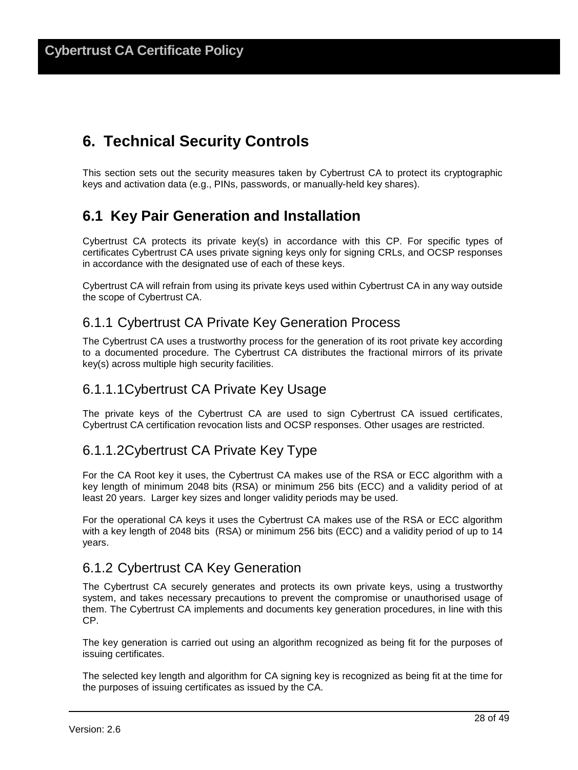# 6. Technical Security Controls

This section sets out the security measures taken by Cybertrust CA to protect its cryptographic keys and activation data (e.g., PINs, passwords, or manually-held key shares).

## 6.1 Key Pair Generation and Installation

Cybertrust CA protects its private key(s) in accordance with this CP. For specific types of certificates Cybertrust CA uses private signing keys only for signing CRLs, and OCSP responses in accordance with the designated use of each of these keys.

Cybertrust CA will refrain from using its private keys used within Cybertrust CA in any way outside the scope of Cybertrust CA.

### 6.1.1 Cybertrust CA Private Key Generation Process

The Cybertrust CA uses a trustworthy process for the generation of its root private key according to a documented procedure. The Cybertrust CA distributes the fractional mirrors of its private key(s) across multiple high security facilities.

### 6.1.1.1Cybertrust CA Private Key Usage

The private keys of the Cybertrust CA are used to sign Cybertrust CA issued certificates, Cybertrust CA certification revocation lists and OCSP responses. Other usages are restricted.

### 6.1.1.2Cybertrust CA Private Key Type

For the CA Root key it uses, the Cybertrust CA makes use of the RSA or ECC algorithm with a key length of minimum 2048 bits (RSA) or minimum 256 bits (ECC) and a validity period of at least 20 years. Larger key sizes and longer validity periods may be used.

For the operational CA keys it uses the Cybertrust CA makes use of the RSA or ECC algorithm with a key length of 2048 bits (RSA) or minimum 256 bits (ECC) and a validity period of up to 14 years.

### 6.1.2 Cybertrust CA Key Generation

The Cybertrust CA securely generates and protects its own private keys, using a trustworthy system, and takes necessary precautions to prevent the compromise or unauthorised usage of them. The Cybertrust CA implements and documents key generation procedures, in line with this CP.

The key generation is carried out using an algorithm recognized as being fit for the purposes of issuing certificates.

The selected key length and algorithm for CA signing key is recognized as being fit at the time for the purposes of issuing certificates as issued by the CA.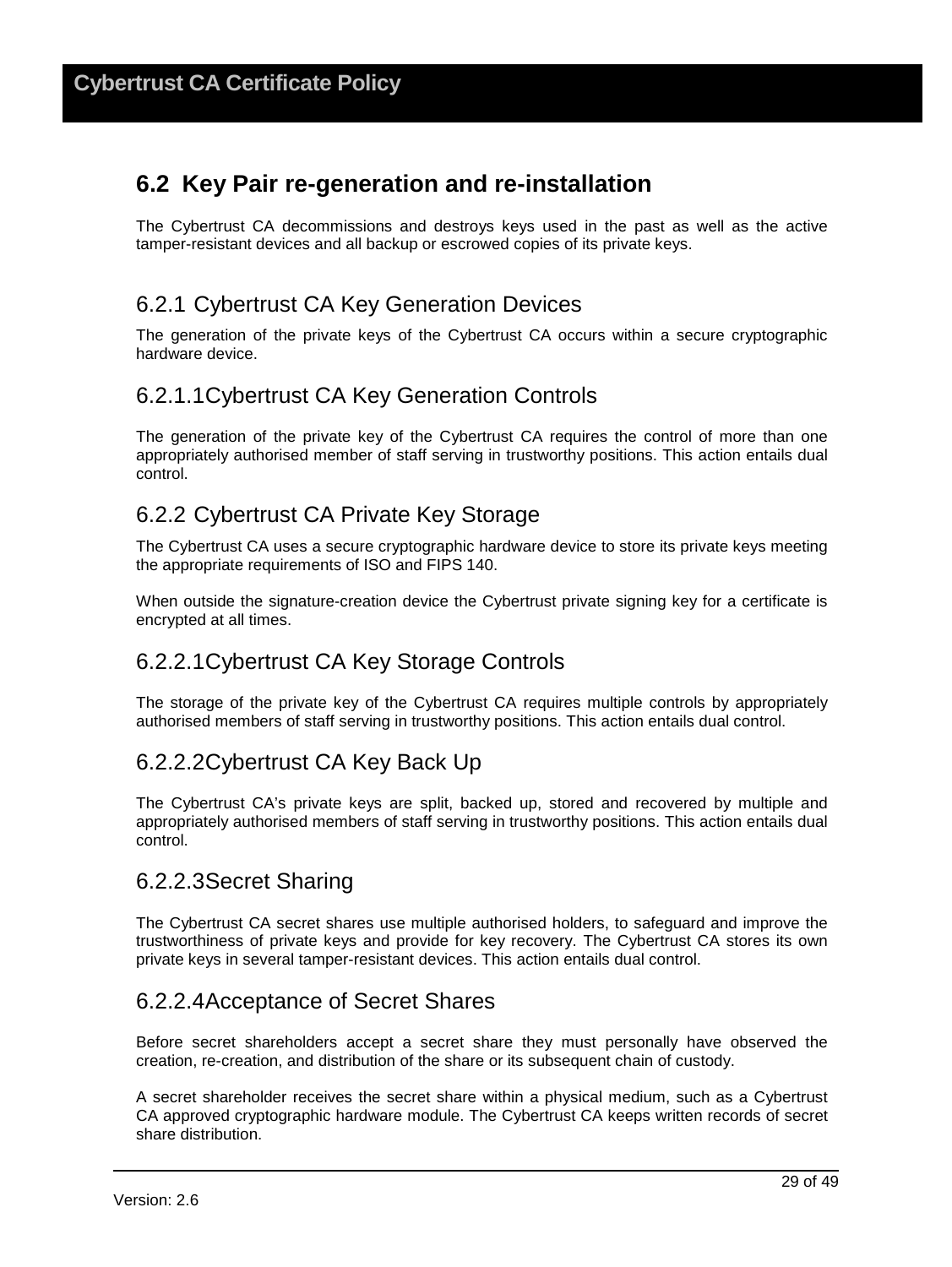## 6.2 Key Pair re-generation and re-installation

The Cybertrust CA decommissions and destroys keys used in the past as well as the active tamper-resistant devices and all backup or escrowed copies of its private keys.

### 6.2.1 Cybertrust CA Key Generation Devices

The generation of the private keys of the Cybertrust CA occurs within a secure cryptographic hardware device.

#### 6.2.1.1 Cybertrust CA Key Generation Controls

The generation of the private key of the Cybertrust CA requires the control of more than one appropriately authorised member of staff serving in trustworthy positions. This action entails dual control.

### 6.2.2 Cybertrust CA Private Key Storage

The Cybertrust CA uses a secure cryptographic hardware device to store its private keys meeting the appropriate requirements of ISO and FIPS 140.

When outside the signature-creation device the Cybertrust private signing key for a certificate is encrypted at all times.

#### 6.2.2.1 Cybertrust CA Key Storage Controls

The storage of the private key of the Cybertrust CA requires multiple controls by appropriately authorised members of staff serving in trustworthy positions. This action entails dual control.

#### 6.2.2.2 Cybertrust CA Key Back Up

The Cybertrust CA's private keys are split, backed up, stored and recovered by multiple and appropriately authorised members of staff serving in trustworthy positions. This action entails dual control.

#### 6.2.2.3 Secret Sharing

The Cybertrust CA secret shares use multiple authorised holders, to safeguard and improve the trustworthiness of private keys and provide for key recovery. The Cybertrust CA stores its own private keys in several tamper-resistant devices. This action entails dual control.

#### 6.2.2.4 Acceptance of Secret Shares

Before secret shareholders accept a secret share they must personally have observed the creation, re-creation, and distribution of the share or its subsequent chain of custody.

A secret shareholder receives the secret share within a physical medium, such as a Cybertrust CA approved cryptographic hardware module. The Cybertrust CA keeps written records of secret share distribution.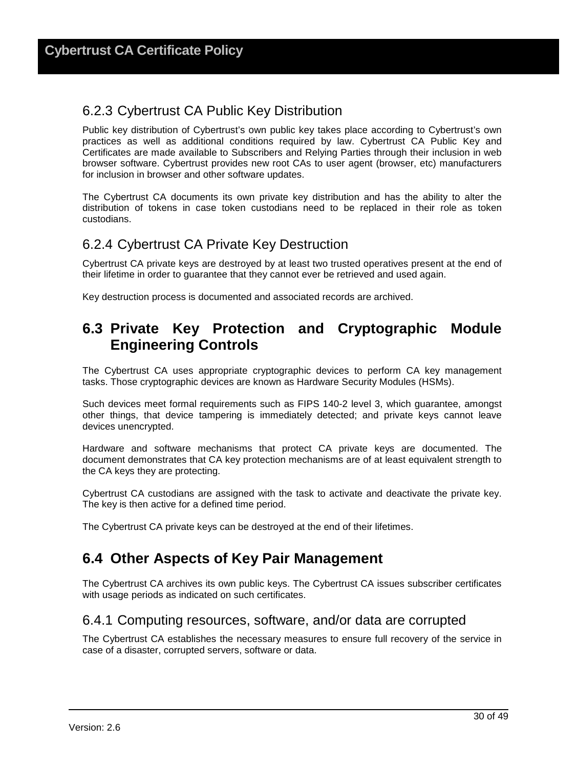### 6.2.3 Cybertrust CA Public Key Distribution

Public key distribution of Cybertrust's own public key takes place according to Cybertrust's own practices as well as additional conditions required by law. Cybertrust CA Public Key and Certificates are made available to Subscribers and Relying Parties through their inclusion in web browser software. Cybertrust provides new root CAs to user agent (browser, etc) manufacturers for inclusion in browser and other software updates.

The Cybertrust CA documents its own private key distribution and has the ability to alter the distribution of tokens in case token custodians need to be replaced in their role as token custodians.

### 6.2.4 Cybertrust CA Private Key Destruction

Cybertrust CA private keys are destroyed by at least two trusted operatives present at the end of their lifetime in order to guarantee that they cannot ever be retrieved and used again.

Key destruction process is documented and associated records are archived.

## 6.3 Private Key Protection and Cryptographic Module Engineering Controls

The Cybertrust CA uses appropriate cryptographic devices to perform CA key management tasks. Those cryptographic devices are known as Hardware Security Modules (HSMs).

Such devices meet formal requirements such as FIPS 140-2 level 3, which guarantee, amongst other things, that device tampering is immediately detected; and private keys cannot leave devices unencrypted.

Hardware and software mechanisms that protect CA private keys are documented. The document demonstrates that CA key protection mechanisms are of at least equivalent strength to the CA keys they are protecting.

Cybertrust CA custodians are assigned with the task to activate and deactivate the private key. The key is then active for a defined time period.

The Cybertrust CA private keys can be destroyed at the end of their lifetimes.

## 6.4 Other Aspects of Key Pair Management

The Cybertrust CA archives its own public keys. The Cybertrust CA issues subscriber certificates with usage periods as indicated on such certificates.

### 6.4.1 Computing resources, software, and/or data are corrupted

The Cybertrust CA establishes the necessary measures to ensure full recovery of the service in case of a disaster, corrupted servers, software or data.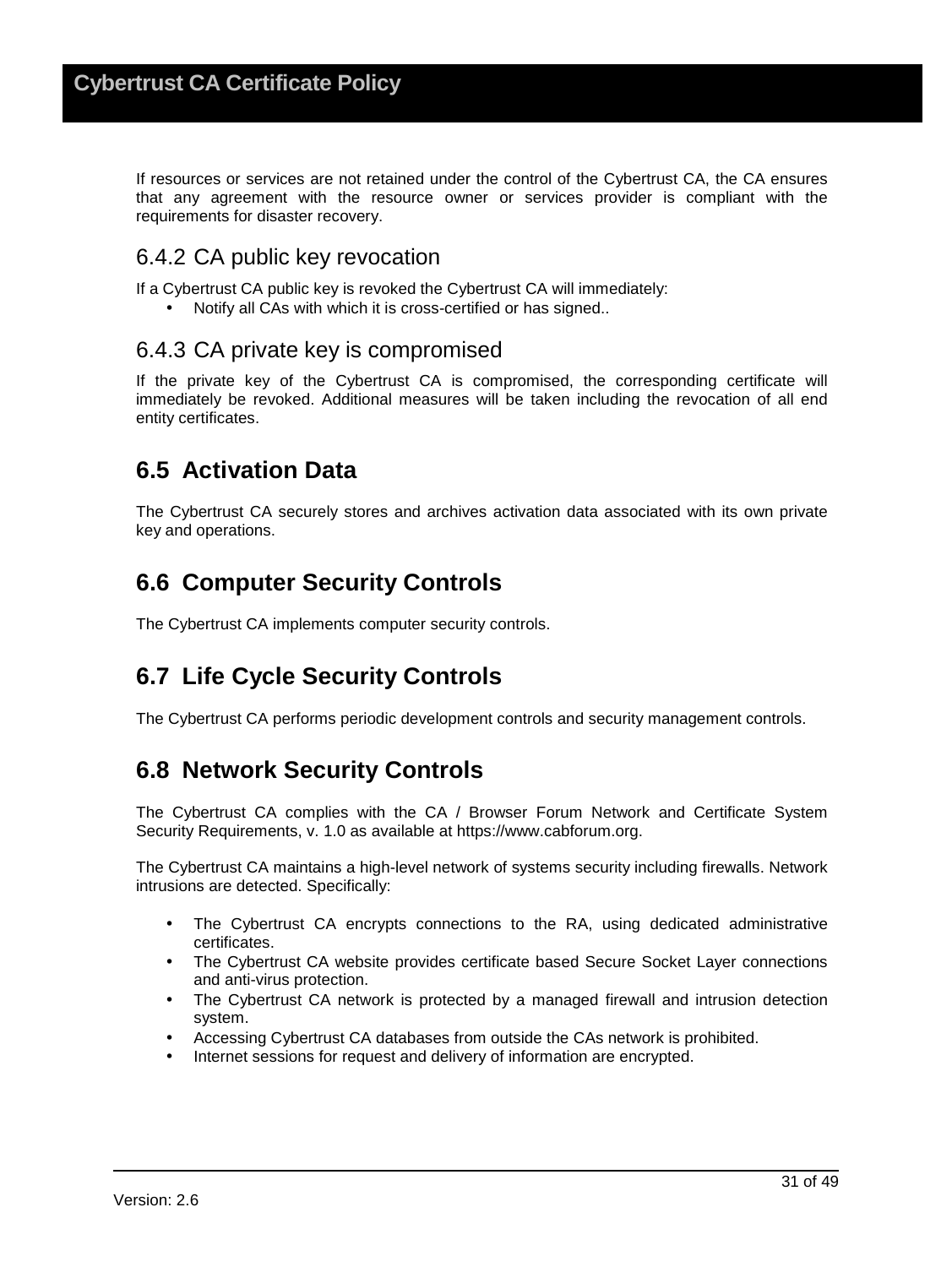If resources or services are not retained under the control of the Cybertrust CA, the CA ensures that any agreement with the resource owner or services provider is compliant with the requirements for disaster recovery.

### 6.4.2 CA public key revocation

If a Cybertrust CA public key is revoked the Cybertrust CA will immediately:

- Notify all CAs with which it is cross-certified or has signed..

### 6.4.3 CA private key is compromised

If the private key of the Cybertrust CA is compromised, the corresponding certificate will immediately be revoked. Additional measures will be taken including the revocation of all end entity certificates.

## 6.5 Activation Data

The Cybertrust CA securely stores and archives activation data associated with its own private key and operations.

## 6.6 Computer Security Controls

The Cybertrust CA implements computer security controls.

## 6.7 Life Cycle Security Controls

The Cybertrust CA performs periodic development controls and security management controls.

## 6.8 Network Security Controls

The Cybertrust CA complies with the CA / Browser Forum Network and Certificate System Security Requirements, v. 1.0 as available at https://www.cabforum.org.

The Cybertrust CA maintains a high-level network of systems security including firewalls. Network intrusions are detected. Specifically:

- The Cybertrust CA encrypts connections to the RA, using dedicated administrative certificates.
- The Cybertrust CA website provides certificate based Secure Socket Layer connections and anti-virus protection.
- The Cybertrust CA network is protected by a managed firewall and intrusion detection system.
- Accessing Cybertrust CA databases from outside the CAs network is prohibited.
- Internet sessions for request and delivery of information are encrypted.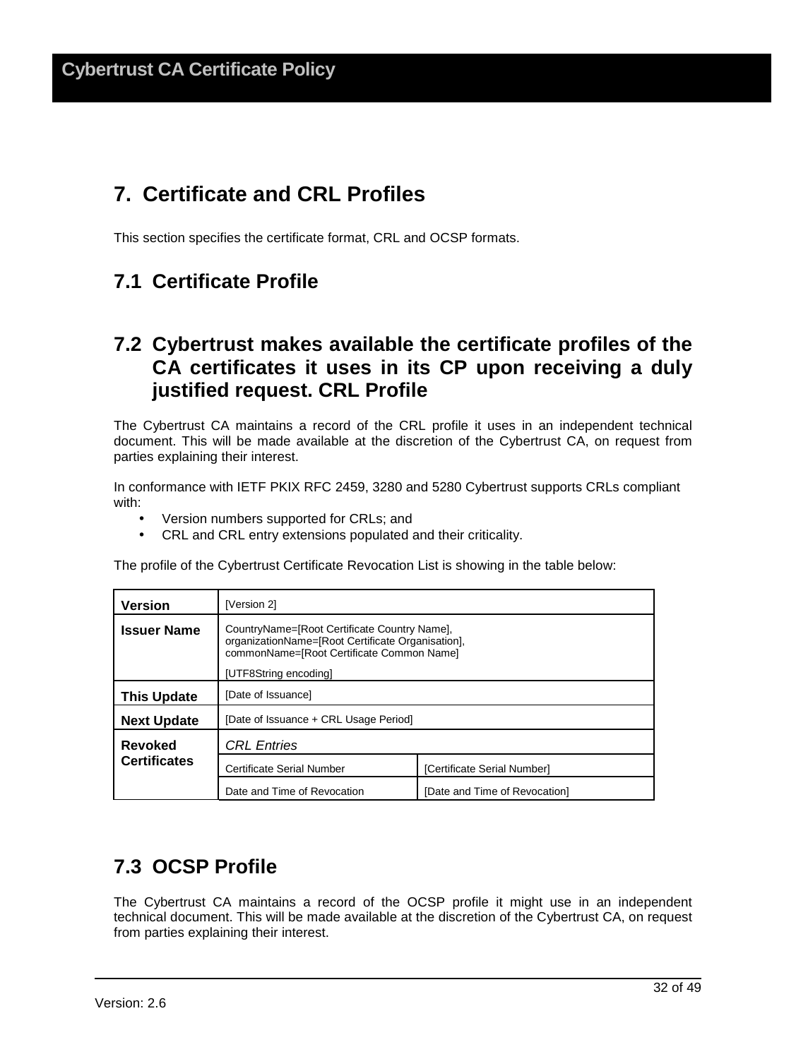# 7. Certificate and CRL Profiles

This section specifies the certificate format, CRL and OCSP formats.

## 7.1 Certificate Profile

## 7.2 Cybertrust makes available the certificate profiles of the CA certificates it uses in its CP upon receiving a duly justified request. CRL Profile

The Cybertrust CA maintains a record of the CRL profile it uses in an independent technical document. This will be made available at the discretion of the Cybertrust CA, on request from parties explaining their interest.

In conformance with IETF PKIX RFC 2459, 3280 and 5280 Cybertrust supports CRLs compliant with:

- Version numbers supported for CRLs; and
- CRL and CRL entry extensions populated and their criticality.

The profile of the Cybertrust Certificate Revocation List is showing in the table below:

| | | |
|---|---|---|
| **Version** | [Version 2] | |
| **Issuer Name** | CountryName=[Root Certificate Country Name], organizationName=[Root Certificate Organisation], commonName=[Root Certificate Common Name]<br><br>[UTF8String encoding] | |
| **This Update** | [Date of Issuance] | |
| **Next Update** | [Date of Issuance + CRL Usage Period] | |
| **Revoked Certificates** | *CRL Entries* | |
| | Certificate Serial Number | [Certificate Serial Number] |
| | Date and Time of Revocation | [Date and Time of Revocation] |

## 7.3 OCSP Profile

The Cybertrust CA maintains a record of the OCSP profile it might use in an independent technical document. This will be made available at the discretion of the Cybertrust CA, on request from parties explaining their interest.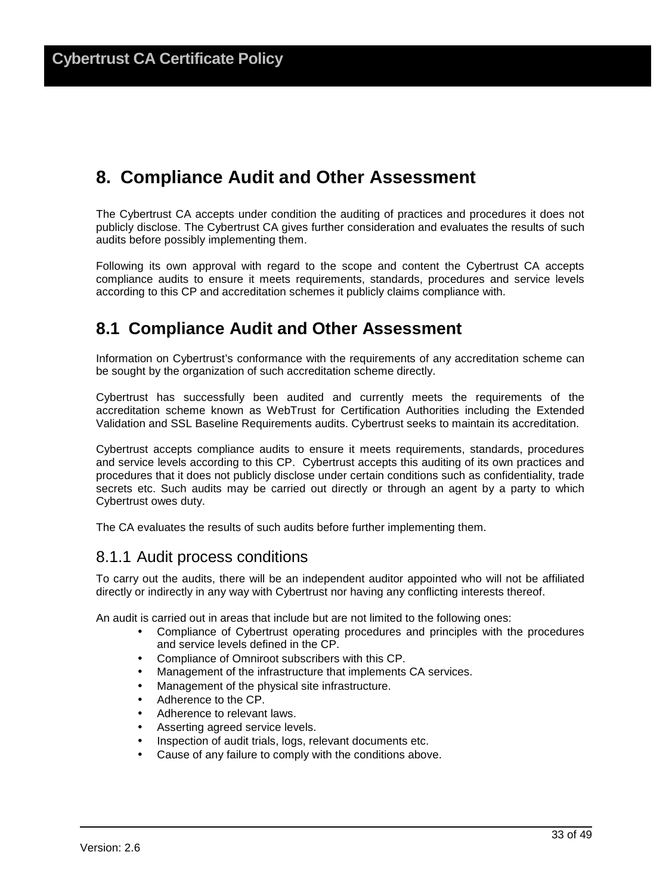# 8. Compliance Audit and Other Assessment

The Cybertrust CA accepts under condition the auditing of practices and procedures it does not publicly disclose. The Cybertrust CA gives further consideration and evaluates the results of such audits before possibly implementing them.

Following its own approval with regard to the scope and content the Cybertrust CA accepts compliance audits to ensure it meets requirements, standards, procedures and service levels according to this CP and accreditation schemes it publicly claims compliance with.

## 8.1 Compliance Audit and Other Assessment

Information on Cybertrust's conformance with the requirements of any accreditation scheme can be sought by the organization of such accreditation scheme directly.

Cybertrust has successfully been audited and currently meets the requirements of the accreditation scheme known as WebTrust for Certification Authorities including the Extended Validation and SSL Baseline Requirements audits. Cybertrust seeks to maintain its accreditation.

Cybertrust accepts compliance audits to ensure it meets requirements, standards, procedures and service levels according to this CP. Cybertrust accepts this auditing of its own practices and procedures that it does not publicly disclose under certain conditions such as confidentiality, trade secrets etc. Such audits may be carried out directly or through an agent by a party to which Cybertrust owes duty.

The CA evaluates the results of such audits before further implementing them.

### 8.1.1 Audit process conditions

To carry out the audits, there will be an independent auditor appointed who will not be affiliated directly or indirectly in any way with Cybertrust nor having any conflicting interests thereof.

An audit is carried out in areas that include but are not limited to the following ones:

- Compliance of Cybertrust operating procedures and principles with the procedures and service levels defined in the CP.
- Compliance of Omniroot subscribers with this CP.
- Management of the infrastructure that implements CA services.
- Management of the physical site infrastructure.
- Adherence to the CP.
- Adherence to relevant laws.
- Asserting agreed service levels.
- Inspection of audit trials, logs, relevant documents etc.
- Cause of any failure to comply with the conditions above.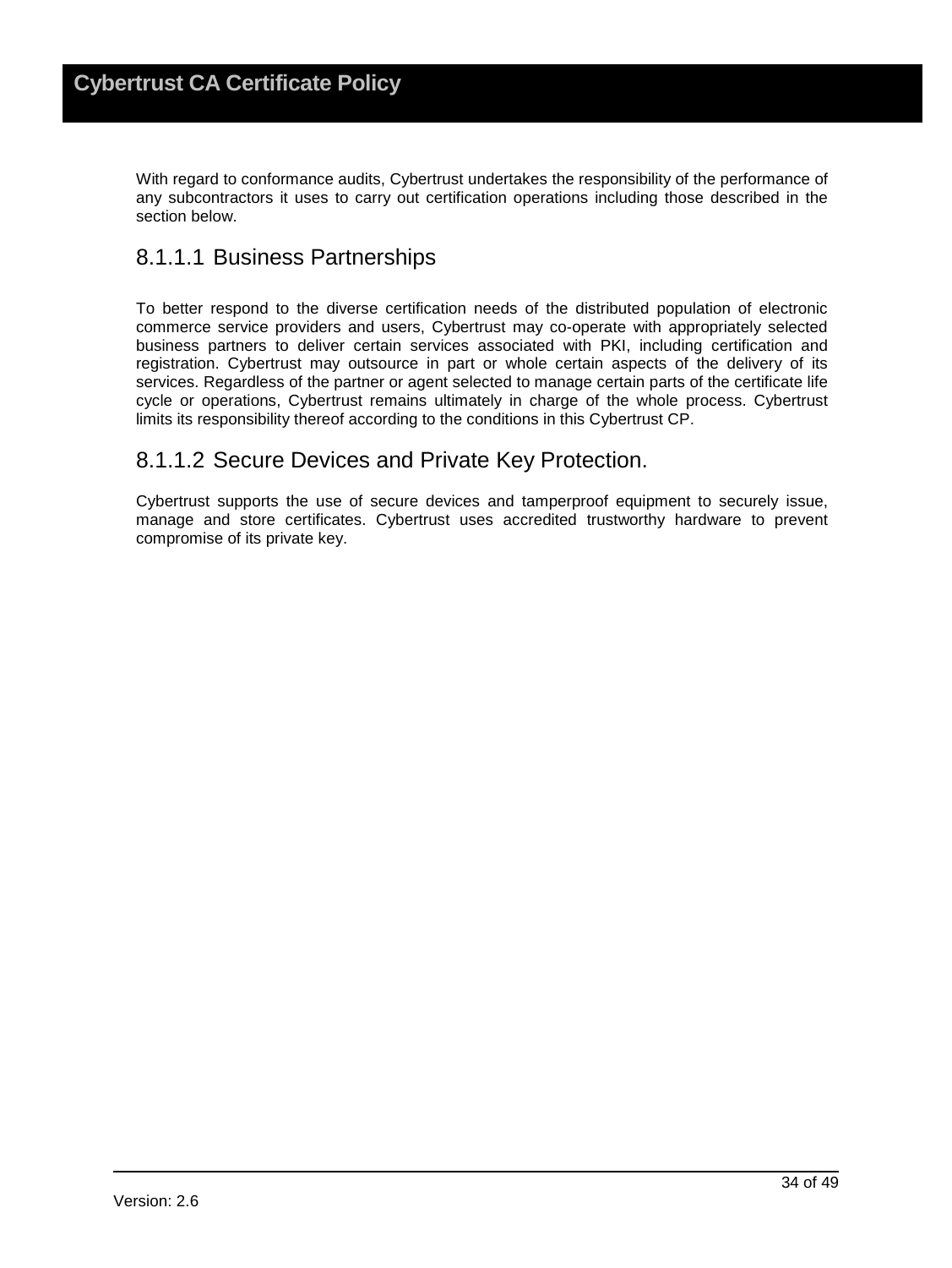With regard to conformance audits, Cybertrust undertakes the responsibility of the performance of any subcontractors it uses to carry out certification operations including those described in the section below.

#### 8.1.1.1 Business Partnerships

To better respond to the diverse certification needs of the distributed population of electronic commerce service providers and users, Cybertrust may co-operate with appropriately selected business partners to deliver certain services associated with PKI, including certification and registration. Cybertrust may outsource in part or whole certain aspects of the delivery of its services. Regardless of the partner or agent selected to manage certain parts of the certificate life cycle or operations, Cybertrust remains ultimately in charge of the whole process. Cybertrust limits its responsibility thereof according to the conditions in this Cybertrust CP.

#### 8.1.1.2 Secure Devices and Private Key Protection.

Cybertrust supports the use of secure devices and tamperproof equipment to securely issue, manage and store certificates. Cybertrust uses accredited trustworthy hardware to prevent compromise of its private key.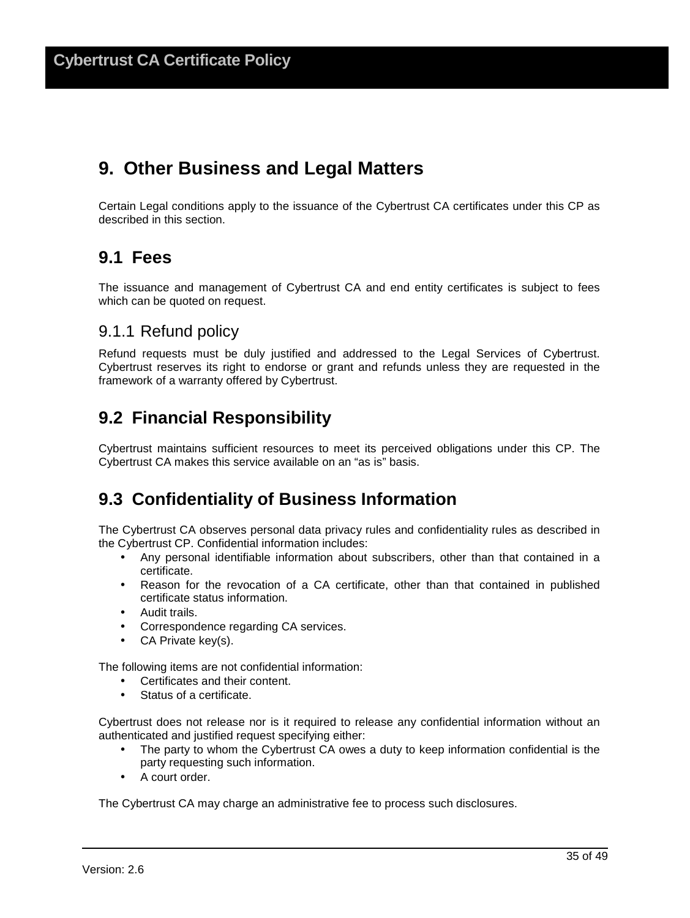# 9. Other Business and Legal Matters

Certain Legal conditions apply to the issuance of the Cybertrust CA certificates under this CP as described in this section.

## 9.1 Fees

The issuance and management of Cybertrust CA and end entity certificates is subject to fees which can be quoted on request.

### 9.1.1 Refund policy

Refund requests must be duly justified and addressed to the Legal Services of Cybertrust. Cybertrust reserves its right to endorse or grant and refunds unless they are requested in the framework of a warranty offered by Cybertrust.

## 9.2 Financial Responsibility

Cybertrust maintains sufficient resources to meet its perceived obligations under this CP. The Cybertrust CA makes this service available on an “as is” basis.

## 9.3 Confidentiality of Business Information

The Cybertrust CA observes personal data privacy rules and confidentiality rules as described in the Cybertrust CP. Confidential information includes:

- Any personal identifiable information about subscribers, other than that contained in a certificate.
- Reason for the revocation of a CA certificate, other than that contained in published certificate status information.
- Audit trails.
- Correspondence regarding CA services.
- CA Private key(s).

The following items are not confidential information:

- Certificates and their content.
- Status of a certificate.

Cybertrust does not release nor is it required to release any confidential information without an authenticated and justified request specifying either:

- The party to whom the Cybertrust CA owes a duty to keep information confidential is the party requesting such information.
- A court order.

The Cybertrust CA may charge an administrative fee to process such disclosures.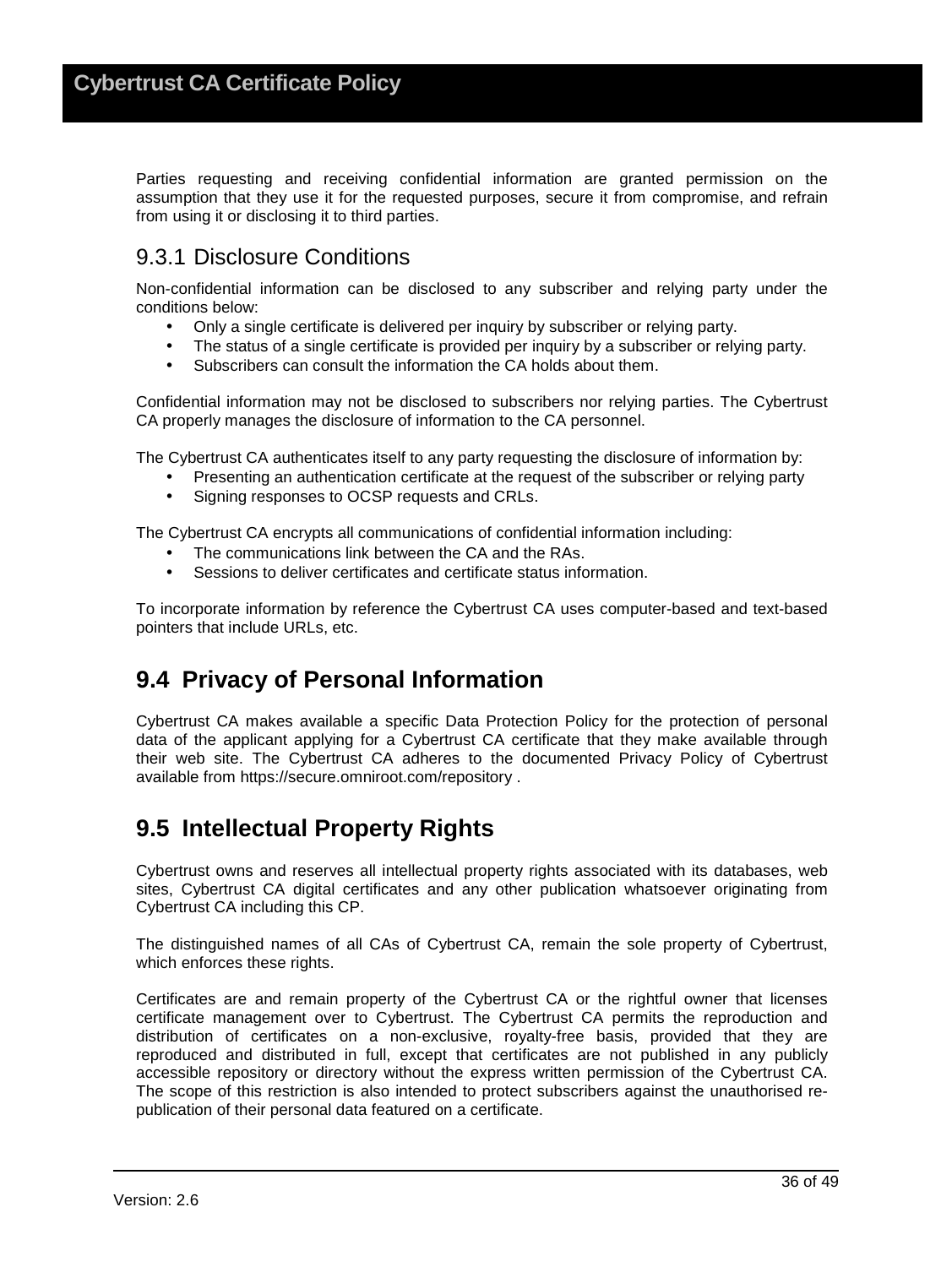Parties requesting and receiving confidential information are granted permission on the assumption that they use it for the requested purposes, secure it from compromise, and refrain from using it or disclosing it to third parties.

### 9.3.1 Disclosure Conditions

Non-confidential information can be disclosed to any subscriber and relying party under the conditions below:

- Only a single certificate is delivered per inquiry by subscriber or relying party.
- The status of a single certificate is provided per inquiry by a subscriber or relying party.
- Subscribers can consult the information the CA holds about them.

Confidential information may not be disclosed to subscribers nor relying parties. The Cybertrust CA properly manages the disclosure of information to the CA personnel.

The Cybertrust CA authenticates itself to any party requesting the disclosure of information by:

- Presenting an authentication certificate at the request of the subscriber or relying party
- Signing responses to OCSP requests and CRLs.

The Cybertrust CA encrypts all communications of confidential information including:

- The communications link between the CA and the RAs.
- Sessions to deliver certificates and certificate status information.

To incorporate information by reference the Cybertrust CA uses computer-based and text-based pointers that include URLs, etc.

## 9.4 Privacy of Personal Information

Cybertrust CA makes available a specific Data Protection Policy for the protection of personal data of the applicant applying for a Cybertrust CA certificate that they make available through their web site. The Cybertrust CA adheres to the documented Privacy Policy of Cybertrust available from https://secure.omniroot.com/repository .

## 9.5 Intellectual Property Rights

Cybertrust owns and reserves all intellectual property rights associated with its databases, web sites, Cybertrust CA digital certificates and any other publication whatsoever originating from Cybertrust CA including this CP.

The distinguished names of all CAs of Cybertrust CA, remain the sole property of Cybertrust, which enforces these rights.

Certificates are and remain property of the Cybertrust CA or the rightful owner that licenses certificate management over to Cybertrust. The Cybertrust CA permits the reproduction and distribution of certificates on a non-exclusive, royalty-free basis, provided that they are reproduced and distributed in full, except that certificates are not published in any publicly accessible repository or directory without the express written permission of the Cybertrust CA. The scope of this restriction is also intended to protect subscribers against the unauthorised re-publication of their personal data featured on a certificate.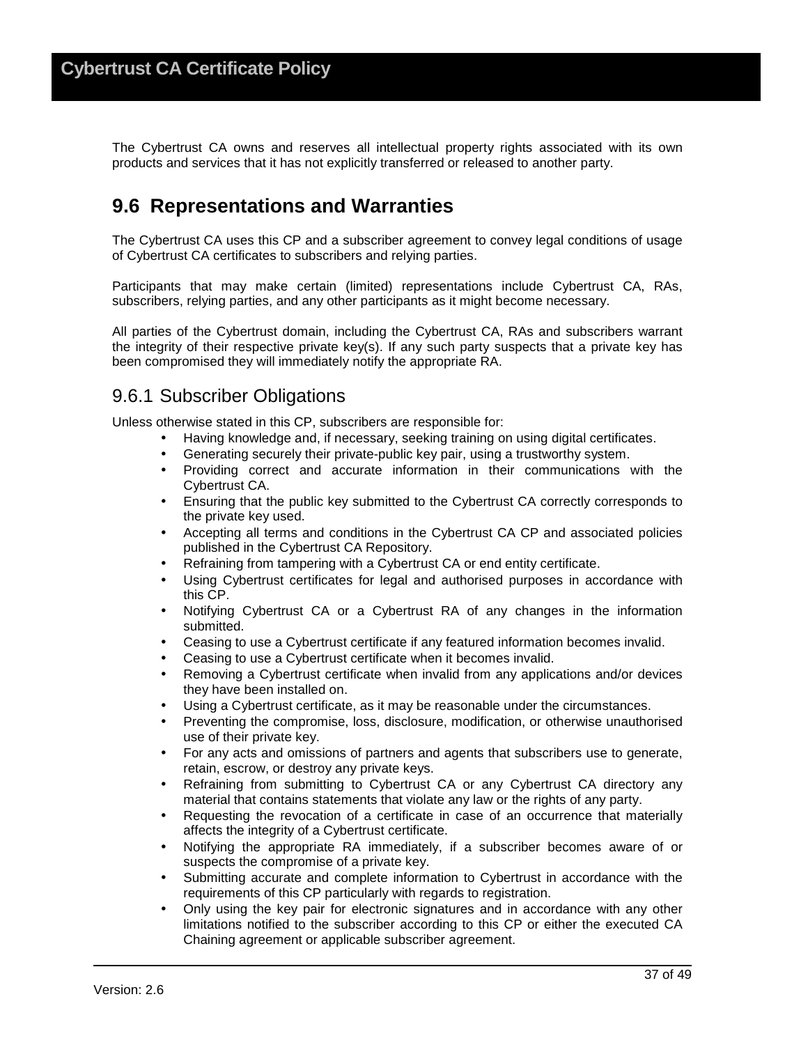The Cybertrust CA owns and reserves all intellectual property rights associated with its own products and services that it has not explicitly transferred or released to another party.

## 9.6 Representations and Warranties

The Cybertrust CA uses this CP and a subscriber agreement to convey legal conditions of usage of Cybertrust CA certificates to subscribers and relying parties.

Participants that may make certain (limited) representations include Cybertrust CA, RAs, subscribers, relying parties, and any other participants as it might become necessary.

All parties of the Cybertrust domain, including the Cybertrust CA, RAs and subscribers warrant the integrity of their respective private key(s). If any such party suspects that a private key has been compromised they will immediately notify the appropriate RA.

### 9.6.1 Subscriber Obligations

Unless otherwise stated in this CP, subscribers are responsible for:

- Having knowledge and, if necessary, seeking training on using digital certificates.
- Generating securely their private-public key pair, using a trustworthy system.
- Providing correct and accurate information in their communications with the Cybertrust CA.
- Ensuring that the public key submitted to the Cybertrust CA correctly corresponds to the private key used.
- Accepting all terms and conditions in the Cybertrust CA CP and associated policies published in the Cybertrust CA Repository.
- Refraining from tampering with a Cybertrust CA or end entity certificate.
- Using Cybertrust certificates for legal and authorised purposes in accordance with this CP.
- Notifying Cybertrust CA or a Cybertrust RA of any changes in the information submitted.
- Ceasing to use a Cybertrust certificate if any featured information becomes invalid.
- Ceasing to use a Cybertrust certificate when it becomes invalid.
- Removing a Cybertrust certificate when invalid from any applications and/or devices they have been installed on.
- Using a Cybertrust certificate, as it may be reasonable under the circumstances.
- Preventing the compromise, loss, disclosure, modification, or otherwise unauthorised use of their private key.
- For any acts and omissions of partners and agents that subscribers use to generate, retain, escrow, or destroy any private keys.
- Refraining from submitting to Cybertrust CA or any Cybertrust CA directory any material that contains statements that violate any law or the rights of any party.
- Requesting the revocation of a certificate in case of an occurrence that materially affects the integrity of a Cybertrust certificate.
- Notifying the appropriate RA immediately, if a subscriber becomes aware of or suspects the compromise of a private key.
- Submitting accurate and complete information to Cybertrust in accordance with the requirements of this CP particularly with regards to registration.
- Only using the key pair for electronic signatures and in accordance with any other limitations notified to the subscriber according to this CP or either the executed CA Chaining agreement or applicable subscriber agreement.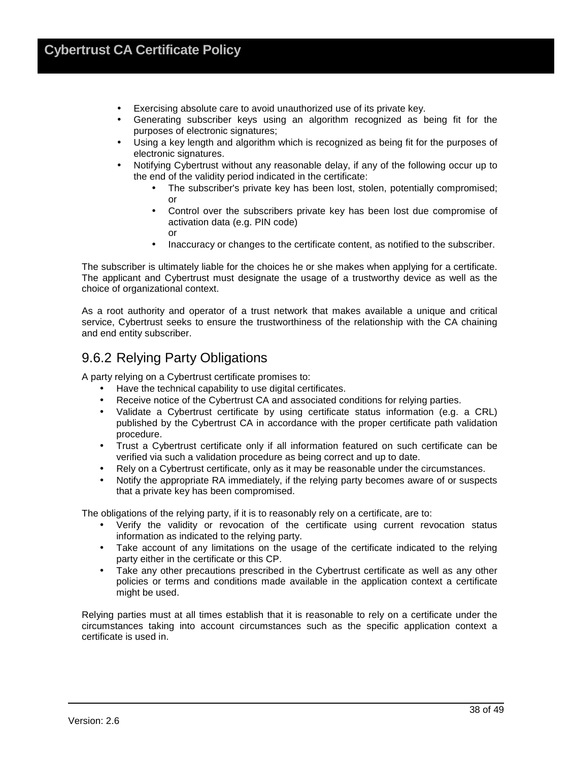- Exercising absolute care to avoid unauthorized use of its private key.
- Generating subscriber keys using an algorithm recognized as being fit for the purposes of electronic signatures;
- Using a key length and algorithm which is recognized as being fit for the purposes of electronic signatures.
- Notifying Cybertrust without any reasonable delay, if any of the following occur up to the end of the validity period indicated in the certificate:
    - The subscriber's private key has been lost, stolen, potentially compromised; or
    - Control over the subscribers private key has been lost due compromise of activation data (e.g. PIN code) or
    - Inaccuracy or changes to the certificate content, as notified to the subscriber.

The subscriber is ultimately liable for the choices he or she makes when applying for a certificate. The applicant and Cybertrust must designate the usage of a trustworthy device as well as the choice of organizational context.

As a root authority and operator of a trust network that makes available a unique and critical service, Cybertrust seeks to ensure the trustworthiness of the relationship with the CA chaining and end entity subscriber.

## 9.6.2 Relying Party Obligations

A party relying on a Cybertrust certificate promises to:

- Have the technical capability to use digital certificates.
- Receive notice of the Cybertrust CA and associated conditions for relying parties.
- Validate a Cybertrust certificate by using certificate status information (e.g. a CRL) published by the Cybertrust CA in accordance with the proper certificate path validation procedure.
- Trust a Cybertrust certificate only if all information featured on such certificate can be verified via such a validation procedure as being correct and up to date.
- Rely on a Cybertrust certificate, only as it may be reasonable under the circumstances.
- Notify the appropriate RA immediately, if the relying party becomes aware of or suspects that a private key has been compromised.

The obligations of the relying party, if it is to reasonably rely on a certificate, are to:

- Verify the validity or revocation of the certificate using current revocation status information as indicated to the relying party.
- Take account of any limitations on the usage of the certificate indicated to the relying party either in the certificate or this CP.
- Take any other precautions prescribed in the Cybertrust certificate as well as any other policies or terms and conditions made available in the application context a certificate might be used.

Relying parties must at all times establish that it is reasonable to rely on a certificate under the circumstances taking into account circumstances such as the specific application context a certificate is used in.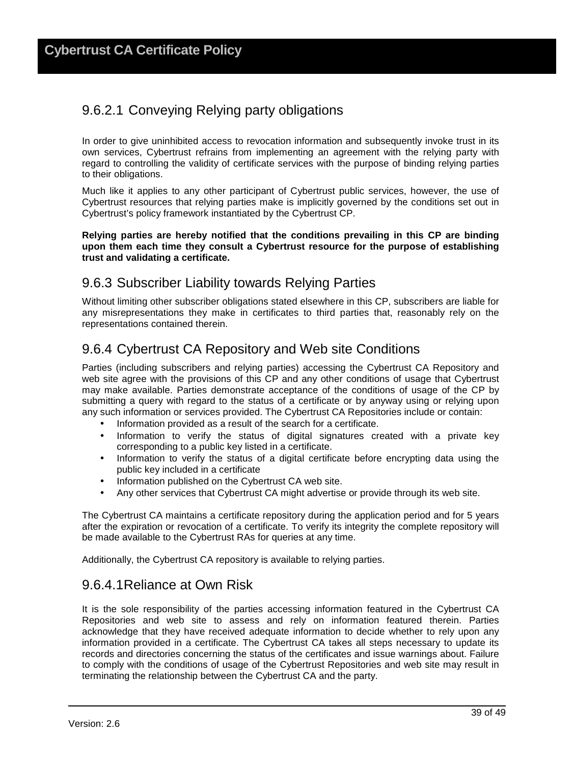### 9.6.2.1 Conveying Relying party obligations

In order to give uninhibited access to revocation information and subsequently invoke trust in its own services, Cybertrust refrains from implementing an agreement with the relying party with regard to controlling the validity of certificate services with the purpose of binding relying parties to their obligations.

Much like it applies to any other participant of Cybertrust public services, however, the use of Cybertrust resources that relying parties make is implicitly governed by the conditions set out in Cybertrust's policy framework instantiated by the Cybertrust CP.

**Relying parties are hereby notified that the conditions prevailing in this CP are binding upon them each time they consult a Cybertrust resource for the purpose of establishing trust and validating a certificate.**

## 9.6.3 Subscriber Liability towards Relying Parties

Without limiting other subscriber obligations stated elsewhere in this CP, subscribers are liable for any misrepresentations they make in certificates to third parties that, reasonably rely on the representations contained therein.

## 9.6.4 Cybertrust CA Repository and Web site Conditions

Parties (including subscribers and relying parties) accessing the Cybertrust CA Repository and web site agree with the provisions of this CP and any other conditions of usage that Cybertrust may make available. Parties demonstrate acceptance of the conditions of usage of the CP by submitting a query with regard to the status of a certificate or by anyway using or relying upon any such information or services provided. The Cybertrust CA Repositories include or contain:

- Information provided as a result of the search for a certificate.
- Information to verify the status of digital signatures created with a private key corresponding to a public key listed in a certificate.
- Information to verify the status of a digital certificate before encrypting data using the public key included in a certificate
- Information published on the Cybertrust CA web site.
- Any other services that Cybertrust CA might advertise or provide through its web site.

The Cybertrust CA maintains a certificate repository during the application period and for 5 years after the expiration or revocation of a certificate. To verify its integrity the complete repository will be made available to the Cybertrust RAs for queries at any time.

Additionally, the Cybertrust CA repository is available to relying parties.

### 9.6.4.1 Reliance at Own Risk

It is the sole responsibility of the parties accessing information featured in the Cybertrust CA Repositories and web site to assess and rely on information featured therein. Parties acknowledge that they have received adequate information to decide whether to rely upon any information provided in a certificate. The Cybertrust CA takes all steps necessary to update its records and directories concerning the status of the certificates and issue warnings about. Failure to comply with the conditions of usage of the Cybertrust Repositories and web site may result in terminating the relationship between the Cybertrust CA and the party.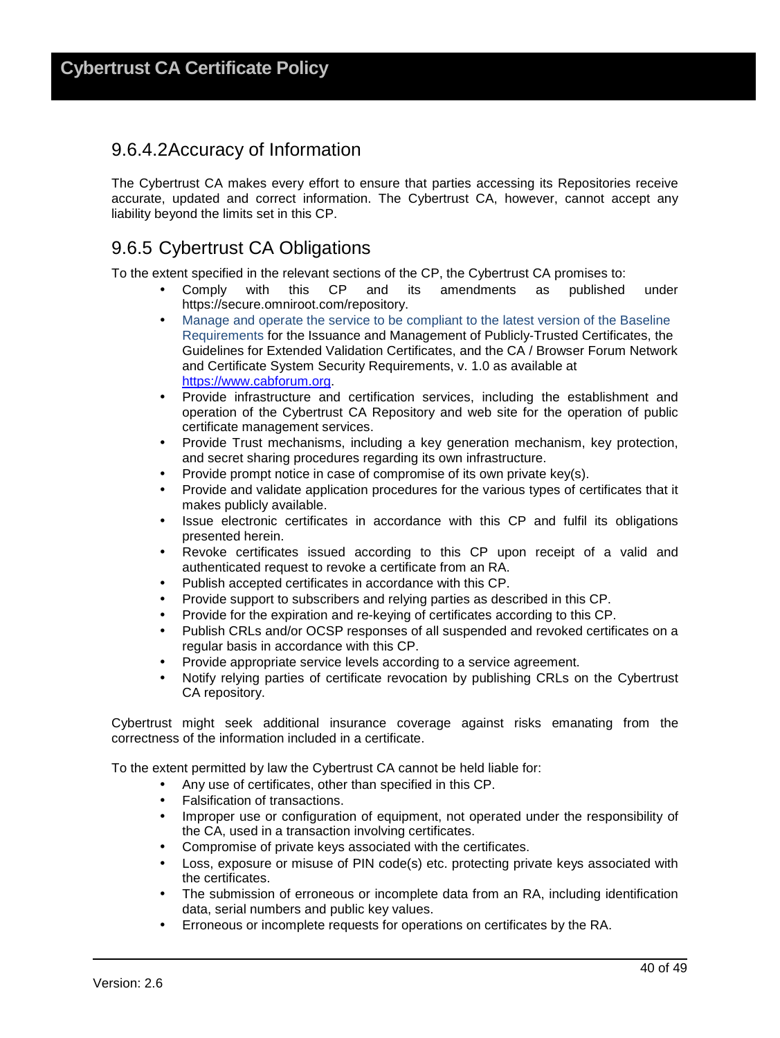#### 9.6.4.2 Accuracy of Information

The Cybertrust CA makes every effort to ensure that parties accessing its Repositories receive accurate, updated and correct information. The Cybertrust CA, however, cannot accept any liability beyond the limits set in this CP.

### 9.6.5 Cybertrust CA Obligations

To the extent specified in the relevant sections of the CP, the Cybertrust CA promises to:

- Comply with this CP and its amendments as published under https://secure.omniroot.com/repository.
- Manage and operate the service to be compliant to the latest version of the Baseline Requirements for the Issuance and Management of Publicly-Trusted Certificates, the Guidelines for Extended Validation Certificates, and the CA / Browser Forum Network and Certificate System Security Requirements, v. 1.0 as available at https://www.cabforum.org.
- Provide infrastructure and certification services, including the establishment and operation of the Cybertrust CA Repository and web site for the operation of public certificate management services.
- Provide Trust mechanisms, including a key generation mechanism, key protection, and secret sharing procedures regarding its own infrastructure.
- Provide prompt notice in case of compromise of its own private key(s).
- Provide and validate application procedures for the various types of certificates that it makes publicly available.
- Issue electronic certificates in accordance with this CP and fulfil its obligations presented herein.
- Revoke certificates issued according to this CP upon receipt of a valid and authenticated request to revoke a certificate from an RA.
- Publish accepted certificates in accordance with this CP.
- Provide support to subscribers and relying parties as described in this CP.
- Provide for the expiration and re-keying of certificates according to this CP.
- Publish CRLs and/or OCSP responses of all suspended and revoked certificates on a regular basis in accordance with this CP.
- Provide appropriate service levels according to a service agreement.
- Notify relying parties of certificate revocation by publishing CRLs on the Cybertrust CA repository.

Cybertrust might seek additional insurance coverage against risks emanating from the correctness of the information included in a certificate.

To the extent permitted by law the Cybertrust CA cannot be held liable for:

- Any use of certificates, other than specified in this CP.
- Falsification of transactions.
- Improper use or configuration of equipment, not operated under the responsibility of the CA, used in a transaction involving certificates.
- Compromise of private keys associated with the certificates.
- Loss, exposure or misuse of PIN code(s) etc. protecting private keys associated with the certificates.
- The submission of erroneous or incomplete data from an RA, including identification data, serial numbers and public key values.
- Erroneous or incomplete requests for operations on certificates by the RA.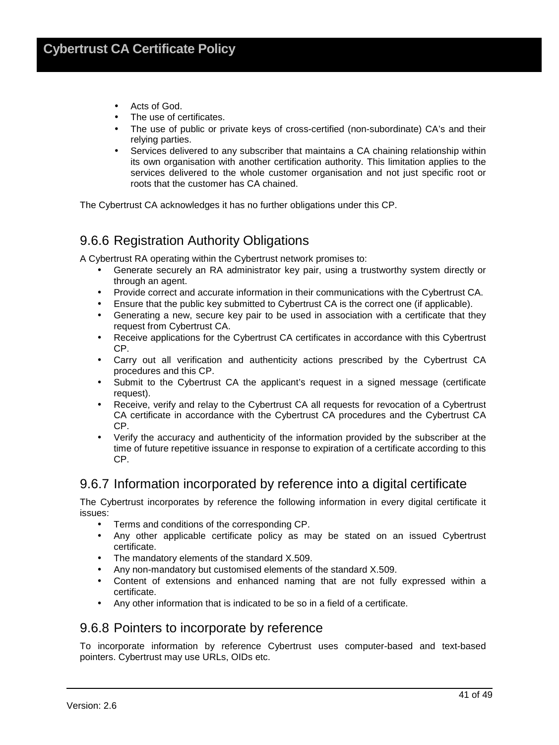- Acts of God.
- The use of certificates.
- The use of public or private keys of cross-certified (non-subordinate) CA's and their relying parties.
- Services delivered to any subscriber that maintains a CA chaining relationship within its own organisation with another certification authority. This limitation applies to the services delivered to the whole customer organisation and not just specific root or roots that the customer has CA chained.

The Cybertrust CA acknowledges it has no further obligations under this CP.

### 9.6.6 Registration Authority Obligations

A Cybertrust RA operating within the Cybertrust network promises to:

- Generate securely an RA administrator key pair, using a trustworthy system directly or through an agent.
- Provide correct and accurate information in their communications with the Cybertrust CA.
- Ensure that the public key submitted to Cybertrust CA is the correct one (if applicable).
- Generating a new, secure key pair to be used in association with a certificate that they request from Cybertrust CA.
- Receive applications for the Cybertrust CA certificates in accordance with this Cybertrust CP.
- Carry out all verification and authenticity actions prescribed by the Cybertrust CA procedures and this CP.
- Submit to the Cybertrust CA the applicant's request in a signed message (certificate request).
- Receive, verify and relay to the Cybertrust CA all requests for revocation of a Cybertrust CA certificate in accordance with the Cybertrust CA procedures and the Cybertrust CA CP.
- Verify the accuracy and authenticity of the information provided by the subscriber at the time of future repetitive issuance in response to expiration of a certificate according to this CP.

### 9.6.7 Information incorporated by reference into a digital certificate

The Cybertrust incorporates by reference the following information in every digital certificate it issues:

- Terms and conditions of the corresponding CP.
- Any other applicable certificate policy as may be stated on an issued Cybertrust certificate.
- The mandatory elements of the standard X.509.
- Any non-mandatory but customised elements of the standard X.509.
- Content of extensions and enhanced naming that are not fully expressed within a certificate.
- Any other information that is indicated to be so in a field of a certificate.

### 9.6.8 Pointers to incorporate by reference

To incorporate information by reference Cybertrust uses computer-based and text-based pointers. Cybertrust may use URLs, OIDs etc.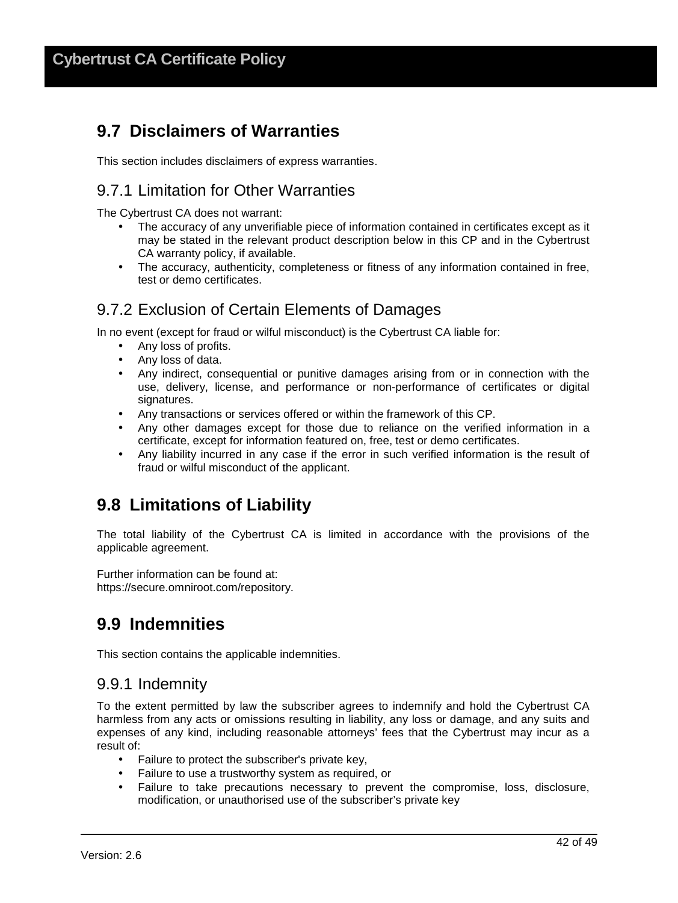## 9.7 Disclaimers of Warranties

This section includes disclaimers of express warranties.

### 9.7.1 Limitation for Other Warranties

The Cybertrust CA does not warrant:

- The accuracy of any unverifiable piece of information contained in certificates except as it may be stated in the relevant product description below in this CP and in the Cybertrust CA warranty policy, if available.
- The accuracy, authenticity, completeness or fitness of any information contained in free, test or demo certificates.

### 9.7.2 Exclusion of Certain Elements of Damages

In no event (except for fraud or wilful misconduct) is the Cybertrust CA liable for:

- Any loss of profits.
- Any loss of data.
- Any indirect, consequential or punitive damages arising from or in connection with the use, delivery, license, and performance or non-performance of certificates or digital signatures.
- Any transactions or services offered or within the framework of this CP.
- Any other damages except for those due to reliance on the verified information in a certificate, except for information featured on, free, test or demo certificates.
- Any liability incurred in any case if the error in such verified information is the result of fraud or wilful misconduct of the applicant.

## 9.8 Limitations of Liability

The total liability of the Cybertrust CA is limited in accordance with the provisions of the applicable agreement.

Further information can be found at:
https://secure.omniroot.com/repository.

## 9.9 Indemnities

This section contains the applicable indemnities.

### 9.9.1 Indemnity

To the extent permitted by law the subscriber agrees to indemnify and hold the Cybertrust CA harmless from any acts or omissions resulting in liability, any loss or damage, and any suits and expenses of any kind, including reasonable attorneys' fees that the Cybertrust may incur as a result of:

- Failure to protect the subscriber's private key,
- Failure to use a trustworthy system as required, or
- Failure to take precautions necessary to prevent the compromise, loss, disclosure, modification, or unauthorised use of the subscriber's private key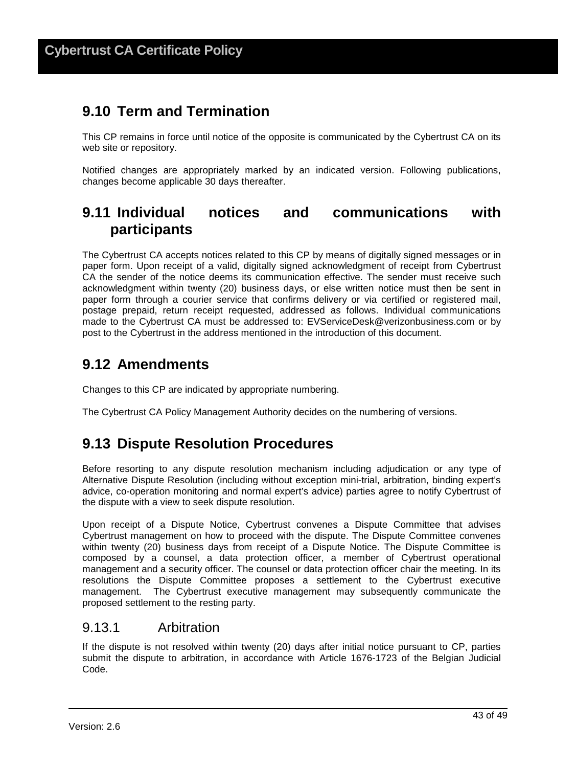## 9.10 Term and Termination

This CP remains in force until notice of the opposite is communicated by the Cybertrust CA on its web site or repository.

Notified changes are appropriately marked by an indicated version. Following publications, changes become applicable 30 days thereafter.

## 9.11 Individual notices and communications with participants

The Cybertrust CA accepts notices related to this CP by means of digitally signed messages or in paper form. Upon receipt of a valid, digitally signed acknowledgment of receipt from Cybertrust CA the sender of the notice deems its communication effective. The sender must receive such acknowledgment within twenty (20) business days, or else written notice must then be sent in paper form through a courier service that confirms delivery or via certified or registered mail, postage prepaid, return receipt requested, addressed as follows. Individual communications made to the Cybertrust CA must be addressed to: EVServiceDesk@verizonbusiness.com or by post to the Cybertrust in the address mentioned in the introduction of this document.

## 9.12 Amendments

Changes to this CP are indicated by appropriate numbering.

The Cybertrust CA Policy Management Authority decides on the numbering of versions.

## 9.13 Dispute Resolution Procedures

Before resorting to any dispute resolution mechanism including adjudication or any type of Alternative Dispute Resolution (including without exception mini-trial, arbitration, binding expert's advice, co-operation monitoring and normal expert's advice) parties agree to notify Cybertrust of the dispute with a view to seek dispute resolution.

Upon receipt of a Dispute Notice, Cybertrust convenes a Dispute Committee that advises Cybertrust management on how to proceed with the dispute. The Dispute Committee convenes within twenty (20) business days from receipt of a Dispute Notice. The Dispute Committee is composed by a counsel, a data protection officer, a member of Cybertrust operational management and a security officer. The counsel or data protection officer chair the meeting. In its resolutions the Dispute Committee proposes a settlement to the Cybertrust executive management. The Cybertrust executive management may subsequently communicate the proposed settlement to the resting party.

### 9.13.1 Arbitration

If the dispute is not resolved within twenty (20) days after initial notice pursuant to CP, parties submit the dispute to arbitration, in accordance with Article 1676-1723 of the Belgian Judicial Code.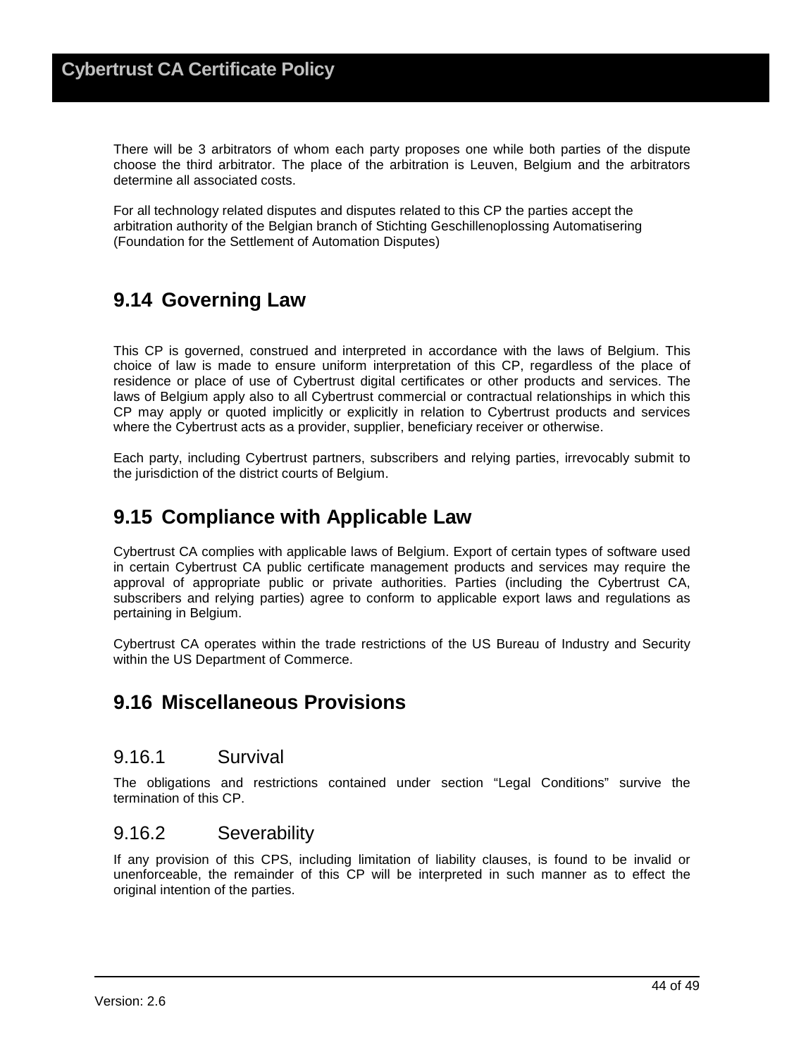There will be 3 arbitrators of whom each party proposes one while both parties of the dispute choose the third arbitrator. The place of the arbitration is Leuven, Belgium and the arbitrators determine all associated costs.

For all technology related disputes and disputes related to this CP the parties accept the arbitration authority of the Belgian branch of Stichting Geschillenoplossing Automatisering (Foundation for the Settlement of Automation Disputes)

## 9.14 Governing Law

This CP is governed, construed and interpreted in accordance with the laws of Belgium. This choice of law is made to ensure uniform interpretation of this CP, regardless of the place of residence or place of use of Cybertrust digital certificates or other products and services. The laws of Belgium apply also to all Cybertrust commercial or contractual relationships in which this CP may apply or quoted implicitly or explicitly in relation to Cybertrust products and services where the Cybertrust acts as a provider, supplier, beneficiary receiver or otherwise.

Each party, including Cybertrust partners, subscribers and relying parties, irrevocably submit to the jurisdiction of the district courts of Belgium.

## 9.15 Compliance with Applicable Law

Cybertrust CA complies with applicable laws of Belgium. Export of certain types of software used in certain Cybertrust CA public certificate management products and services may require the approval of appropriate public or private authorities. Parties (including the Cybertrust CA, subscribers and relying parties) agree to conform to applicable export laws and regulations as pertaining in Belgium.

Cybertrust CA operates within the trade restrictions of the US Bureau of Industry and Security within the US Department of Commerce.

## 9.16 Miscellaneous Provisions

### 9.16.1 Survival

The obligations and restrictions contained under section "Legal Conditions" survive the termination of this CP.

### 9.16.2 Severability

If any provision of this CPS, including limitation of liability clauses, is found to be invalid or unenforceable, the remainder of this CP will be interpreted in such manner as to effect the original intention of the parties.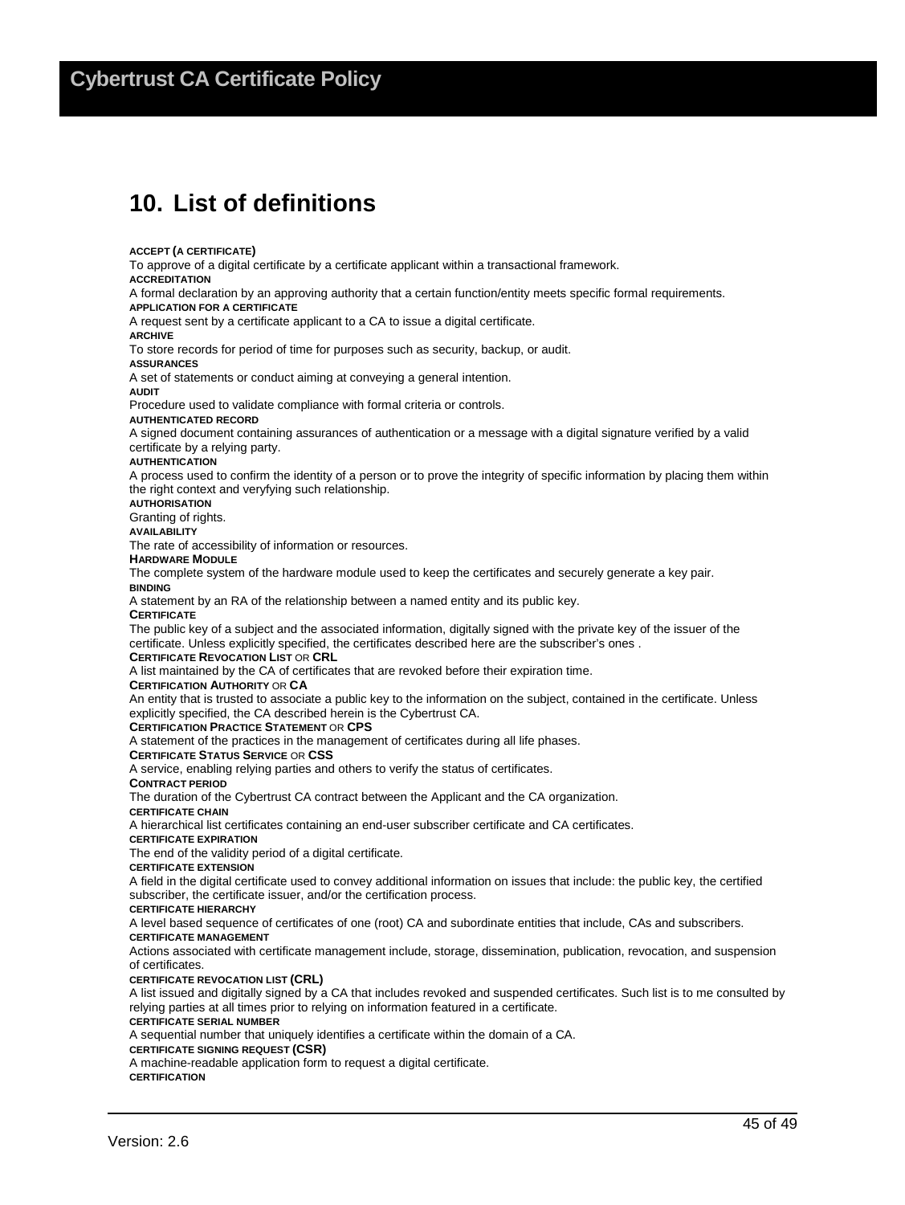# 10. List of definitions

**ACCEPT (A CERTIFICATE)**
To approve of a digital certificate by a certificate applicant within a transactional framework.

**ACCREDITATION**
A formal declaration by an approving authority that a certain function/entity meets specific formal requirements.

**APPLICATION FOR A CERTIFICATE**
A request sent by a certificate applicant to a CA to issue a digital certificate.

**ARCHIVE**
To store records for period of time for purposes such as security, backup, or audit.

**ASSURANCES**
A set of statements or conduct aiming at conveying a general intention.

**AUDIT**
Procedure used to validate compliance with formal criteria or controls.

**AUTHENTICATED RECORD**
A signed document containing assurances of authentication or a message with a digital signature verified by a valid certificate by a relying party.

**AUTHENTICATION**
A process used to confirm the identity of a person or to prove the integrity of specific information by placing them within the right context and veryfying such relationship.

**AUTHORISATION**
Granting of rights.

**AVAILABILITY**
The rate of accessibility of information or resources.

**HARDWARE MODULE**
The complete system of the hardware module used to keep the certificates and securely generate a key pair.

**BINDING**
A statement by an RA of the relationship between a named entity and its public key.

**CERTIFICATE**
The public key of a subject and the associated information, digitally signed with the private key of the issuer of the certificate. Unless explicitly specified, the certificates described here are the subscriber's ones .

**CERTIFICATE REVOCATION LIST OR CRL**
A list maintained by the CA of certificates that are revoked before their expiration time.

**CERTIFICATION AUTHORITY OR CA**
An entity that is trusted to associate a public key to the information on the subject, contained in the certificate. Unless explicitly specified, the CA described herein is the Cybertrust CA.

**CERTIFICATION PRACTICE STATEMENT OR CPS**
A statement of the practices in the management of certificates during all life phases.

**CERTIFICATE STATUS SERVICE OR CSS**
A service, enabling relying parties and others to verify the status of certificates.

**CONTRACT PERIOD**
The duration of the Cybertrust CA contract between the Applicant and the CA organization.

**CERTIFICATE CHAIN**
A hierarchical list certificates containing an end-user subscriber certificate and CA certificates.

**CERTIFICATE EXPIRATION**
The end of the validity period of a digital certificate.

**CERTIFICATE EXTENSION**
A field in the digital certificate used to convey additional information on issues that include: the public key, the certified subscriber, the certificate issuer, and/or the certification process.

**CERTIFICATE HIERARCHY**
A level based sequence of certificates of one (root) CA and subordinate entities that include, CAs and subscribers.

**CERTIFICATE MANAGEMENT**
Actions associated with certificate management include, storage, dissemination, publication, revocation, and suspension of certificates.

**CERTIFICATE REVOCATION LIST (CRL)**
A list issued and digitally signed by a CA that includes revoked and suspended certificates. Such list is to me consulted by relying parties at all times prior to relying on information featured in a certificate.

**CERTIFICATE SERIAL NUMBER**
A sequential number that uniquely identifies a certificate within the domain of a CA.

**CERTIFICATE SIGNING REQUEST (CSR)**
A machine-readable application form to request a digital certificate.

**CERTIFICATION**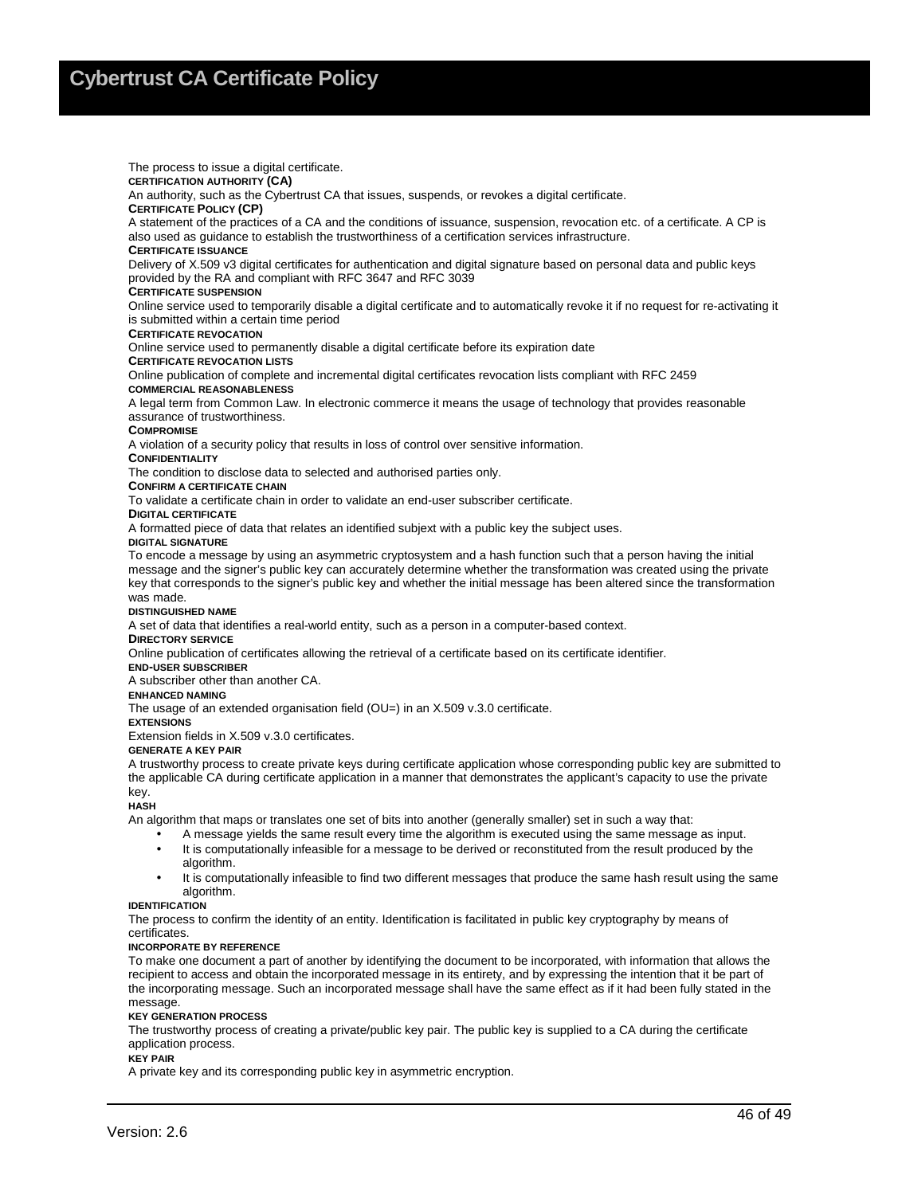The process to issue a digital certificate.

**CERTIFICATION AUTHORITY (CA)**

An authority, such as the Cybertrust CA that issues, suspends, or revokes a digital certificate.

**CERTIFICATE POLICY (CP)**

A statement of the practices of a CA and the conditions of issuance, suspension, revocation etc. of a certificate. A CP is also used as guidance to establish the trustworthiness of a certification services infrastructure.

**CERTIFICATE ISSUANCE**

Delivery of X.509 v3 digital certificates for authentication and digital signature based on personal data and public keys provided by the RA and compliant with RFC 3647 and RFC 3039

**CERTIFICATE SUSPENSION**

Online service used to temporarily disable a digital certificate and to automatically revoke it if no request for re-activating it is submitted within a certain time period

**CERTIFICATE REVOCATION**

Online service used to permanently disable a digital certificate before its expiration date

**CERTIFICATE REVOCATION LISTS**

Online publication of complete and incremental digital certificates revocation lists compliant with RFC 2459

**COMMERCIAL REASONABLENESS**

A legal term from Common Law. In electronic commerce it means the usage of technology that provides reasonable assurance of trustworthiness.

**COMPROMISE**

A violation of a security policy that results in loss of control over sensitive information.

**CONFIDENTIALITY**

The condition to disclose data to selected and authorised parties only.

**CONFIRM A CERTIFICATE CHAIN**

To validate a certificate chain in order to validate an end-user subscriber certificate.

**DIGITAL CERTIFICATE**

A formatted piece of data that relates an identified subjext with a public key the subject uses.

**DIGITAL SIGNATURE**

To encode a message by using an asymmetric cryptosystem and a hash function such that a person having the initial message and the signer's public key can accurately determine whether the transformation was created using the private key that corresponds to the signer's public key and whether the initial message has been altered since the transformation was made.

**DISTINGUISHED NAME**

A set of data that identifies a real-world entity, such as a person in a computer-based context.

**DIRECTORY SERVICE**

Online publication of certificates allowing the retrieval of a certificate based on its certificate identifier.

**END-USER SUBSCRIBER**

A subscriber other than another CA.

**ENHANCED NAMING**

The usage of an extended organisation field (OU=) in an X.509 v.3.0 certificate.

**EXTENSIONS**

Extension fields in X.509 v.3.0 certificates.

**GENERATE A KEY PAIR**

A trustworthy process to create private keys during certificate application whose corresponding public key are submitted to the applicable CA during certificate application in a manner that demonstrates the applicant's capacity to use the private key.

**HASH**

An algorithm that maps or translates one set of bits into another (generally smaller) set in such a way that:

- A message yields the same result every time the algorithm is executed using the same message as input.
- It is computationally infeasible for a message to be derived or reconstituted from the result produced by the algorithm.
- It is computationally infeasible to find two different messages that produce the same hash result using the same algorithm.

**IDENTIFICATION**

The process to confirm the identity of an entity. Identification is facilitated in public key cryptography by means of certificates.

**INCORPORATE BY REFERENCE**

To make one document a part of another by identifying the document to be incorporated, with information that allows the recipient to access and obtain the incorporated message in its entirety, and by expressing the intention that it be part of the incorporating message. Such an incorporated message shall have the same effect as if it had been fully stated in the message.

**KEY GENERATION PROCESS**

The trustworthy process of creating a private/public key pair. The public key is supplied to a CA during the certificate application process.

**KEY PAIR**

A private key and its corresponding public key in asymmetric encryption.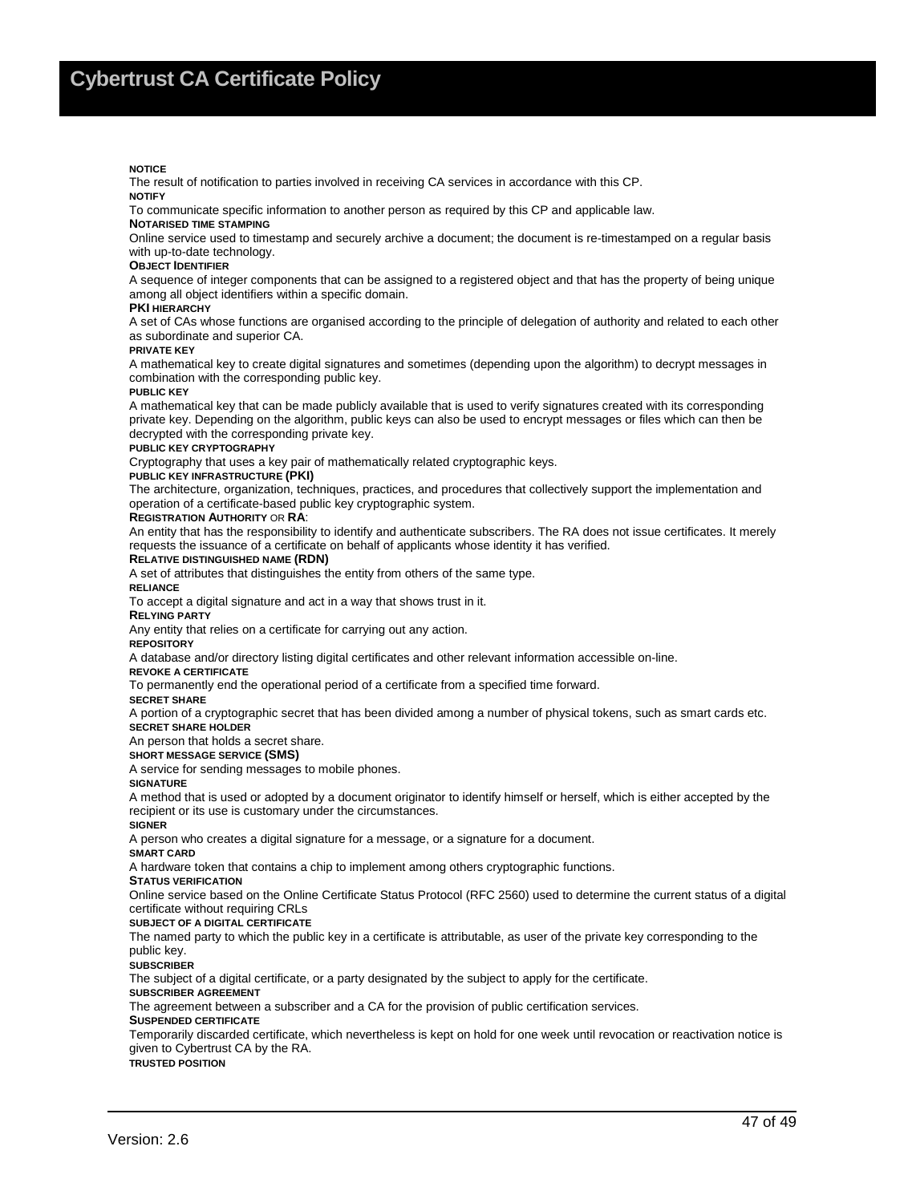**NOTICE**

The result of notification to parties involved in receiving CA services in accordance with this CP.

**NOTIFY**

To communicate specific information to another person as required by this CP and applicable law.

**NOTARISED TIME STAMPING**

Online service used to timestamp and securely archive a document; the document is re-timestamped on a regular basis with up-to-date technology.

**OBJECT IDENTIFIER**

A sequence of integer components that can be assigned to a registered object and that has the property of being unique among all object identifiers within a specific domain.

**PKI HIERARCHY**

A set of CAs whose functions are organised according to the principle of delegation of authority and related to each other as subordinate and superior CA.

**PRIVATE KEY**

A mathematical key to create digital signatures and sometimes (depending upon the algorithm) to decrypt messages in combination with the corresponding public key.

**PUBLIC KEY**

A mathematical key that can be made publicly available that is used to verify signatures created with its corresponding private key. Depending on the algorithm, public keys can also be used to encrypt messages or files which can then be decrypted with the corresponding private key.

**PUBLIC KEY CRYPTOGRAPHY**

Cryptography that uses a key pair of mathematically related cryptographic keys.

**PUBLIC KEY INFRASTRUCTURE (PKI)**

The architecture, organization, techniques, practices, and procedures that collectively support the implementation and operation of a certificate-based public key cryptographic system.

**REGISTRATION AUTHORITY OR RA:**

An entity that has the responsibility to identify and authenticate subscribers. The RA does not issue certificates. It merely requests the issuance of a certificate on behalf of applicants whose identity it has verified.

**RELATIVE DISTINGUISHED NAME (RDN)**

A set of attributes that distinguishes the entity from others of the same type.

**RELIANCE**

To accept a digital signature and act in a way that shows trust in it.

**RELYING PARTY**

Any entity that relies on a certificate for carrying out any action.

**REPOSITORY**

A database and/or directory listing digital certificates and other relevant information accessible on-line.

**REVOKE A CERTIFICATE**

To permanently end the operational period of a certificate from a specified time forward.

**SECRET SHARE**

A portion of a cryptographic secret that has been divided among a number of physical tokens, such as smart cards etc.

**SECRET SHARE HOLDER**

An person that holds a secret share.

**SHORT MESSAGE SERVICE (SMS)**

A service for sending messages to mobile phones.

**SIGNATURE**

A method that is used or adopted by a document originator to identify himself or herself, which is either accepted by the recipient or its use is customary under the circumstances.

**SIGNER**

A person who creates a digital signature for a message, or a signature for a document.

**SMART CARD**

A hardware token that contains a chip to implement among others cryptographic functions.

**STATUS VERIFICATION**

Online service based on the Online Certificate Status Protocol (RFC 2560) used to determine the current status of a digital certificate without requiring CRLs

**SUBJECT OF A DIGITAL CERTIFICATE**

The named party to which the public key in a certificate is attributable, as user of the private key corresponding to the public key.

**SUBSCRIBER**

The subject of a digital certificate, or a party designated by the subject to apply for the certificate.

**SUBSCRIBER AGREEMENT**

The agreement between a subscriber and a CA for the provision of public certification services.

**SUSPENDED CERTIFICATE**

Temporarily discarded certificate, which nevertheless is kept on hold for one week until revocation or reactivation notice is given to Cybertrust CA by the RA.

**TRUSTED POSITION**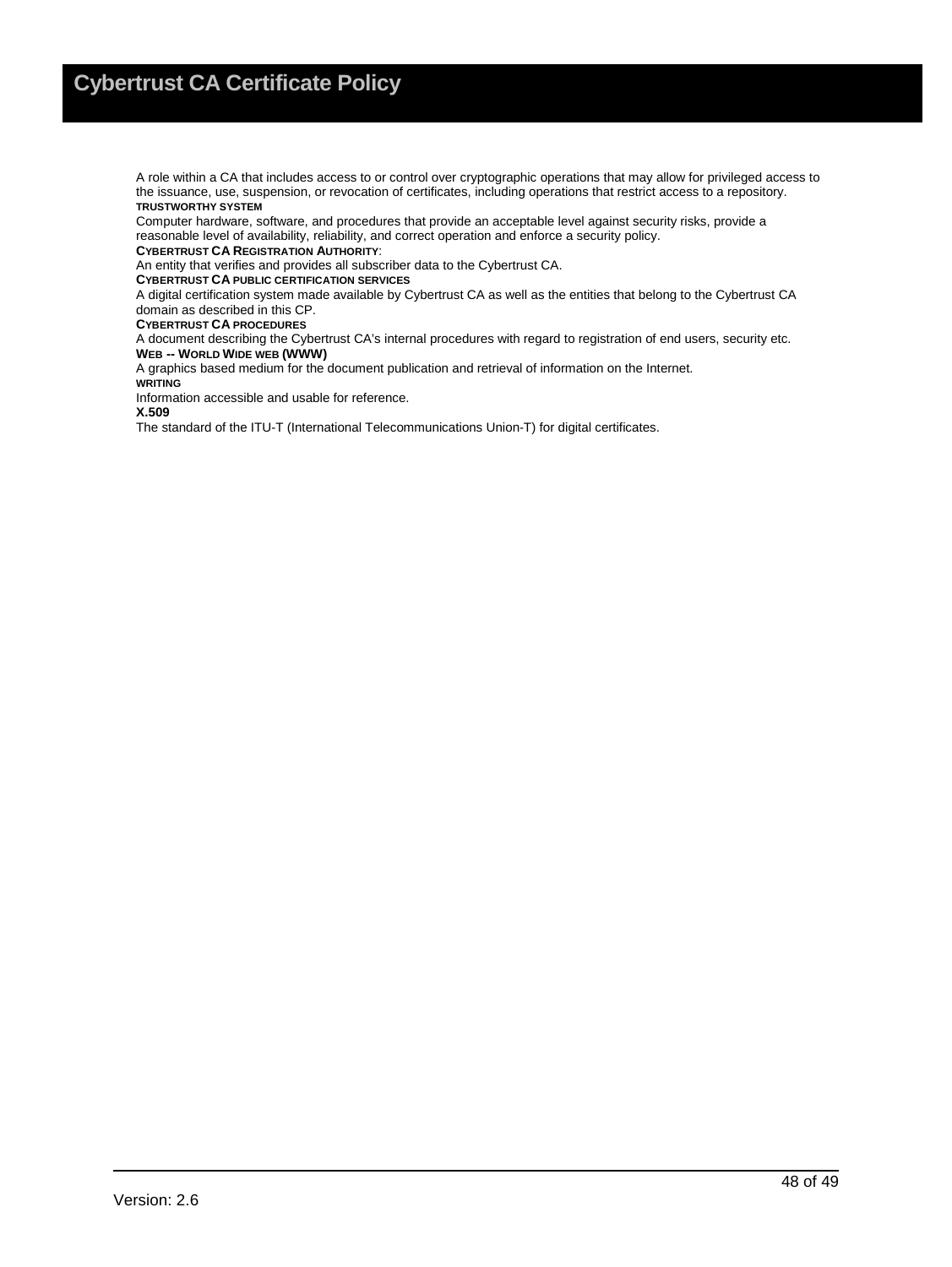A role within a CA that includes access to or control over cryptographic operations that may allow for privileged access to the issuance, use, suspension, or revocation of certificates, including operations that restrict access to a repository.

**TRUSTWORTHY SYSTEM**

Computer hardware, software, and procedures that provide an acceptable level against security risks, provide a reasonable level of availability, reliability, and correct operation and enforce a security policy.

**CYBERTRUST CA REGISTRATION AUTHORITY**:

An entity that verifies and provides all subscriber data to the Cybertrust CA.

**CYBERTRUST CA PUBLIC CERTIFICATION SERVICES**

A digital certification system made available by Cybertrust CA as well as the entities that belong to the Cybertrust CA domain as described in this CP.

**CYBERTRUST CA PROCEDURES**

A document describing the Cybertrust CA's internal procedures with regard to registration of end users, security etc.

**WEB -- WORLD WIDE WEB (WWW)**

A graphics based medium for the document publication and retrieval of information on the Internet.

**WRITING**

Information accessible and usable for reference.

**X.509**

The standard of the ITU-T (International Telecommunications Union-T) for digital certificates.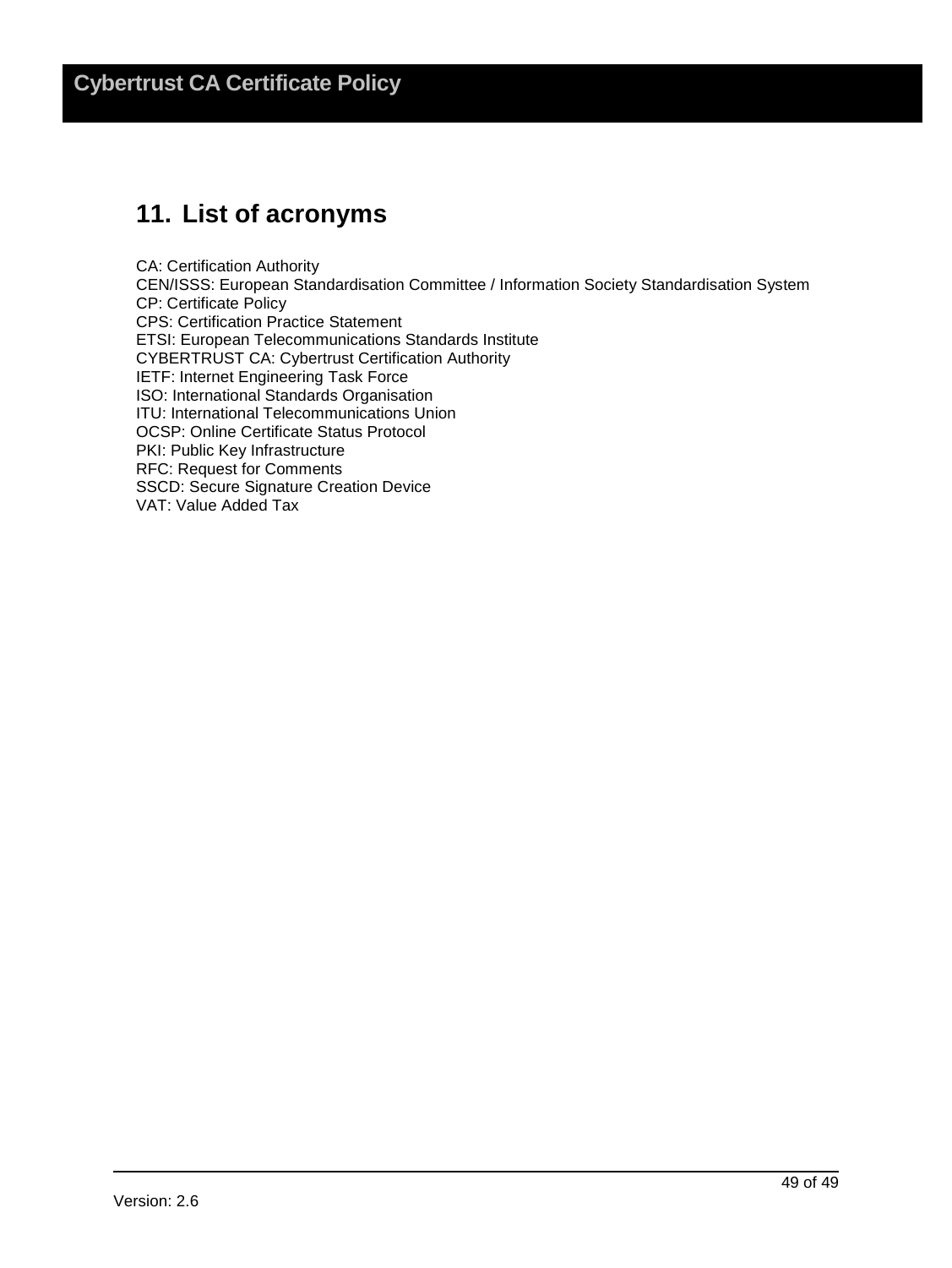# 11. List of acronyms

CA: Certification Authority
CEN/ISSS: European Standardisation Committee / Information Society Standardisation System
CP: Certificate Policy
CPS: Certification Practice Statement
ETSI: European Telecommunications Standards Institute
CYBERTRUST CA: Cybertrust Certification Authority
IETF: Internet Engineering Task Force
ISO: International Standards Organisation
ITU: International Telecommunications Union
OCSP: Online Certificate Status Protocol
PKI: Public Key Infrastructure
RFC: Request for Comments
SSCD: Secure Signature Creation Device
VAT: Value Added Tax